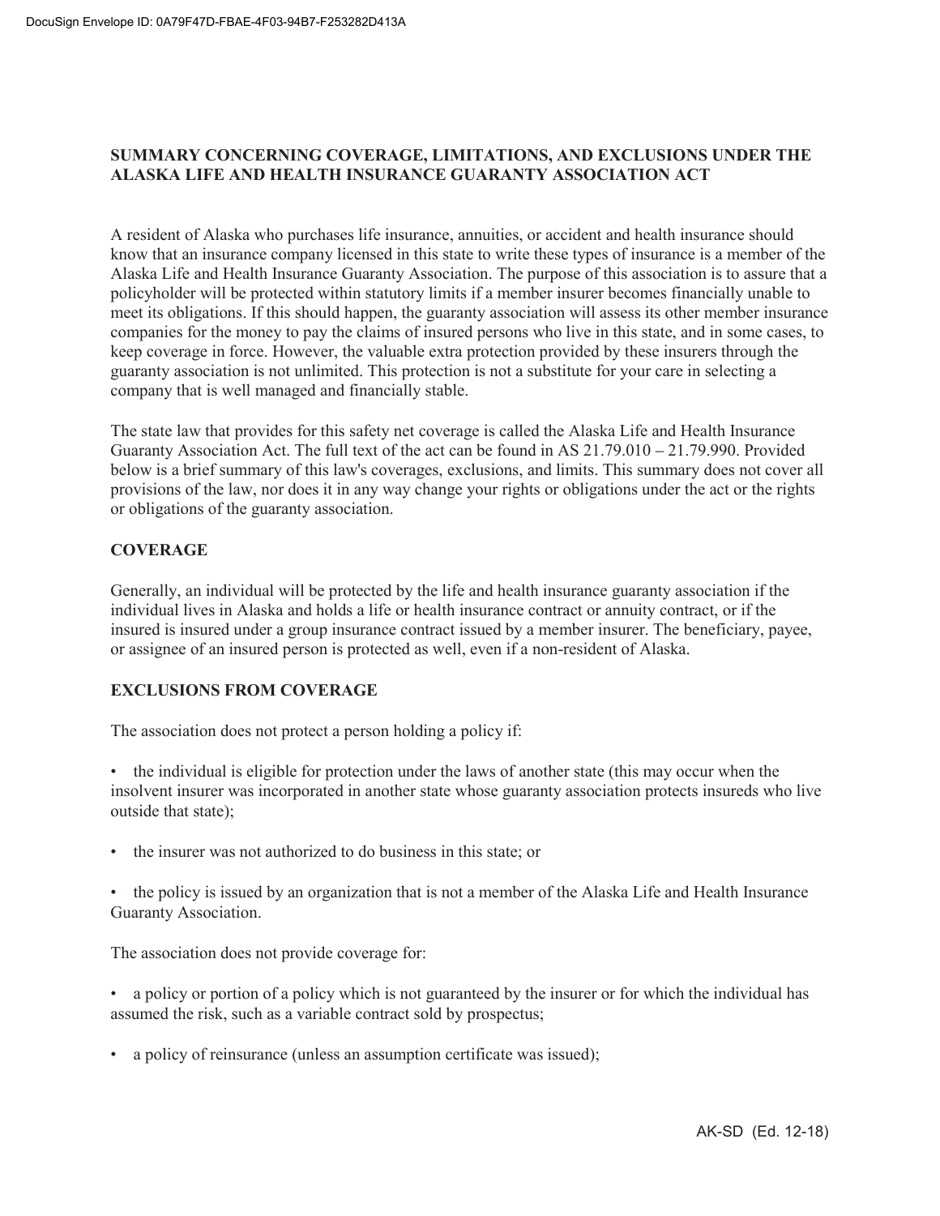## SUMMARY CONCERNING COVERAGE, LIMITATIONS, AND EXCLUSIONS UNDER THE ALASKA LIFE AND HEALTH INSURANCE GUARANTY ASSOCIATION ACT

A resident of Alaska who purchases life insurance, annuities, or accident and health insurance should know that an insurance company licensed in this state to write these types of insurance is a member of the Alaska Life and Health Insurance Guaranty Association. The purpose of this association is to assure that a policyholder will be protected within statutory limits if a member insurer becomes financially unable to meet its obligations. If this should happen, the guaranty association will assess its other member insurance companies for the money to pay the claims of insured persons who live in this state, and in some cases, to keep coverage in force. However, the valuable extra protection provided by these insurers through the guaranty association is not unlimited. This protection is not a substitute for your care in selecting a company that is well managed and financially stable.

The state law that provides for this safety net coverage is called the Alaska Life and Health Insurance Guaranty Association Act. The full text of the act can be found in AS 21.79.010 – 21.79.990. Provided below is a brief summary of this law's coverages, exclusions, and limits. This summary does not cover all provisions of the law, nor does it in any way change your rights or obligations under the act or the rights or obligations of the guaranty association.

### COVERAGE

Generally, an individual will be protected by the life and health insurance guaranty association if the individual lives in Alaska and holds a life or health insurance contract or annuity contract, or if the insured is insured under a group insurance contract issued by a member insurer. The beneficiary, payee, or assignee of an insured person is protected as well, even if a non-resident of Alaska.

### EXCLUSIONS FROM COVERAGE

The association does not protect a person holding a policy if:

- the individual is eligible for protection under the laws of another state (this may occur when the insolvent insurer was incorporated in another state whose guaranty association protects insureds who live outside that state);
- the insurer was not authorized to do business in this state; or
- the policy is issued by an organization that is not a member of the Alaska Life and Health Insurance Guaranty Association.

The association does not provide coverage for:

- a policy or portion of a policy which is not guaranteed by the insurer or for which the individual has assumed the risk, such as a variable contract sold by prospectus;
- a policy of reinsurance (unless an assumption certificate was issued);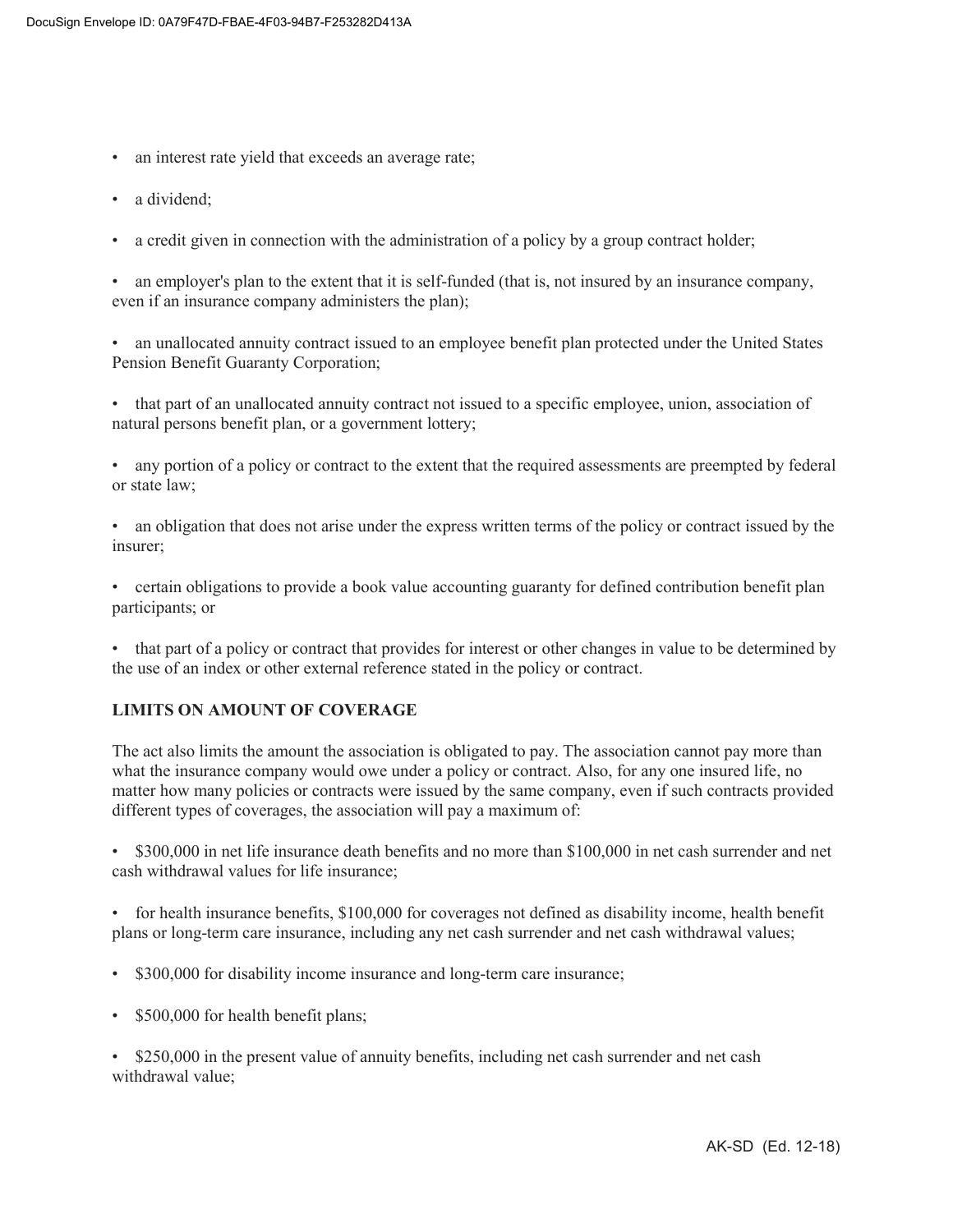- an interest rate yield that exceeds an average rate;
- a dividend;
- a credit given in connection with the administration of a policy by a group contract holder;
- an employer's plan to the extent that it is self-funded (that is, not insured by an insurance company, even if an insurance company administers the plan);
- an unallocated annuity contract issued to an employee benefit plan protected under the United States Pension Benefit Guaranty Corporation;
- that part of an unallocated annuity contract not issued to a specific employee, union, association of natural persons benefit plan, or a government lottery;
- any portion of a policy or contract to the extent that the required assessments are preempted by federal or state law;
- an obligation that does not arise under the express written terms of the policy or contract issued by the insurer;
- certain obligations to provide a book value accounting guaranty for defined contribution benefit plan participants; or
- that part of a policy or contract that provides for interest or other changes in value to be determined by the use of an index or other external reference stated in the policy or contract.

**LIMITS ON AMOUNT OF COVERAGE**

The act also limits the amount the association is obligated to pay. The association cannot pay more than what the insurance company would owe under a policy or contract. Also, for any one insured life, no matter how many policies or contracts were issued by the same company, even if such contracts provided different types of coverages, the association will pay a maximum of:

- $300,000 in net life insurance death benefits and no more than $100,000 in net cash surrender and net cash withdrawal values for life insurance;
- for health insurance benefits, $100,000 for coverages not defined as disability income, health benefit plans or long-term care insurance, including any net cash surrender and net cash withdrawal values;
- $300,000 for disability income insurance and long-term care insurance;
- $500,000 for health benefit plans;
- $250,000 in the present value of annuity benefits, including net cash surrender and net cash withdrawal value;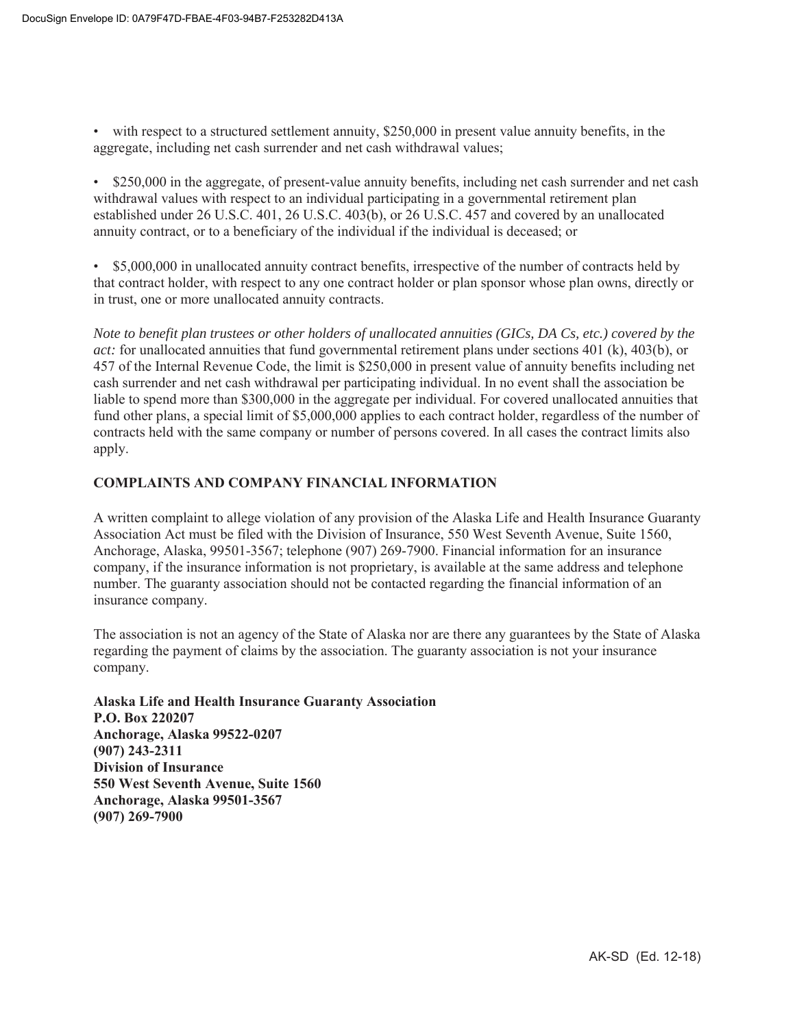- with respect to a structured settlement annuity, $250,000 in present value annuity benefits, in the aggregate, including net cash surrender and net cash withdrawal values;

- $250,000 in the aggregate, of present-value annuity benefits, including net cash surrender and net cash withdrawal values with respect to an individual participating in a governmental retirement plan established under 26 U.S.C. 401, 26 U.S.C. 403(b), or 26 U.S.C. 457 and covered by an unallocated annuity contract, or to a beneficiary of the individual if the individual is deceased; or

- $5,000,000 in unallocated annuity contract benefits, irrespective of the number of contracts held by that contract holder, with respect to any one contract holder or plan sponsor whose plan owns, directly or in trust, one or more unallocated annuity contracts.

*Note to benefit plan trustees or other holders of unallocated annuities (GICs, DA Cs, etc.) covered by the act:* for unallocated annuities that fund governmental retirement plans under sections 401 (k), 403(b), or 457 of the Internal Revenue Code, the limit is $250,000 in present value of annuity benefits including net cash surrender and net cash withdrawal per participating individual. In no event shall the association be liable to spend more than $300,000 in the aggregate per individual. For covered unallocated annuities that fund other plans, a special limit of $5,000,000 applies to each contract holder, regardless of the number of contracts held with the same company or number of persons covered. In all cases the contract limits also apply.

## COMPLAINTS AND COMPANY FINANCIAL INFORMATION

A written complaint to allege violation of any provision of the Alaska Life and Health Insurance Guaranty Association Act must be filed with the Division of Insurance, 550 West Seventh Avenue, Suite 1560, Anchorage, Alaska, 99501-3567; telephone (907) 269-7900. Financial information for an insurance company, if the insurance information is not proprietary, is available at the same address and telephone number. The guaranty association should not be contacted regarding the financial information of an insurance company.

The association is not an agency of the State of Alaska nor are there any guarantees by the State of Alaska regarding the payment of claims by the association. The guaranty association is not your insurance company.

**Alaska Life and Health Insurance Guaranty Association**
**P.O. Box 220207**
**Anchorage, Alaska 99522-0207**
**(907) 243-2311**
**Division of Insurance**
**550 West Seventh Avenue, Suite 1560**
**Anchorage, Alaska 99501-3567**
**(907) 269-7900**

AK-SD (Ed. 12-18)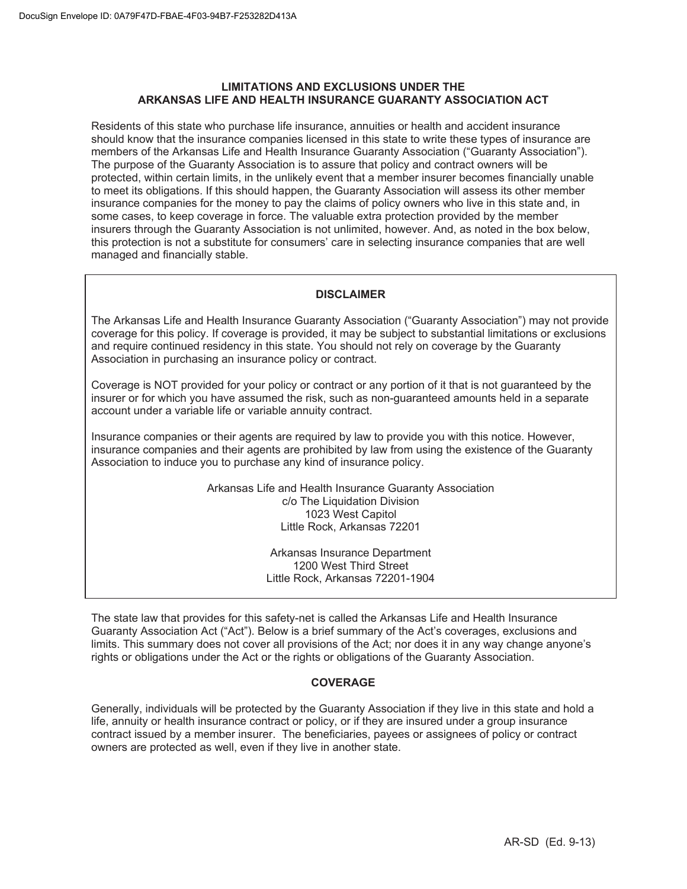## LIMITATIONS AND EXCLUSIONS UNDER THE ARKANSAS LIFE AND HEALTH INSURANCE GUARANTY ASSOCIATION ACT

Residents of this state who purchase life insurance, annuities or health and accident insurance should know that the insurance companies licensed in this state to write these types of insurance are members of the Arkansas Life and Health Insurance Guaranty Association ("Guaranty Association"). The purpose of the Guaranty Association is to assure that policy and contract owners will be protected, within certain limits, in the unlikely event that a member insurer becomes financially unable to meet its obligations. If this should happen, the Guaranty Association will assess its other member insurance companies for the money to pay the claims of policy owners who live in this state and, in some cases, to keep coverage in force. The valuable extra protection provided by the member insurers through the Guaranty Association is not unlimited, however. And, as noted in the box below, this protection is not a substitute for consumers' care in selecting insurance companies that are well managed and financially stable.

### DISCLAIMER

The Arkansas Life and Health Insurance Guaranty Association ("Guaranty Association") may not provide coverage for this policy. If coverage is provided, it may be subject to substantial limitations or exclusions and require continued residency in this state. You should not rely on coverage by the Guaranty Association in purchasing an insurance policy or contract.

Coverage is NOT provided for your policy or contract or any portion of it that is not guaranteed by the insurer or for which you have assumed the risk, such as non-guaranteed amounts held in a separate account under a variable life or variable annuity contract.

Insurance companies or their agents are required by law to provide you with this notice. However, insurance companies and their agents are prohibited by law from using the existence of the Guaranty Association to induce you to purchase any kind of insurance policy.

Arkansas Life and Health Insurance Guaranty Association  
c/o The Liquidation Division  
1023 West Capitol  
Little Rock, Arkansas 72201

Arkansas Insurance Department  
1200 West Third Street  
Little Rock, Arkansas 72201-1904

The state law that provides for this safety-net is called the Arkansas Life and Health Insurance Guaranty Association Act ("Act"). Below is a brief summary of the Act's coverages, exclusions and limits. This summary does not cover all provisions of the Act; nor does it in any way change anyone's rights or obligations under the Act or the rights or obligations of the Guaranty Association.

### COVERAGE

Generally, individuals will be protected by the Guaranty Association if they live in this state and hold a life, annuity or health insurance contract or policy, or if they are insured under a group insurance contract issued by a member insurer. The beneficiaries, payees or assignees of policy or contract owners are protected as well, even if they live in another state.

AR-SD (Ed. 9-13)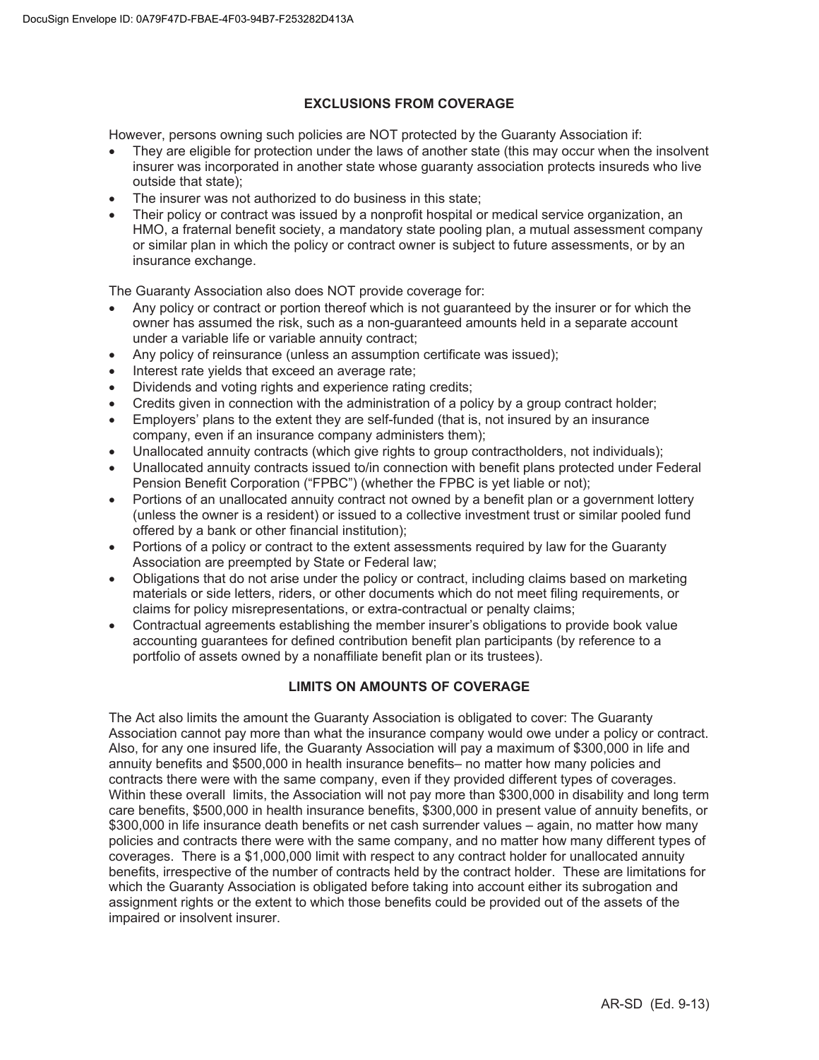## EXCLUSIONS FROM COVERAGE

However, persons owning such policies are NOT protected by the Guaranty Association if:

- They are eligible for protection under the laws of another state (this may occur when the insolvent insurer was incorporated in another state whose guaranty association protects insureds who live outside that state);
- The insurer was not authorized to do business in this state;
- Their policy or contract was issued by a nonprofit hospital or medical service organization, an HMO, a fraternal benefit society, a mandatory state pooling plan, a mutual assessment company or similar plan in which the policy or contract owner is subject to future assessments, or by an insurance exchange.

The Guaranty Association also does NOT provide coverage for:

- Any policy or contract or portion thereof which is not guaranteed by the insurer or for which the owner has assumed the risk, such as a non-guaranteed amounts held in a separate account under a variable life or variable annuity contract;
- Any policy of reinsurance (unless an assumption certificate was issued);
- Interest rate yields that exceed an average rate;
- Dividends and voting rights and experience rating credits;
- Credits given in connection with the administration of a policy by a group contract holder;
- Employers' plans to the extent they are self-funded (that is, not insured by an insurance company, even if an insurance company administers them);
- Unallocated annuity contracts (which give rights to group contractholders, not individuals);
- Unallocated annuity contracts issued to/in connection with benefit plans protected under Federal Pension Benefit Corporation ("FPBC") (whether the FPBC is yet liable or not);
- Portions of an unallocated annuity contract not owned by a benefit plan or a government lottery (unless the owner is a resident) or issued to a collective investment trust or similar pooled fund offered by a bank or other financial institution);
- Portions of a policy or contract to the extent assessments required by law for the Guaranty Association are preempted by State or Federal law;
- Obligations that do not arise under the policy or contract, including claims based on marketing materials or side letters, riders, or other documents which do not meet filing requirements, or claims for policy misrepresentations, or extra-contractual or penalty claims;
- Contractual agreements establishing the member insurer's obligations to provide book value accounting guarantees for defined contribution benefit plan participants (by reference to a portfolio of assets owned by a nonaffiliate benefit plan or its trustees).

## LIMITS ON AMOUNTS OF COVERAGE

The Act also limits the amount the Guaranty Association is obligated to cover: The Guaranty Association cannot pay more than what the insurance company would owe under a policy or contract. Also, for any one insured life, the Guaranty Association will pay a maximum of $300,000 in life and annuity benefits and $500,000 in health insurance benefits– no matter how many policies and contracts there were with the same company, even if they provided different types of coverages. Within these overall limits, the Association will not pay more than $300,000 in disability and long term care benefits, $500,000 in health insurance benefits, $300,000 in present value of annuity benefits, or $300,000 in life insurance death benefits or net cash surrender values – again, no matter how many policies and contracts there were with the same company, and no matter how many different types of coverages. There is a $1,000,000 limit with respect to any contract holder for unallocated annuity benefits, irrespective of the number of contracts held by the contract holder. These are limitations for which the Guaranty Association is obligated before taking into account either its subrogation and assignment rights or the extent to which those benefits could be provided out of the assets of the impaired or insolvent insurer.

AR-SD (Ed. 9-13)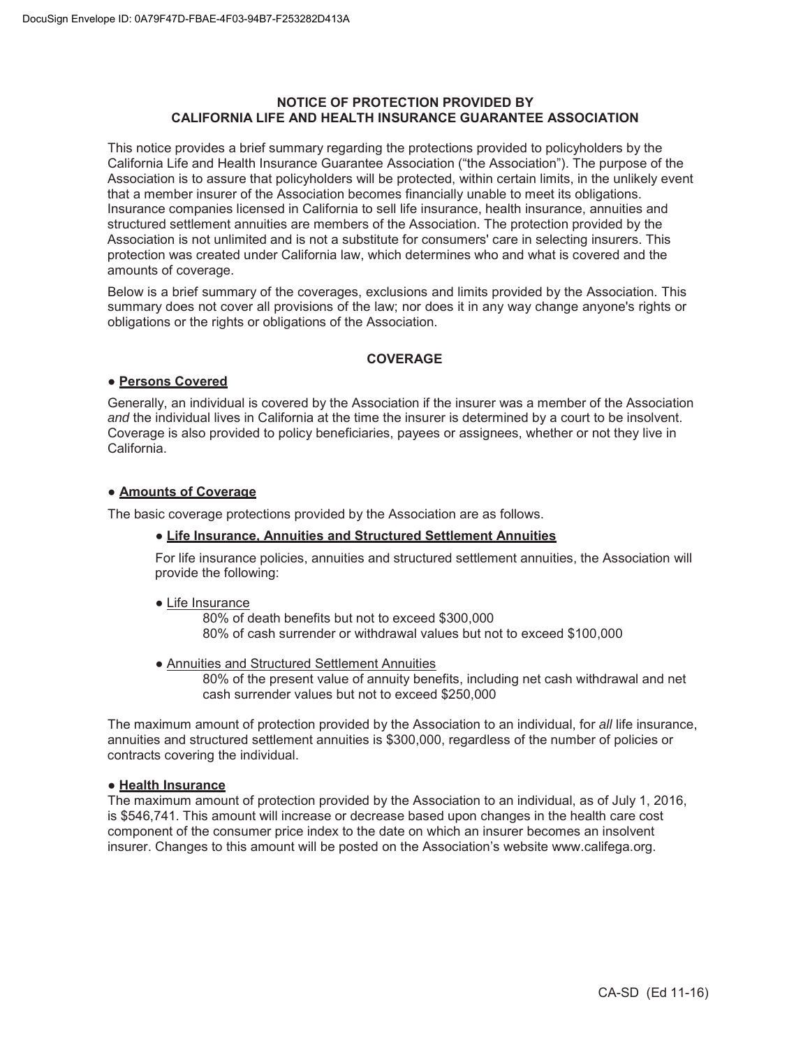## NOTICE OF PROTECTION PROVIDED BY CALIFORNIA LIFE AND HEALTH INSURANCE GUARANTEE ASSOCIATION

This notice provides a brief summary regarding the protections provided to policyholders by the California Life and Health Insurance Guarantee Association ("the Association"). The purpose of the Association is to assure that policyholders will be protected, within certain limits, in the unlikely event that a member insurer of the Association becomes financially unable to meet its obligations. Insurance companies licensed in California to sell life insurance, health insurance, annuities and structured settlement annuities are members of the Association. The protection provided by the Association is not unlimited and is not a substitute for consumers' care in selecting insurers. This protection was created under California law, which determines who and what is covered and the amounts of coverage.

Below is a brief summary of the coverages, exclusions and limits provided by the Association. This summary does not cover all provisions of the law; nor does it in any way change anyone's rights or obligations or the rights or obligations of the Association.

### COVERAGE

● **Persons Covered**

Generally, an individual is covered by the Association if the insurer was a member of the Association *and* the individual lives in California at the time the insurer is determined by a court to be insolvent. Coverage is also provided to policy beneficiaries, payees or assignees, whether or not they live in California.

● **Amounts of Coverage**

The basic coverage protections provided by the Association are as follows.

● **Life Insurance, Annuities and Structured Settlement Annuities**

For life insurance policies, annuities and structured settlement annuities, the Association will provide the following:

● Life Insurance

80% of death benefits but not to exceed $300,000
80% of cash surrender or withdrawal values but not to exceed $100,000

● Annuities and Structured Settlement Annuities

80% of the present value of annuity benefits, including net cash withdrawal and net cash surrender values but not to exceed $250,000

The maximum amount of protection provided by the Association to an individual, for *all* life insurance, annuities and structured settlement annuities is $300,000, regardless of the number of policies or contracts covering the individual.

● **Health Insurance**

The maximum amount of protection provided by the Association to an individual, as of July 1, 2016, is $546,741. This amount will increase or decrease based upon changes in the health care cost component of the consumer price index to the date on which an insurer becomes an insolvent insurer. Changes to this amount will be posted on the Association's website www.califega.org.

CA-SD (Ed 11-16)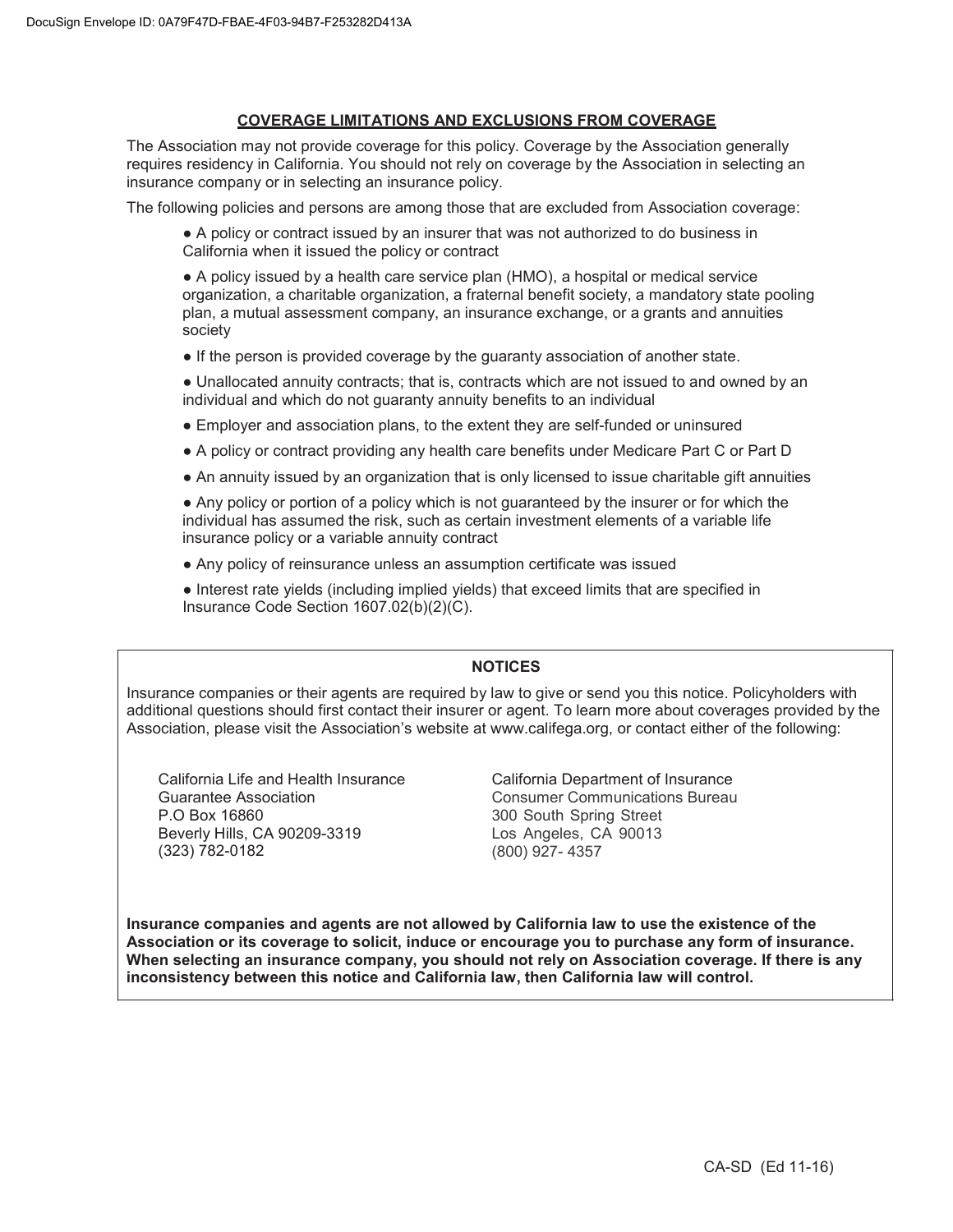## COVERAGE LIMITATIONS AND EXCLUSIONS FROM COVERAGE

The Association may not provide coverage for this policy. Coverage by the Association generally requires residency in California. You should not rely on coverage by the Association in selecting an insurance company or in selecting an insurance policy.

The following policies and persons are among those that are excluded from Association coverage:

- A policy or contract issued by an insurer that was not authorized to do business in California when it issued the policy or contract
- A policy issued by a health care service plan (HMO), a hospital or medical service organization, a charitable organization, a fraternal benefit society, a mandatory state pooling plan, a mutual assessment company, an insurance exchange, or a grants and annuities society
- If the person is provided coverage by the guaranty association of another state.
- Unallocated annuity contracts; that is, contracts which are not issued to and owned by an individual and which do not guaranty annuity benefits to an individual
- Employer and association plans, to the extent they are self-funded or uninsured
- A policy or contract providing any health care benefits under Medicare Part C or Part D
- An annuity issued by an organization that is only licensed to issue charitable gift annuities
- Any policy or portion of a policy which is not guaranteed by the insurer or for which the individual has assumed the risk, such as certain investment elements of a variable life insurance policy or a variable annuity contract
- Any policy of reinsurance unless an assumption certificate was issued
- Interest rate yields (including implied yields) that exceed limits that are specified in Insurance Code Section 1607.02(b)(2)(C).

## NOTICES

Insurance companies or their agents are required by law to give or send you this notice. Policyholders with additional questions should first contact their insurer or agent. To learn more about coverages provided by the Association, please visit the Association's website at www.califega.org, or contact either of the following:

California Life and Health Insurance Guarantee Association
P.O Box 16860
Beverly Hills, CA 90209-3319
(323) 782-0182

California Department of Insurance
Consumer Communications Bureau
300 South Spring Street
Los Angeles, CA 90013
(800) 927- 4357

**Insurance companies and agents are not allowed by California law to use the existence of the Association or its coverage to solicit, induce or encourage you to purchase any form of insurance. When selecting an insurance company, you should not rely on Association coverage. If there is any inconsistency between this notice and California law, then California law will control.**

CA-SD (Ed 11-16)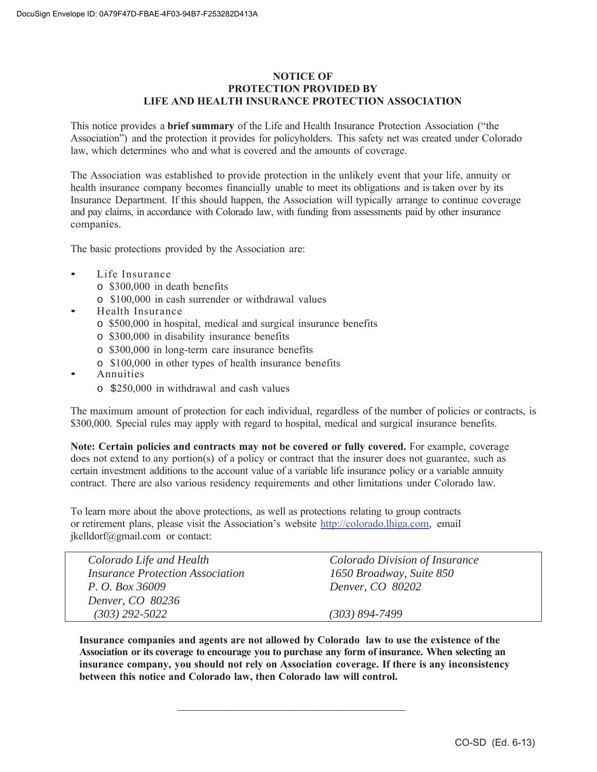# NOTICE OF PROTECTION PROVIDED BY LIFE AND HEALTH INSURANCE PROTECTION ASSOCIATION

This notice provides a **brief summary** of the Life and Health Insurance Protection Association ("the Association") and the protection it provides for policyholders. This safety net was created under Colorado law, which determines who and what is covered and the amounts of coverage.

The Association was established to provide protection in the unlikely event that your life, annuity or health insurance company becomes financially unable to meet its obligations and is taken over by its Insurance Department. If this should happen, the Association will typically arrange to continue coverage and pay claims, in accordance with Colorado law, with funding from assessments paid by other insurance companies.

The basic protections provided by the Association are:

- Life Insurance
  - $300,000 in death benefits
  - $100,000 in cash surrender or withdrawal values
- Health Insurance
  - $500,000 in hospital, medical and surgical insurance benefits
  - $300,000 in disability insurance benefits
  - $300,000 in long-term care insurance benefits
  - $100,000 in other types of health insurance benefits
- Annuities
  - $250,000 in withdrawal and cash values

The maximum amount of protection for each individual, regardless of the number of policies or contracts, is $300,000. Special rules may apply with regard to hospital, medical and surgical insurance benefits.

**Note: Certain policies and contracts may not be covered or fully covered.** For example, coverage does not extend to any portion(s) of a policy or contract that the insurer does not guarantee, such as certain investment additions to the account value of a variable life insurance policy or a variable annuity contract. There are also various residency requirements and other limitations under Colorado law.

To learn more about the above protections, as well as protections relating to group contracts or retirement plans, please visit the Association's website http://colorado.lhiga.com, email jkelldorf@gmail.com or contact:

| *Colorado Life and Health Insurance Protection Association* | *Colorado Division of Insurance* |
|---|---|
| *P. O. Box 36009* | *1650 Broadway, Suite 850* |
| *Denver, CO 80236* | *Denver, CO 80202* |
| *(303) 292-5022* | *(303) 894-7499* |

**Insurance companies and agents are not allowed by Colorado law to use the existence of the Association or its coverage to encourage you to purchase any form of insurance. When selecting an insurance company, you should not rely on Association coverage. If there is any inconsistency between this notice and Colorado law, then Colorado law will control.**

CO-SD (Ed. 6-13)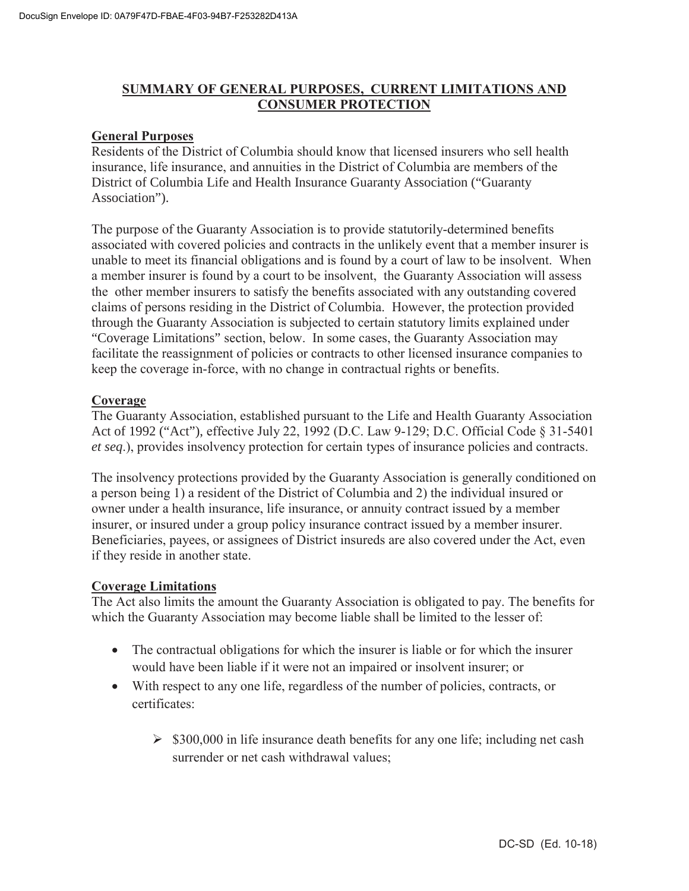## SUMMARY OF GENERAL PURPOSES, CURRENT LIMITATIONS AND CONSUMER PROTECTION

**General Purposes**

Residents of the District of Columbia should know that licensed insurers who sell health insurance, life insurance, and annuities in the District of Columbia are members of the District of Columbia Life and Health Insurance Guaranty Association ("Guaranty Association").

The purpose of the Guaranty Association is to provide statutorily-determined benefits associated with covered policies and contracts in the unlikely event that a member insurer is unable to meet its financial obligations and is found by a court of law to be insolvent. When a member insurer is found by a court to be insolvent, the Guaranty Association will assess the other member insurers to satisfy the benefits associated with any outstanding covered claims of persons residing in the District of Columbia. However, the protection provided through the Guaranty Association is subjected to certain statutory limits explained under "Coverage Limitations" section, below. In some cases, the Guaranty Association may facilitate the reassignment of policies or contracts to other licensed insurance companies to keep the coverage in-force, with no change in contractual rights or benefits.

**Coverage**

The Guaranty Association, established pursuant to the Life and Health Guaranty Association Act of 1992 ("Act"), effective July 22, 1992 (D.C. Law 9-129; D.C. Official Code § 31-5401 *et seq*.), provides insolvency protection for certain types of insurance policies and contracts.

The insolvency protections provided by the Guaranty Association is generally conditioned on a person being 1) a resident of the District of Columbia and 2) the individual insured or owner under a health insurance, life insurance, or annuity contract issued by a member insurer, or insured under a group policy insurance contract issued by a member insurer. Beneficiaries, payees, or assignees of District insureds are also covered under the Act, even if they reside in another state.

**Coverage Limitations**

The Act also limits the amount the Guaranty Association is obligated to pay. The benefits for which the Guaranty Association may become liable shall be limited to the lesser of:

- The contractual obligations for which the insurer is liable or for which the insurer would have been liable if it were not an impaired or insolvent insurer; or
- With respect to any one life, regardless of the number of policies, contracts, or certificates:
  - $300,000 in life insurance death benefits for any one life; including net cash surrender or net cash withdrawal values;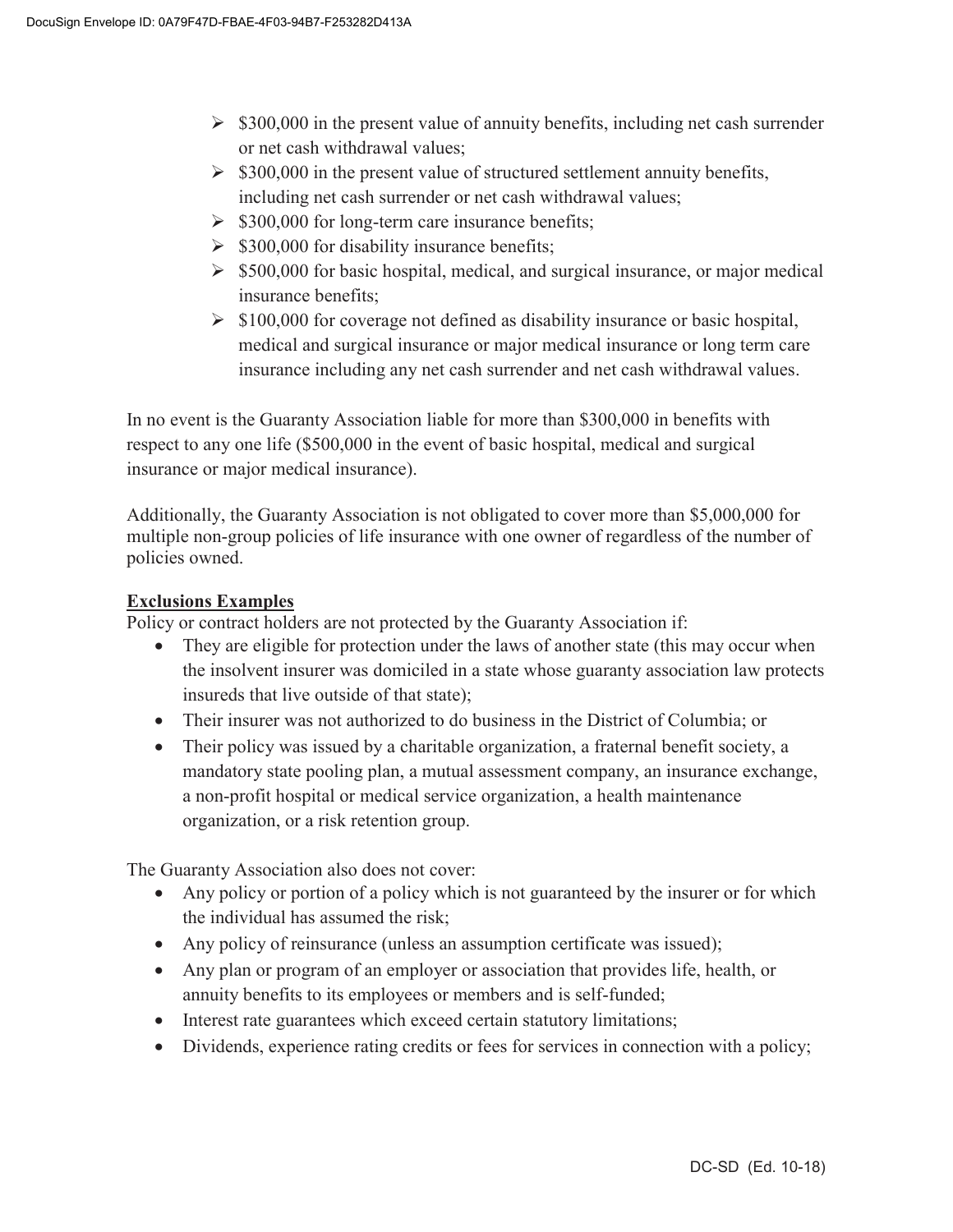- $300,000 in the present value of annuity benefits, including net cash surrender or net cash withdrawal values;
- $300,000 in the present value of structured settlement annuity benefits, including net cash surrender or net cash withdrawal values;
- $300,000 for long-term care insurance benefits;
- $300,000 for disability insurance benefits;
- $500,000 for basic hospital, medical, and surgical insurance, or major medical insurance benefits;
- $100,000 for coverage not defined as disability insurance or basic hospital, medical and surgical insurance or major medical insurance or long term care insurance including any net cash surrender and net cash withdrawal values.

In no event is the Guaranty Association liable for more than $300,000 in benefits with respect to any one life ($500,000 in the event of basic hospital, medical and surgical insurance or major medical insurance).

Additionally, the Guaranty Association is not obligated to cover more than $5,000,000 for multiple non-group policies of life insurance with one owner of regardless of the number of policies owned.

**Exclusions Examples**

Policy or contract holders are not protected by the Guaranty Association if:

- They are eligible for protection under the laws of another state (this may occur when the insolvent insurer was domiciled in a state whose guaranty association law protects insureds that live outside of that state);
- Their insurer was not authorized to do business in the District of Columbia; or
- Their policy was issued by a charitable organization, a fraternal benefit society, a mandatory state pooling plan, a mutual assessment company, an insurance exchange, a non-profit hospital or medical service organization, a health maintenance organization, or a risk retention group.

The Guaranty Association also does not cover:

- Any policy or portion of a policy which is not guaranteed by the insurer or for which the individual has assumed the risk;
- Any policy of reinsurance (unless an assumption certificate was issued);
- Any plan or program of an employer or association that provides life, health, or annuity benefits to its employees or members and is self-funded;
- Interest rate guarantees which exceed certain statutory limitations;
- Dividends, experience rating credits or fees for services in connection with a policy;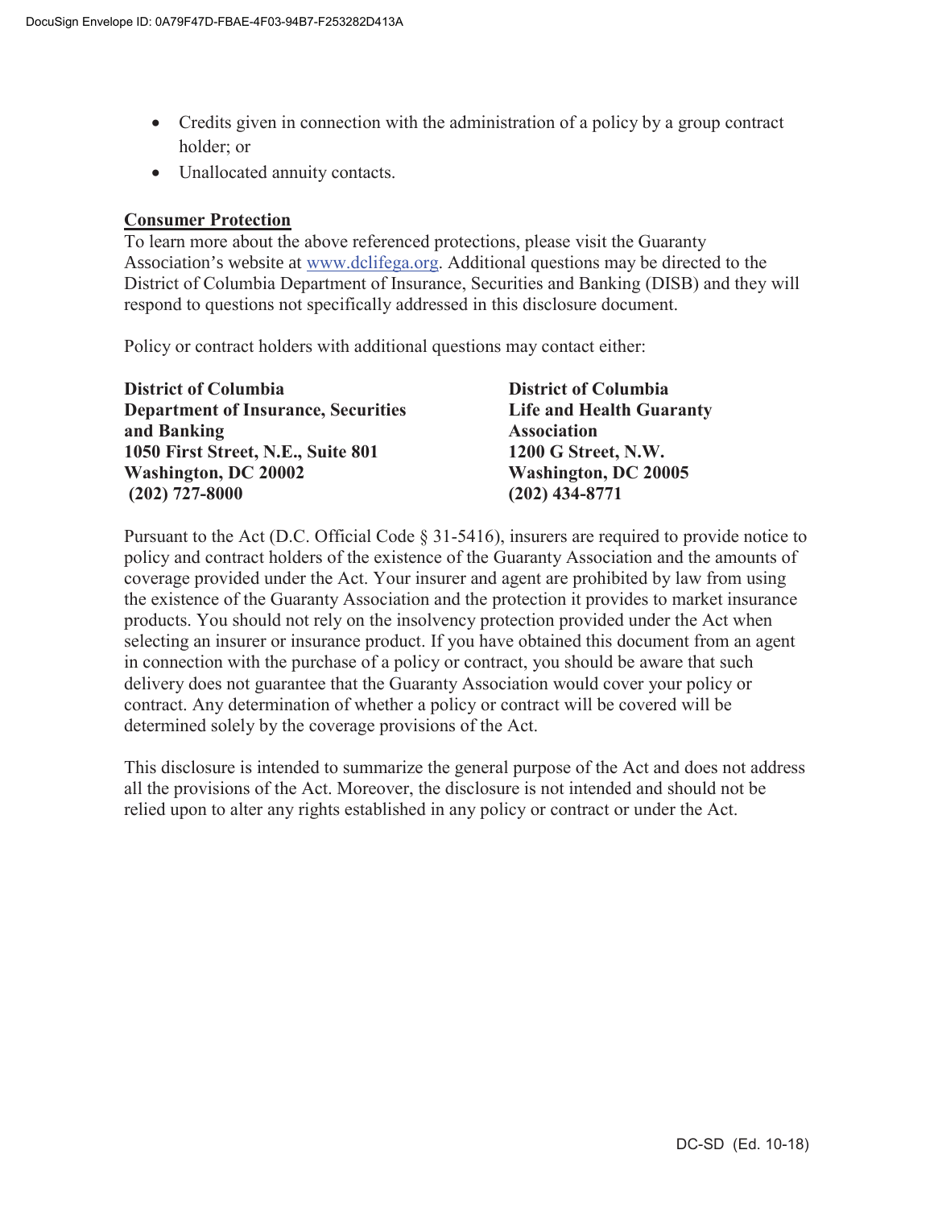- Credits given in connection with the administration of a policy by a group contract holder; or
- Unallocated annuity contacts.

**Consumer Protection**

To learn more about the above referenced protections, please visit the Guaranty Association's website at www.dclifega.org. Additional questions may be directed to the District of Columbia Department of Insurance, Securities and Banking (DISB) and they will respond to questions not specifically addressed in this disclosure document.

Policy or contract holders with additional questions may contact either:

**District of Columbia**
**Department of Insurance, Securities and Banking**
**1050 First Street, N.E., Suite 801**
**Washington, DC 20002**
**(202) 727-8000**

**District of Columbia**
**Life and Health Guaranty Association**
**1200 G Street, N.W.**
**Washington, DC 20005**
**(202) 434-8771**

Pursuant to the Act (D.C. Official Code § 31-5416), insurers are required to provide notice to policy and contract holders of the existence of the Guaranty Association and the amounts of coverage provided under the Act. Your insurer and agent are prohibited by law from using the existence of the Guaranty Association and the protection it provides to market insurance products. You should not rely on the insolvency protection provided under the Act when selecting an insurer or insurance product. If you have obtained this document from an agent in connection with the purchase of a policy or contract, you should be aware that such delivery does not guarantee that the Guaranty Association would cover your policy or contract. Any determination of whether a policy or contract will be covered will be determined solely by the coverage provisions of the Act.

This disclosure is intended to summarize the general purpose of the Act and does not address all the provisions of the Act. Moreover, the disclosure is not intended and should not be relied upon to alter any rights established in any policy or contract or under the Act.

DC-SD (Ed. 10-18)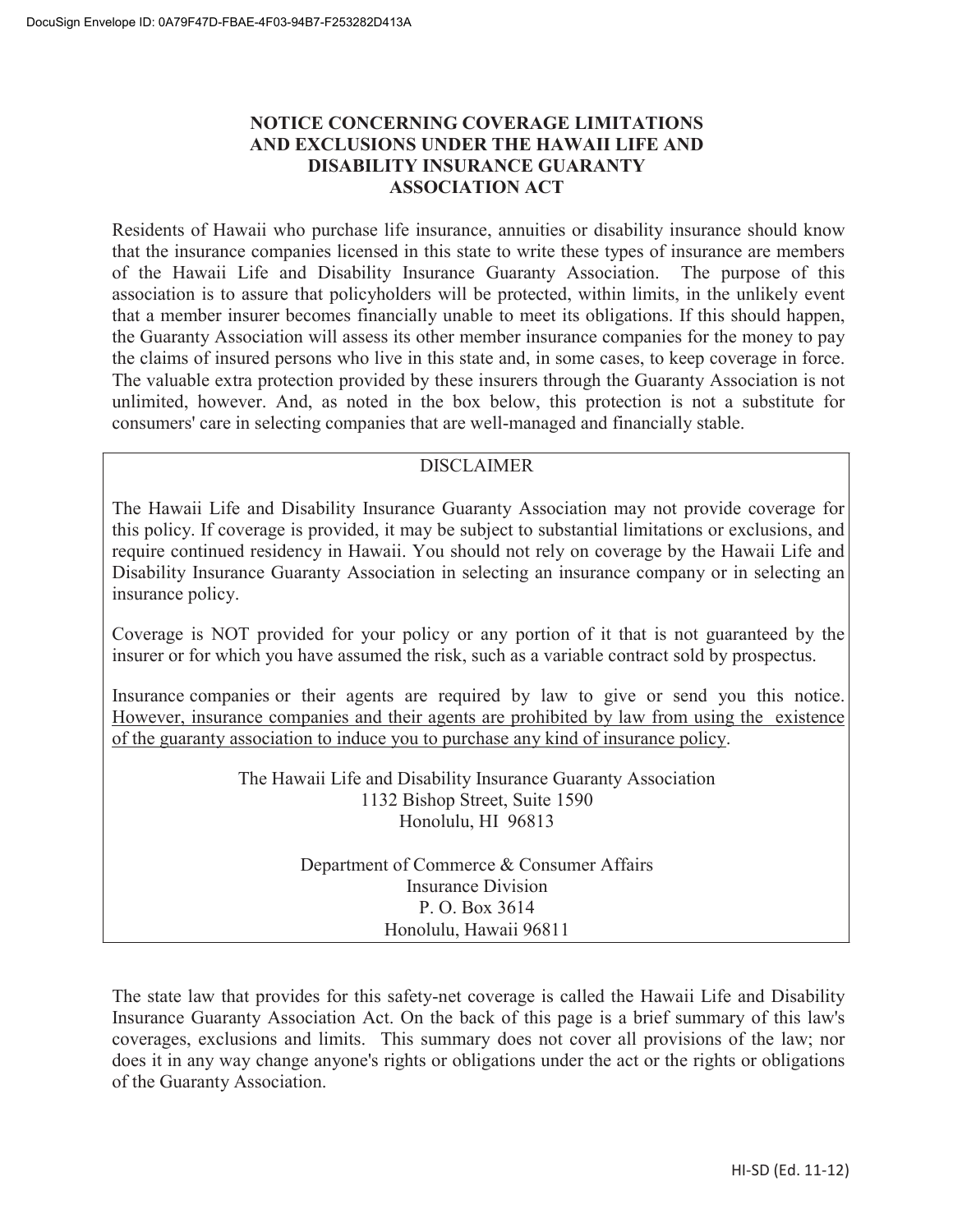# NOTICE CONCERNING COVERAGE LIMITATIONS AND EXCLUSIONS UNDER THE HAWAII LIFE AND DISABILITY INSURANCE GUARANTY ASSOCIATION ACT

Residents of Hawaii who purchase life insurance, annuities or disability insurance should know that the insurance companies licensed in this state to write these types of insurance are members of the Hawaii Life and Disability Insurance Guaranty Association. The purpose of this association is to assure that policyholders will be protected, within limits, in the unlikely event that a member insurer becomes financially unable to meet its obligations. If this should happen, the Guaranty Association will assess its other member insurance companies for the money to pay the claims of insured persons who live in this state and, in some cases, to keep coverage in force. The valuable extra protection provided by these insurers through the Guaranty Association is not unlimited, however. And, as noted in the box below, this protection is not a substitute for consumers' care in selecting companies that are well-managed and financially stable.

---

DISCLAIMER

The Hawaii Life and Disability Insurance Guaranty Association may not provide coverage for this policy. If coverage is provided, it may be subject to substantial limitations or exclusions, and require continued residency in Hawaii. You should not rely on coverage by the Hawaii Life and Disability Insurance Guaranty Association in selecting an insurance company or in selecting an insurance policy.

Coverage is NOT provided for your policy or any portion of it that is not guaranteed by the insurer or for which you have assumed the risk, such as a variable contract sold by prospectus.

Insurance companies or their agents are required by law to give or send you this notice. <u>However, insurance companies and their agents are prohibited by law from using the existence of the guaranty association to induce you to purchase any kind of insurance policy</u>.

The Hawaii Life and Disability Insurance Guaranty Association
1132 Bishop Street, Suite 1590
Honolulu, HI 96813

Department of Commerce & Consumer Affairs
Insurance Division
P. O. Box 3614
Honolulu, Hawaii 96811

---

The state law that provides for this safety-net coverage is called the Hawaii Life and Disability Insurance Guaranty Association Act. On the back of this page is a brief summary of this law's coverages, exclusions and limits. This summary does not cover all provisions of the law; nor does it in any way change anyone's rights or obligations under the act or the rights or obligations of the Guaranty Association.

HI-SD (Ed. 11-12)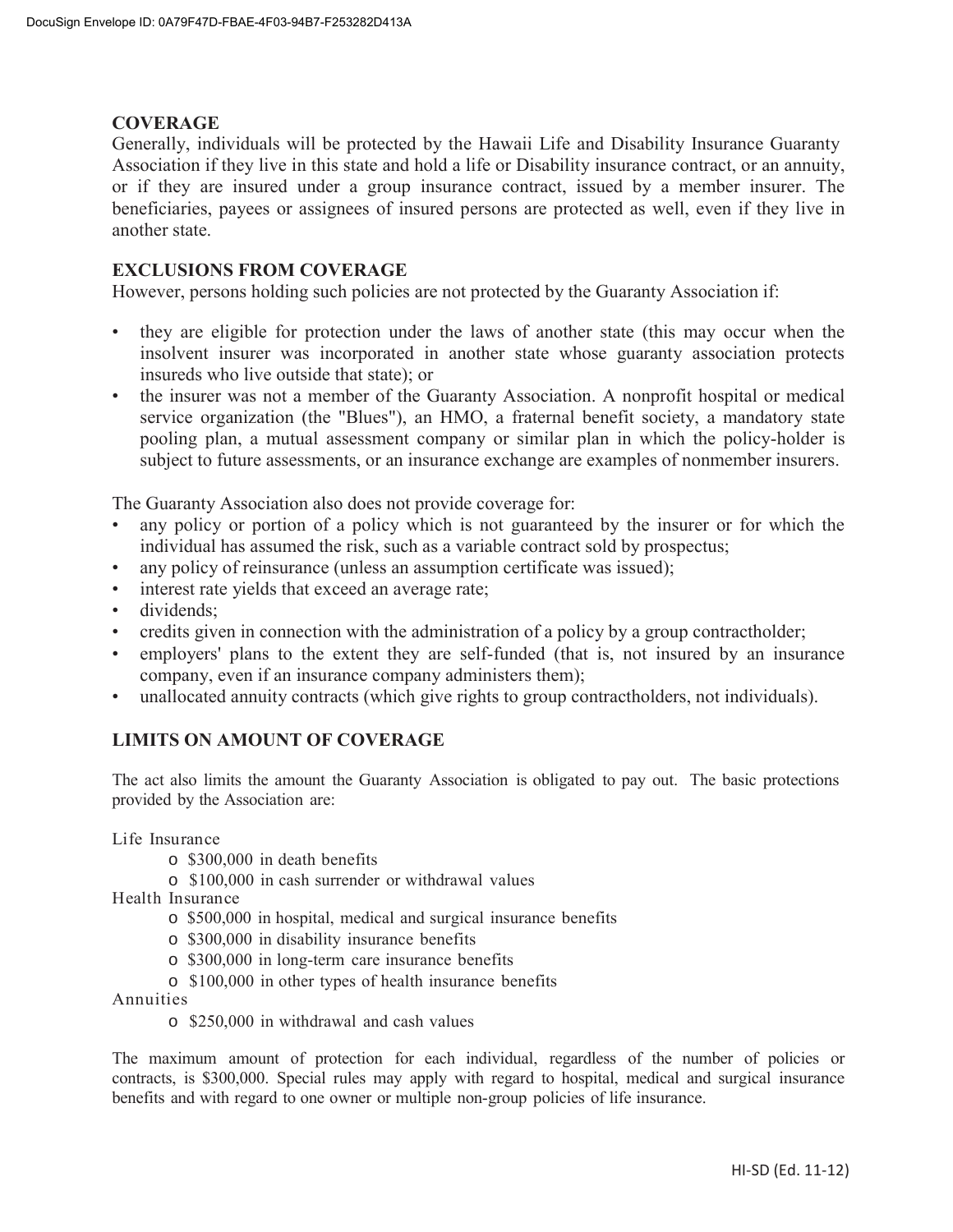## COVERAGE

Generally, individuals will be protected by the Hawaii Life and Disability Insurance Guaranty Association if they live in this state and hold a life or Disability insurance contract, or an annuity, or if they are insured under a group insurance contract, issued by a member insurer. The beneficiaries, payees or assignees of insured persons are protected as well, even if they live in another state.

## EXCLUSIONS FROM COVERAGE

However, persons holding such policies are not protected by the Guaranty Association if:

- they are eligible for protection under the laws of another state (this may occur when the insolvent insurer was incorporated in another state whose guaranty association protects insureds who live outside that state); or
- the insurer was not a member of the Guaranty Association. A nonprofit hospital or medical service organization (the "Blues"), an HMO, a fraternal benefit society, a mandatory state pooling plan, a mutual assessment company or similar plan in which the policy-holder is subject to future assessments, or an insurance exchange are examples of nonmember insurers.

The Guaranty Association also does not provide coverage for:

- any policy or portion of a policy which is not guaranteed by the insurer or for which the individual has assumed the risk, such as a variable contract sold by prospectus;
- any policy of reinsurance (unless an assumption certificate was issued);
- interest rate yields that exceed an average rate;
- dividends;
- credits given in connection with the administration of a policy by a group contractholder;
- employers' plans to the extent they are self-funded (that is, not insured by an insurance company, even if an insurance company administers them);
- unallocated annuity contracts (which give rights to group contractholders, not individuals).

## LIMITS ON AMOUNT OF COVERAGE

The act also limits the amount the Guaranty Association is obligated to pay out. The basic protections provided by the Association are:

Life Insurance

- $300,000 in death benefits
- $100,000 in cash surrender or withdrawal values

Health Insurance

- $500,000 in hospital, medical and surgical insurance benefits
- $300,000 in disability insurance benefits
- $300,000 in long-term care insurance benefits
- $100,000 in other types of health insurance benefits

Annuities

- $250,000 in withdrawal and cash values

The maximum amount of protection for each individual, regardless of the number of policies or contracts, is $300,000. Special rules may apply with regard to hospital, medical and surgical insurance benefits and with regard to one owner or multiple non-group policies of life insurance.

HI-SD (Ed. 11-12)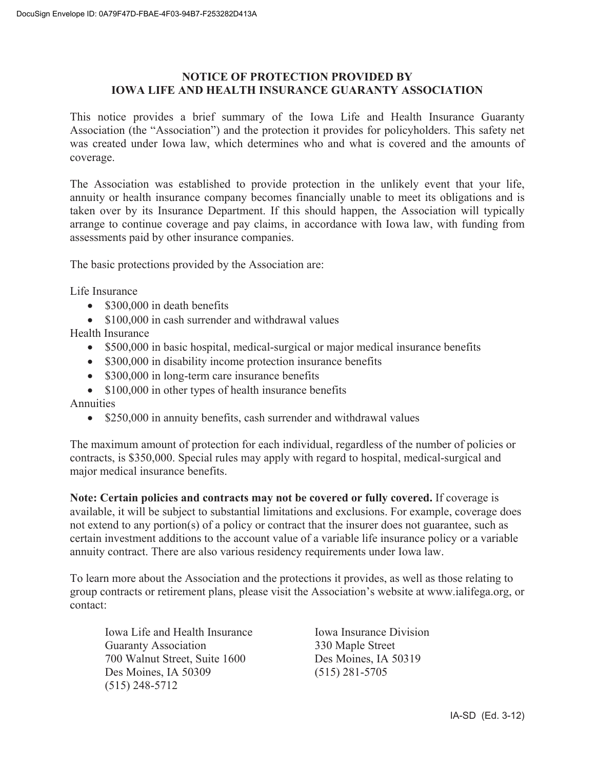# NOTICE OF PROTECTION PROVIDED BY IOWA LIFE AND HEALTH INSURANCE GUARANTY ASSOCIATION

This notice provides a brief summary of the Iowa Life and Health Insurance Guaranty Association (the "Association") and the protection it provides for policyholders. This safety net was created under Iowa law, which determines who and what is covered and the amounts of coverage.

The Association was established to provide protection in the unlikely event that your life, annuity or health insurance company becomes financially unable to meet its obligations and is taken over by its Insurance Department. If this should happen, the Association will typically arrange to continue coverage and pay claims, in accordance with Iowa law, with funding from assessments paid by other insurance companies.

The basic protections provided by the Association are:

Life Insurance
- $300,000 in death benefits
- $100,000 in cash surrender and withdrawal values

Health Insurance
- $500,000 in basic hospital, medical-surgical or major medical insurance benefits
- $300,000 in disability income protection insurance benefits
- $300,000 in long-term care insurance benefits
- $100,000 in other types of health insurance benefits

Annuities
- $250,000 in annuity benefits, cash surrender and withdrawal values

The maximum amount of protection for each individual, regardless of the number of policies or contracts, is $350,000. Special rules may apply with regard to hospital, medical-surgical and major medical insurance benefits.

**Note: Certain policies and contracts may not be covered or fully covered.** If coverage is available, it will be subject to substantial limitations and exclusions. For example, coverage does not extend to any portion(s) of a policy or contract that the insurer does not guarantee, such as certain investment additions to the account value of a variable life insurance policy or a variable annuity contract. There are also various residency requirements under Iowa law.

To learn more about the Association and the protections it provides, as well as those relating to group contracts or retirement plans, please visit the Association's website at www.ialifega.org, or contact:

Iowa Life and Health Insurance Guaranty Association
700 Walnut Street, Suite 1600
Des Moines, IA 50309
(515) 248-5712

Iowa Insurance Division
330 Maple Street
Des Moines, IA 50319
(515) 281-5705

IA-SD (Ed. 3-12)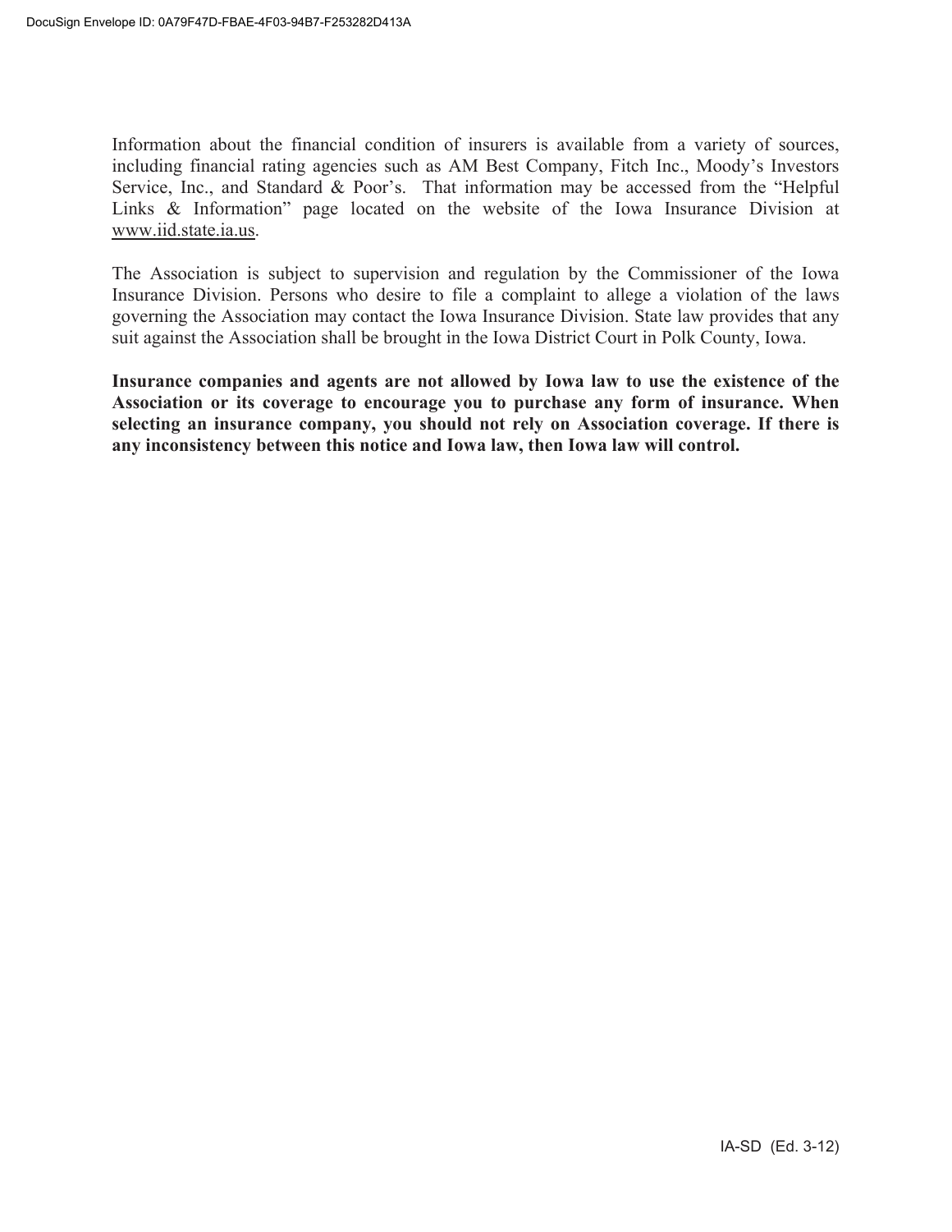Information about the financial condition of insurers is available from a variety of sources, including financial rating agencies such as AM Best Company, Fitch Inc., Moody's Investors Service, Inc., and Standard & Poor's. That information may be accessed from the "Helpful Links & Information" page located on the website of the Iowa Insurance Division at www.iid.state.ia.us.

The Association is subject to supervision and regulation by the Commissioner of the Iowa Insurance Division. Persons who desire to file a complaint to allege a violation of the laws governing the Association may contact the Iowa Insurance Division. State law provides that any suit against the Association shall be brought in the Iowa District Court in Polk County, Iowa.

**Insurance companies and agents are not allowed by Iowa law to use the existence of the Association or its coverage to encourage you to purchase any form of insurance. When selecting an insurance company, you should not rely on Association coverage. If there is any inconsistency between this notice and Iowa law, then Iowa law will control.**

IA-SD (Ed. 3-12)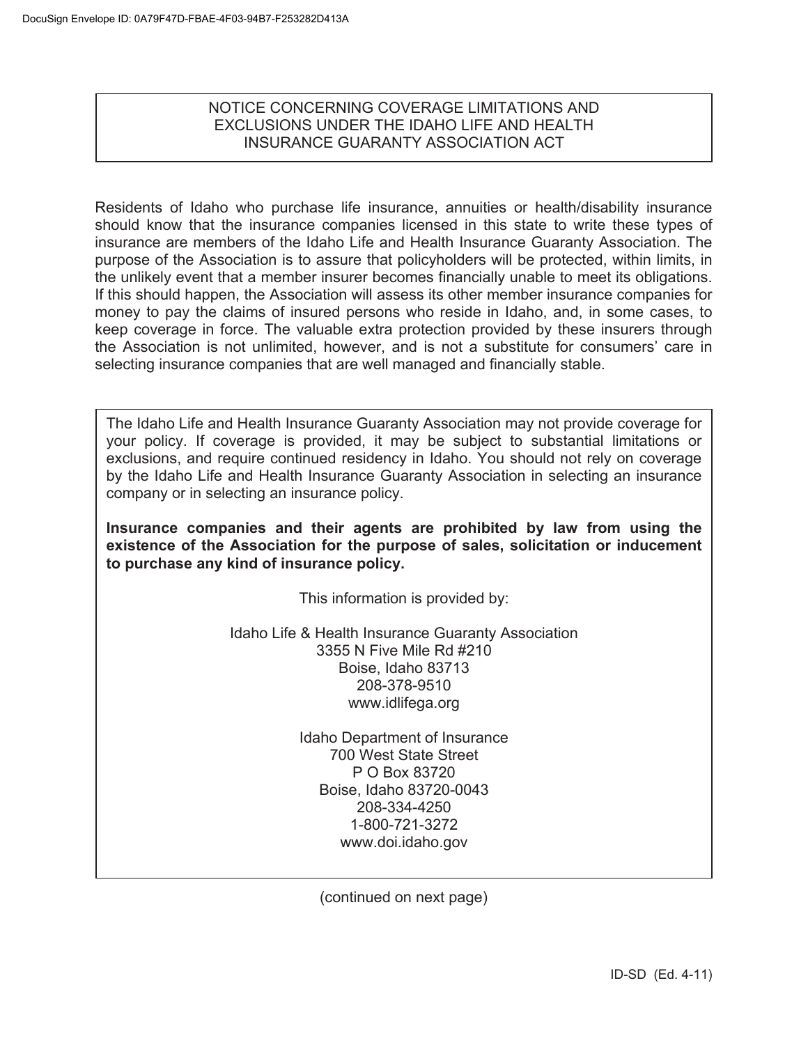# NOTICE CONCERNING COVERAGE LIMITATIONS AND EXCLUSIONS UNDER THE IDAHO LIFE AND HEALTH INSURANCE GUARANTY ASSOCIATION ACT

Residents of Idaho who purchase life insurance, annuities or health/disability insurance should know that the insurance companies licensed in this state to write these types of insurance are members of the Idaho Life and Health Insurance Guaranty Association. The purpose of the Association is to assure that policyholders will be protected, within limits, in the unlikely event that a member insurer becomes financially unable to meet its obligations. If this should happen, the Association will assess its other member insurance companies for money to pay the claims of insured persons who reside in Idaho, and, in some cases, to keep coverage in force. The valuable extra protection provided by these insurers through the Association is not unlimited, however, and is not a substitute for consumers' care in selecting insurance companies that are well managed and financially stable.

The Idaho Life and Health Insurance Guaranty Association may not provide coverage for your policy. If coverage is provided, it may be subject to substantial limitations or exclusions, and require continued residency in Idaho. You should not rely on coverage by the Idaho Life and Health Insurance Guaranty Association in selecting an insurance company or in selecting an insurance policy.

**Insurance companies and their agents are prohibited by law from using the existence of the Association for the purpose of sales, solicitation or inducement to purchase any kind of insurance policy.**

This information is provided by:

Idaho Life & Health Insurance Guaranty Association
3355 N Five Mile Rd #210
Boise, Idaho 83713
208-378-9510
www.idlifega.org

Idaho Department of Insurance
700 West State Street
P O Box 83720
Boise, Idaho 83720-0043
208-334-4250
1-800-721-3272
www.doi.idaho.gov

(continued on next page)

ID-SD (Ed. 4-11)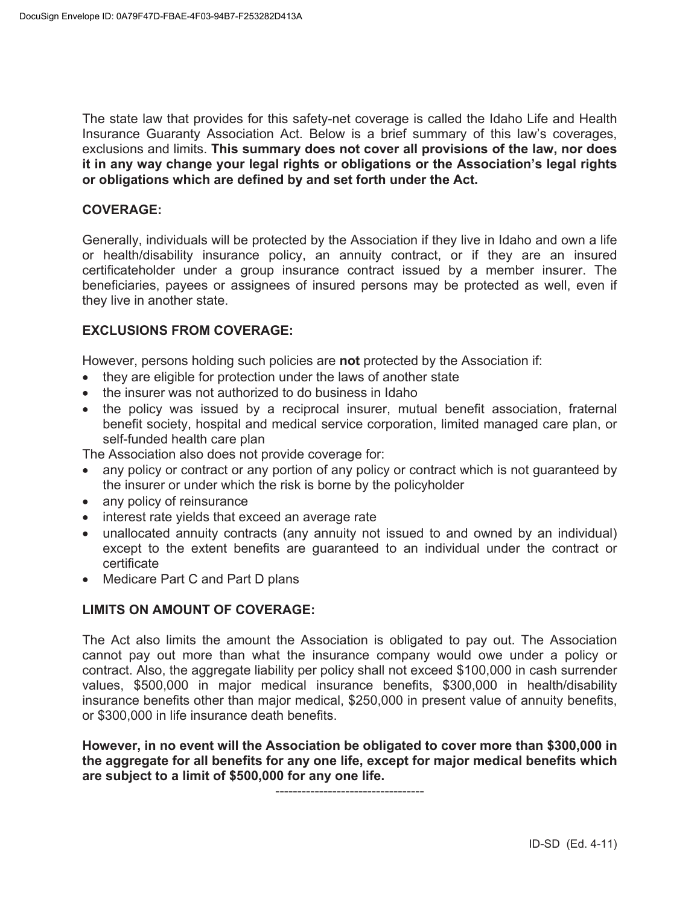The state law that provides for this safety-net coverage is called the Idaho Life and Health Insurance Guaranty Association Act. Below is a brief summary of this law's coverages, exclusions and limits. **This summary does not cover all provisions of the law, nor does it in any way change your legal rights or obligations or the Association's legal rights or obligations which are defined by and set forth under the Act.**

## COVERAGE:

Generally, individuals will be protected by the Association if they live in Idaho and own a life or health/disability insurance policy, an annuity contract, or if they are an insured certificateholder under a group insurance contract issued by a member insurer. The beneficiaries, payees or assignees of insured persons may be protected as well, even if they live in another state.

## EXCLUSIONS FROM COVERAGE:

However, persons holding such policies are **not** protected by the Association if:

- they are eligible for protection under the laws of another state
- the insurer was not authorized to do business in Idaho
- the policy was issued by a reciprocal insurer, mutual benefit association, fraternal benefit society, hospital and medical service corporation, limited managed care plan, or self-funded health care plan

The Association also does not provide coverage for:

- any policy or contract or any portion of any policy or contract which is not guaranteed by the insurer or under which the risk is borne by the policyholder
- any policy of reinsurance
- interest rate yields that exceed an average rate
- unallocated annuity contracts (any annuity not issued to and owned by an individual) except to the extent benefits are guaranteed to an individual under the contract or certificate
- Medicare Part C and Part D plans

## LIMITS ON AMOUNT OF COVERAGE:

The Act also limits the amount the Association is obligated to pay out. The Association cannot pay out more than what the insurance company would owe under a policy or contract. Also, the aggregate liability per policy shall not exceed $100,000 in cash surrender values, $500,000 in major medical insurance benefits, $300,000 in health/disability insurance benefits other than major medical, $250,000 in present value of annuity benefits, or $300,000 in life insurance death benefits.

**However, in no event will the Association be obligated to cover more than $300,000 in the aggregate for all benefits for any one life, except for major medical benefits which are subject to a limit of $500,000 for any one life.**

----------------------------------

ID-SD (Ed. 4-11)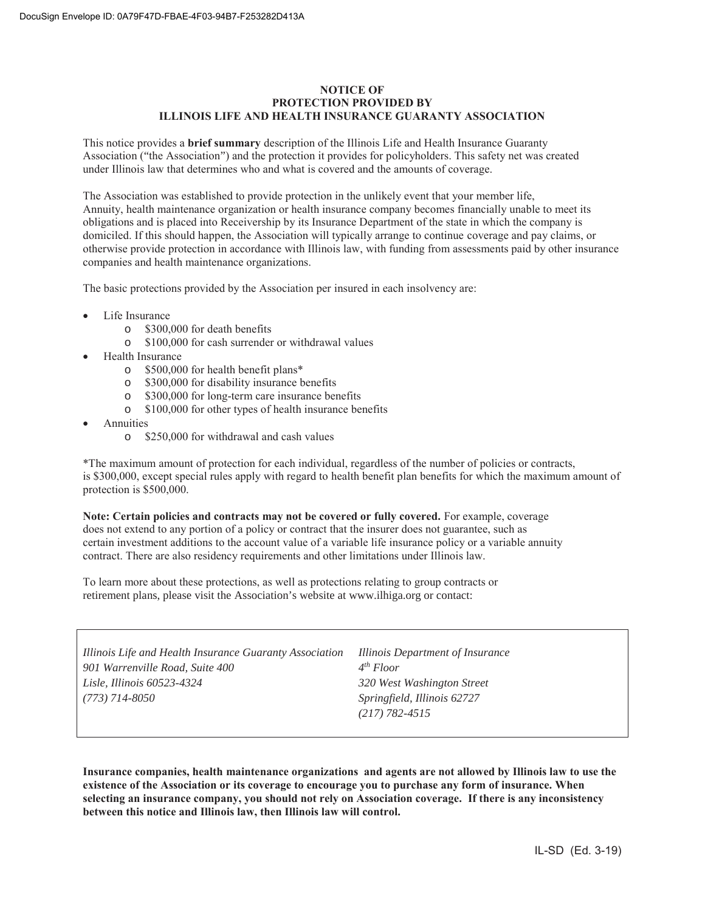# NOTICE OF
# PROTECTION PROVIDED BY
# ILLINOIS LIFE AND HEALTH INSURANCE GUARANTY ASSOCIATION

This notice provides a **brief summary** description of the Illinois Life and Health Insurance Guaranty Association ("the Association") and the protection it provides for policyholders. This safety net was created under Illinois law that determines who and what is covered and the amounts of coverage.

The Association was established to provide protection in the unlikely event that your member life, Annuity, health maintenance organization or health insurance company becomes financially unable to meet its obligations and is placed into Receivership by its Insurance Department of the state in which the company is domiciled. If this should happen, the Association will typically arrange to continue coverage and pay claims, or otherwise provide protection in accordance with Illinois law, with funding from assessments paid by other insurance companies and health maintenance organizations.

The basic protections provided by the Association per insured in each insolvency are:

- Life Insurance
  - $300,000 for death benefits
  - $100,000 for cash surrender or withdrawal values
- Health Insurance
  - $500,000 for health benefit plans*
  - $300,000 for disability insurance benefits
  - $300,000 for long-term care insurance benefits
  - $100,000 for other types of health insurance benefits
- Annuities
  - $250,000 for withdrawal and cash values

*The maximum amount of protection for each individual, regardless of the number of policies or contracts, is $300,000, except special rules apply with regard to health benefit plan benefits for which the maximum amount of protection is $500,000.

**Note: Certain policies and contracts may not be covered or fully covered.** For example, coverage does not extend to any portion of a policy or contract that the insurer does not guarantee, such as certain investment additions to the account value of a variable life insurance policy or a variable annuity contract. There are also residency requirements and other limitations under Illinois law.

To learn more about these protections, as well as protections relating to group contracts or retirement plans, please visit the Association's website at www.ilhiga.org or contact:

*Illinois Life and Health Insurance Guaranty Association*
*901 Warrenville Road, Suite 400*
*Lisle, Illinois 60523-4324*
*(773) 714-8050*

*Illinois Department of Insurance*
*4th Floor*
*320 West Washington Street*
*Springfield, Illinois 62727*
*(217) 782-4515*

**Insurance companies, health maintenance organizations and agents are not allowed by Illinois law to use the existence of the Association or its coverage to encourage you to purchase any form of insurance. When selecting an insurance company, you should not rely on Association coverage. If there is any inconsistency between this notice and Illinois law, then Illinois law will control.**

IL-SD (Ed. 3-19)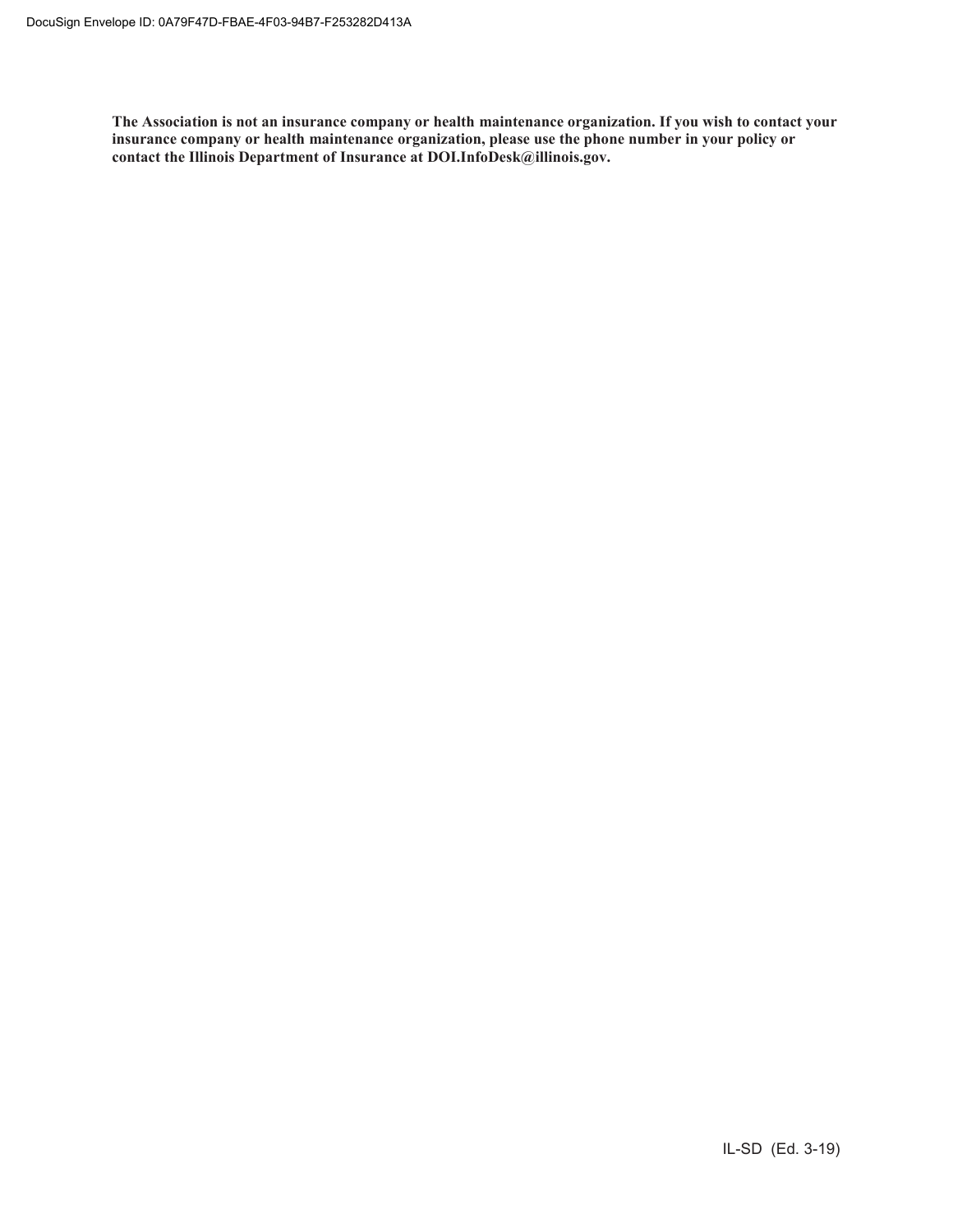**The Association is not an insurance company or health maintenance organization. If you wish to contact your insurance company or health maintenance organization, please use the phone number in your policy or contact the Illinois Department of Insurance at DOI.InfoDesk@illinois.gov.**

IL-SD (Ed. 3-19)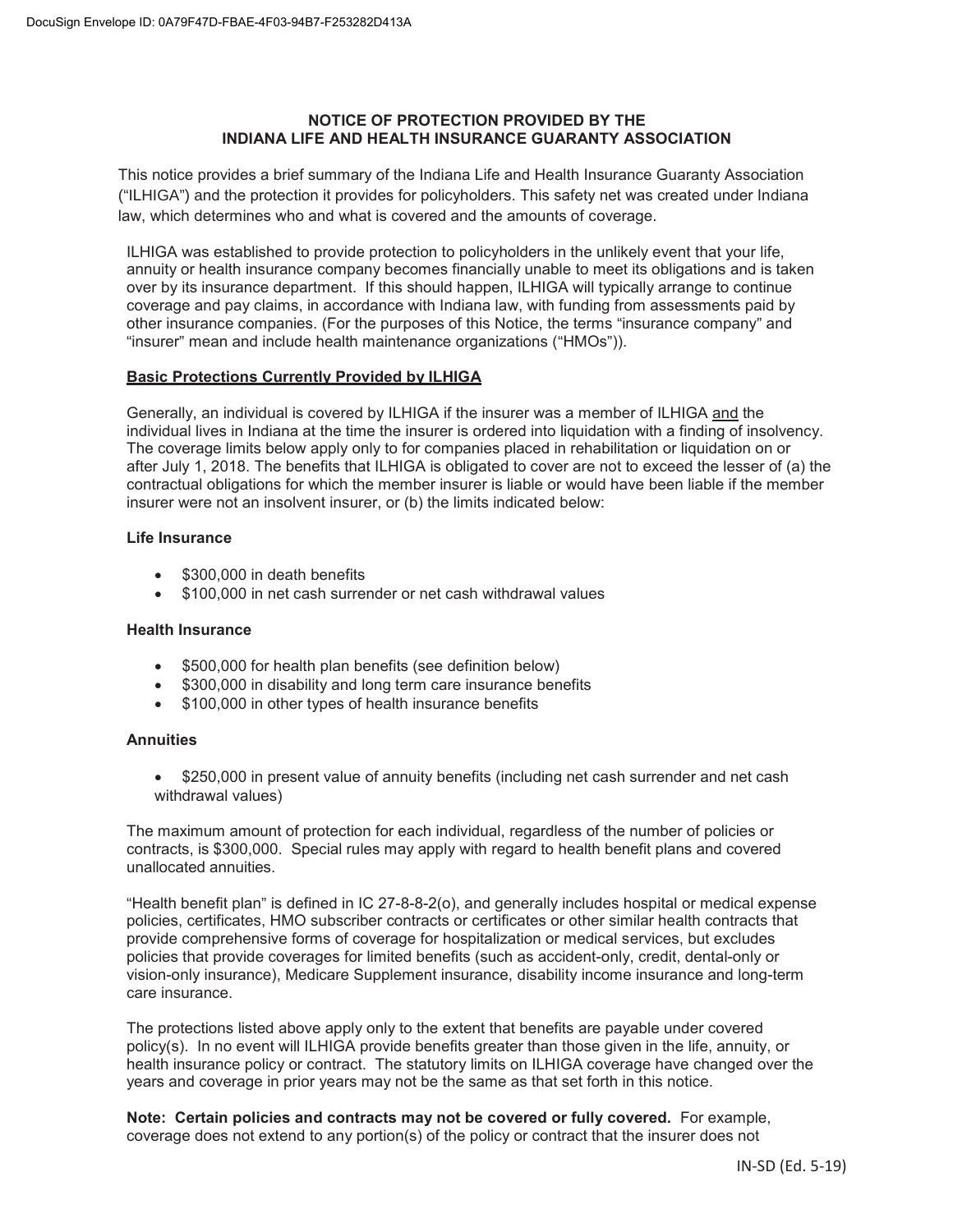**NOTICE OF PROTECTION PROVIDED BY THE INDIANA LIFE AND HEALTH INSURANCE GUARANTY ASSOCIATION**

This notice provides a brief summary of the Indiana Life and Health Insurance Guaranty Association ("ILHIGA") and the protection it provides for policyholders. This safety net was created under Indiana law, which determines who and what is covered and the amounts of coverage.

ILHIGA was established to provide protection to policyholders in the unlikely event that your life, annuity or health insurance company becomes financially unable to meet its obligations and is taken over by its insurance department. If this should happen, ILHIGA will typically arrange to continue coverage and pay claims, in accordance with Indiana law, with funding from assessments paid by other insurance companies. (For the purposes of this Notice, the terms "insurance company" and "insurer" mean and include health maintenance organizations ("HMOs")).

**Basic Protections Currently Provided by ILHIGA**

Generally, an individual is covered by ILHIGA if the insurer was a member of ILHIGA and the individual lives in Indiana at the time the insurer is ordered into liquidation with a finding of insolvency. The coverage limits below apply only to for companies placed in rehabilitation or liquidation on or after July 1, 2018. The benefits that ILHIGA is obligated to cover are not to exceed the lesser of (a) the contractual obligations for which the member insurer is liable or would have been liable if the member insurer were not an insolvent insurer, or (b) the limits indicated below:

**Life Insurance**

- $300,000 in death benefits
- $100,000 in net cash surrender or net cash withdrawal values

**Health Insurance**

- $500,000 for health plan benefits (see definition below)
- $300,000 in disability and long term care insurance benefits
- $100,000 in other types of health insurance benefits

**Annuities**

- $250,000 in present value of annuity benefits (including net cash surrender and net cash withdrawal values)

The maximum amount of protection for each individual, regardless of the number of policies or contracts, is $300,000. Special rules may apply with regard to health benefit plans and covered unallocated annuities.

"Health benefit plan" is defined in IC 27-8-8-2(o), and generally includes hospital or medical expense policies, certificates, HMO subscriber contracts or certificates or other similar health contracts that provide comprehensive forms of coverage for hospitalization or medical services, but excludes policies that provide coverages for limited benefits (such as accident-only, credit, dental-only or vision-only insurance), Medicare Supplement insurance, disability income insurance and long-term care insurance.

The protections listed above apply only to the extent that benefits are payable under covered policy(s). In no event will ILHIGA provide benefits greater than those given in the life, annuity, or health insurance policy or contract. The statutory limits on ILHIGA coverage have changed over the years and coverage in prior years may not be the same as that set forth in this notice.

**Note: Certain policies and contracts may not be covered or fully covered.** For example, coverage does not extend to any portion(s) of the policy or contract that the insurer does not

IN-SD (Ed. 5-19)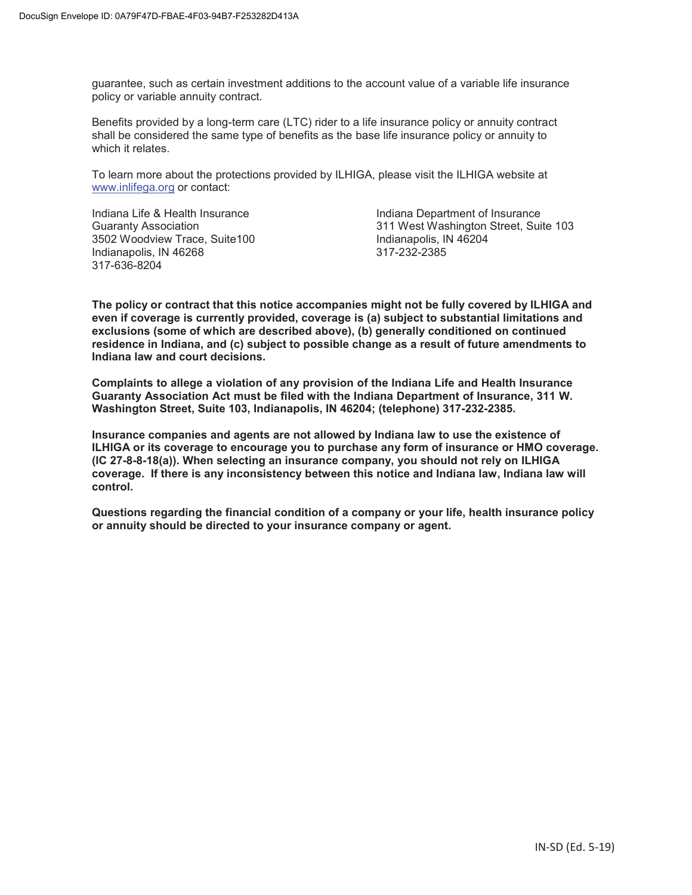guarantee, such as certain investment additions to the account value of a variable life insurance policy or variable annuity contract.

Benefits provided by a long-term care (LTC) rider to a life insurance policy or annuity contract shall be considered the same type of benefits as the base life insurance policy or annuity to which it relates.

To learn more about the protections provided by ILHIGA, please visit the ILHIGA website at www.inlifega.org or contact:

Indiana Life & Health Insurance Guaranty Association
3502 Woodview Trace, Suite100
Indianapolis, IN 46268
317-636-8204

Indiana Department of Insurance
311 West Washington Street, Suite 103
Indianapolis, IN 46204
317-232-2385

**The policy or contract that this notice accompanies might not be fully covered by ILHIGA and even if coverage is currently provided, coverage is (a) subject to substantial limitations and exclusions (some of which are described above), (b) generally conditioned on continued residence in Indiana, and (c) subject to possible change as a result of future amendments to Indiana law and court decisions.**

**Complaints to allege a violation of any provision of the Indiana Life and Health Insurance Guaranty Association Act must be filed with the Indiana Department of Insurance, 311 W. Washington Street, Suite 103, Indianapolis, IN 46204; (telephone) 317-232-2385.**

**Insurance companies and agents are not allowed by Indiana law to use the existence of ILHIGA or its coverage to encourage you to purchase any form of insurance or HMO coverage. (IC 27-8-8-18(a)). When selecting an insurance company, you should not rely on ILHIGA coverage. If there is any inconsistency between this notice and Indiana law, Indiana law will control.**

**Questions regarding the financial condition of a company or your life, health insurance policy or annuity should be directed to your insurance company or agent.**

IN-SD (Ed. 5-19)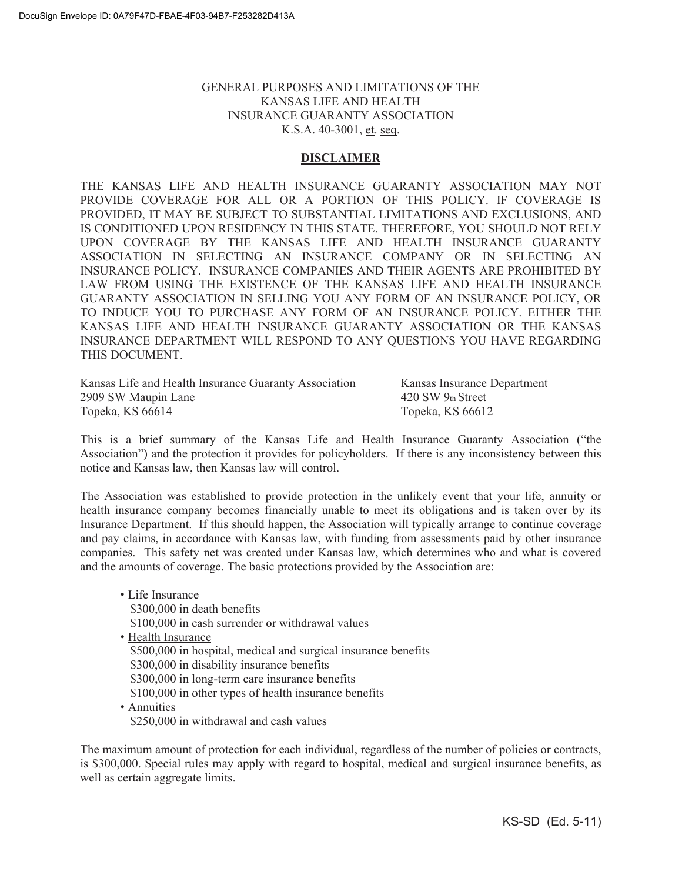GENERAL PURPOSES AND LIMITATIONS OF THE
KANSAS LIFE AND HEALTH
INSURANCE GUARANTY ASSOCIATION
K.S.A. 40-3001, et. seq.

## DISCLAIMER

THE KANSAS LIFE AND HEALTH INSURANCE GUARANTY ASSOCIATION MAY NOT PROVIDE COVERAGE FOR ALL OR A PORTION OF THIS POLICY. IF COVERAGE IS PROVIDED, IT MAY BE SUBJECT TO SUBSTANTIAL LIMITATIONS AND EXCLUSIONS, AND IS CONDITIONED UPON RESIDENCY IN THIS STATE. THEREFORE, YOU SHOULD NOT RELY UPON COVERAGE BY THE KANSAS LIFE AND HEALTH INSURANCE GUARANTY ASSOCIATION IN SELECTING AN INSURANCE COMPANY OR IN SELECTING AN INSURANCE POLICY. INSURANCE COMPANIES AND THEIR AGENTS ARE PROHIBITED BY LAW FROM USING THE EXISTENCE OF THE KANSAS LIFE AND HEALTH INSURANCE GUARANTY ASSOCIATION IN SELLING YOU ANY FORM OF AN INSURANCE POLICY, OR TO INDUCE YOU TO PURCHASE ANY FORM OF AN INSURANCE POLICY. EITHER THE KANSAS LIFE AND HEALTH INSURANCE GUARANTY ASSOCIATION OR THE KANSAS INSURANCE DEPARTMENT WILL RESPOND TO ANY QUESTIONS YOU HAVE REGARDING THIS DOCUMENT.

Kansas Life and Health Insurance Guaranty Association
2909 SW Maupin Lane
Topeka, KS 66614

Kansas Insurance Department
420 SW 9th Street
Topeka, KS 66612

This is a brief summary of the Kansas Life and Health Insurance Guaranty Association ("the Association") and the protection it provides for policyholders. If there is any inconsistency between this notice and Kansas law, then Kansas law will control.

The Association was established to provide protection in the unlikely event that your life, annuity or health insurance company becomes financially unable to meet its obligations and is taken over by its Insurance Department. If this should happen, the Association will typically arrange to continue coverage and pay claims, in accordance with Kansas law, with funding from assessments paid by other insurance companies. This safety net was created under Kansas law, which determines who and what is covered and the amounts of coverage. The basic protections provided by the Association are:

- Life Insurance
  - $300,000 in death benefits
  - $100,000 in cash surrender or withdrawal values
- Health Insurance
  - $500,000 in hospital, medical and surgical insurance benefits
  - $300,000 in disability insurance benefits
  - $300,000 in long-term care insurance benefits
  - $100,000 in other types of health insurance benefits
- Annuities
  - $250,000 in withdrawal and cash values

The maximum amount of protection for each individual, regardless of the number of policies or contracts, is $300,000. Special rules may apply with regard to hospital, medical and surgical insurance benefits, as well as certain aggregate limits.

KS-SD (Ed. 5-11)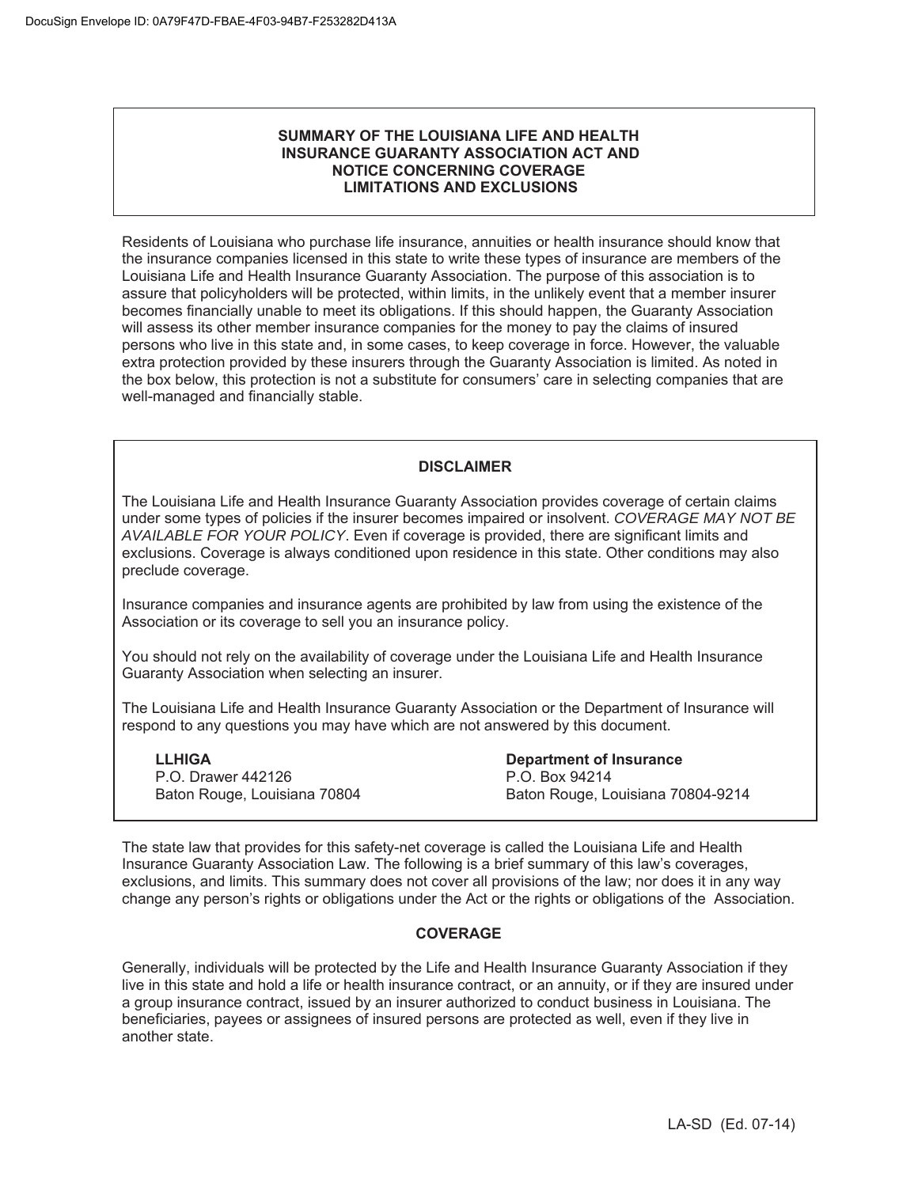## SUMMARY OF THE LOUISIANA LIFE AND HEALTH INSURANCE GUARANTY ASSOCIATION ACT AND NOTICE CONCERNING COVERAGE LIMITATIONS AND EXCLUSIONS

Residents of Louisiana who purchase life insurance, annuities or health insurance should know that the insurance companies licensed in this state to write these types of insurance are members of the Louisiana Life and Health Insurance Guaranty Association. The purpose of this association is to assure that policyholders will be protected, within limits, in the unlikely event that a member insurer becomes financially unable to meet its obligations. If this should happen, the Guaranty Association will assess its other member insurance companies for the money to pay the claims of insured persons who live in this state and, in some cases, to keep coverage in force. However, the valuable extra protection provided by these insurers through the Guaranty Association is limited. As noted in the box below, this protection is not a substitute for consumers' care in selecting companies that are well-managed and financially stable.

### DISCLAIMER

The Louisiana Life and Health Insurance Guaranty Association provides coverage of certain claims under some types of policies if the insurer becomes impaired or insolvent. *COVERAGE MAY NOT BE AVAILABLE FOR YOUR POLICY*. Even if coverage is provided, there are significant limits and exclusions. Coverage is always conditioned upon residence in this state. Other conditions may also preclude coverage.

Insurance companies and insurance agents are prohibited by law from using the existence of the Association or its coverage to sell you an insurance policy.

You should not rely on the availability of coverage under the Louisiana Life and Health Insurance Guaranty Association when selecting an insurer.

The Louisiana Life and Health Insurance Guaranty Association or the Department of Insurance will respond to any questions you may have which are not answered by this document.

**LLHIGA**
P.O. Drawer 442126
Baton Rouge, Louisiana 70804

**Department of Insurance**
P.O. Box 94214
Baton Rouge, Louisiana 70804-9214

The state law that provides for this safety-net coverage is called the Louisiana Life and Health Insurance Guaranty Association Law. The following is a brief summary of this law's coverages, exclusions, and limits. This summary does not cover all provisions of the law; nor does it in any way change any person's rights or obligations under the Act or the rights or obligations of the Association.

### COVERAGE

Generally, individuals will be protected by the Life and Health Insurance Guaranty Association if they live in this state and hold a life or health insurance contract, or an annuity, or if they are insured under a group insurance contract, issued by an insurer authorized to conduct business in Louisiana. The beneficiaries, payees or assignees of insured persons are protected as well, even if they live in another state.

LA-SD (Ed. 07-14)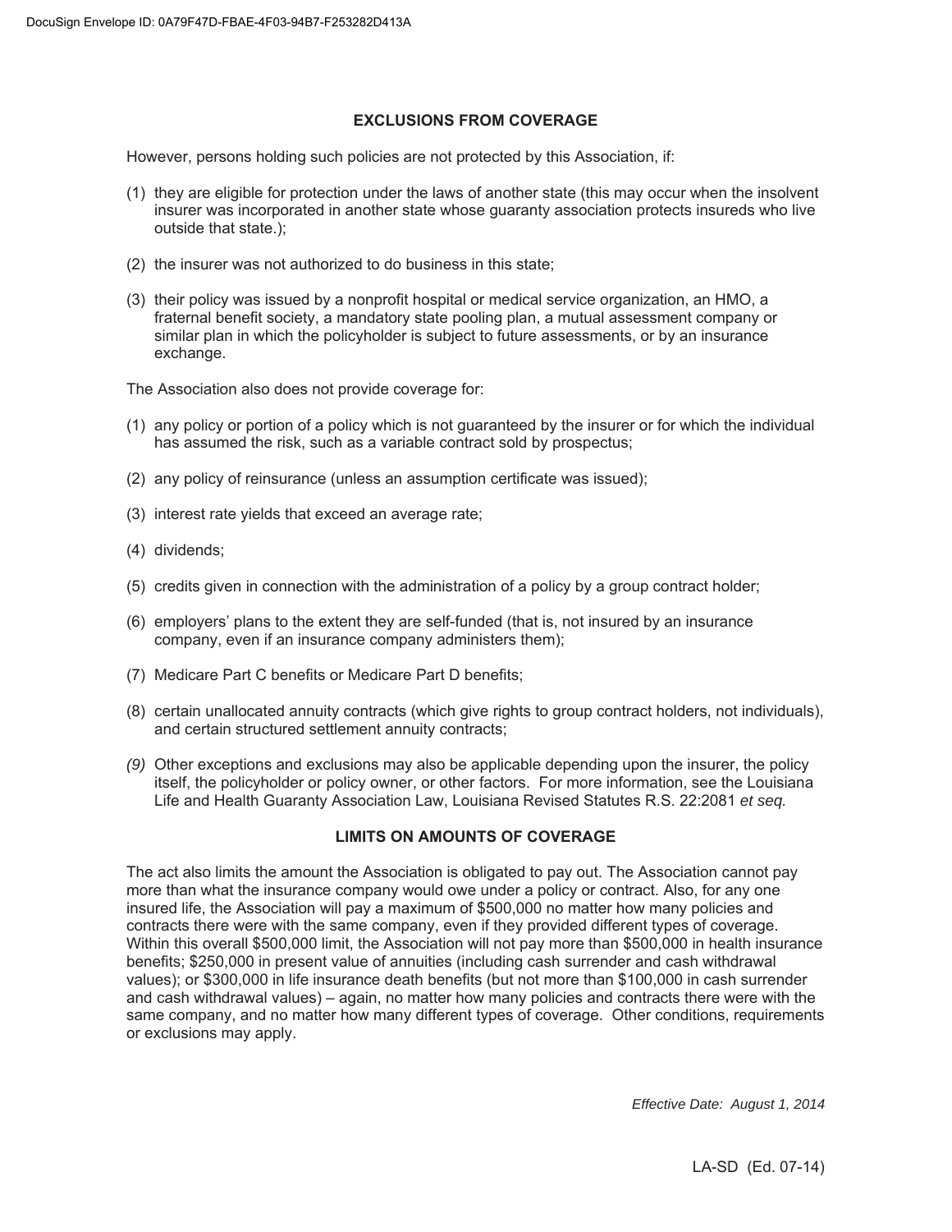## EXCLUSIONS FROM COVERAGE

However, persons holding such policies are not protected by this Association, if:

(1) they are eligible for protection under the laws of another state (this may occur when the insolvent insurer was incorporated in another state whose guaranty association protects insureds who live outside that state.);

(2) the insurer was not authorized to do business in this state;

(3) their policy was issued by a nonprofit hospital or medical service organization, an HMO, a fraternal benefit society, a mandatory state pooling plan, a mutual assessment company or similar plan in which the policyholder is subject to future assessments, or by an insurance exchange.

The Association also does not provide coverage for:

(1) any policy or portion of a policy which is not guaranteed by the insurer or for which the individual has assumed the risk, such as a variable contract sold by prospectus;

(2) any policy of reinsurance (unless an assumption certificate was issued);

(3) interest rate yields that exceed an average rate;

(4) dividends;

(5) credits given in connection with the administration of a policy by a group contract holder;

(6) employers' plans to the extent they are self-funded (that is, not insured by an insurance company, even if an insurance company administers them);

(7) Medicare Part C benefits or Medicare Part D benefits;

(8) certain unallocated annuity contracts (which give rights to group contract holders, not individuals), and certain structured settlement annuity contracts;

*(9)* Other exceptions and exclusions may also be applicable depending upon the insurer, the policy itself, the policyholder or policy owner, or other factors. For more information, see the Louisiana Life and Health Guaranty Association Law, Louisiana Revised Statutes R.S. 22:2081 *et seq.*

## LIMITS ON AMOUNTS OF COVERAGE

The act also limits the amount the Association is obligated to pay out. The Association cannot pay more than what the insurance company would owe under a policy or contract. Also, for any one insured life, the Association will pay a maximum of $500,000 no matter how many policies and contracts there were with the same company, even if they provided different types of coverage. Within this overall $500,000 limit, the Association will not pay more than $500,000 in health insurance benefits; $250,000 in present value of annuities (including cash surrender and cash withdrawal values); or $300,000 in life insurance death benefits (but not more than $100,000 in cash surrender and cash withdrawal values) – again, no matter how many policies and contracts there were with the same company, and no matter how many different types of coverage. Other conditions, requirements or exclusions may apply.

*Effective Date: August 1, 2014*

LA-SD (Ed. 07-14)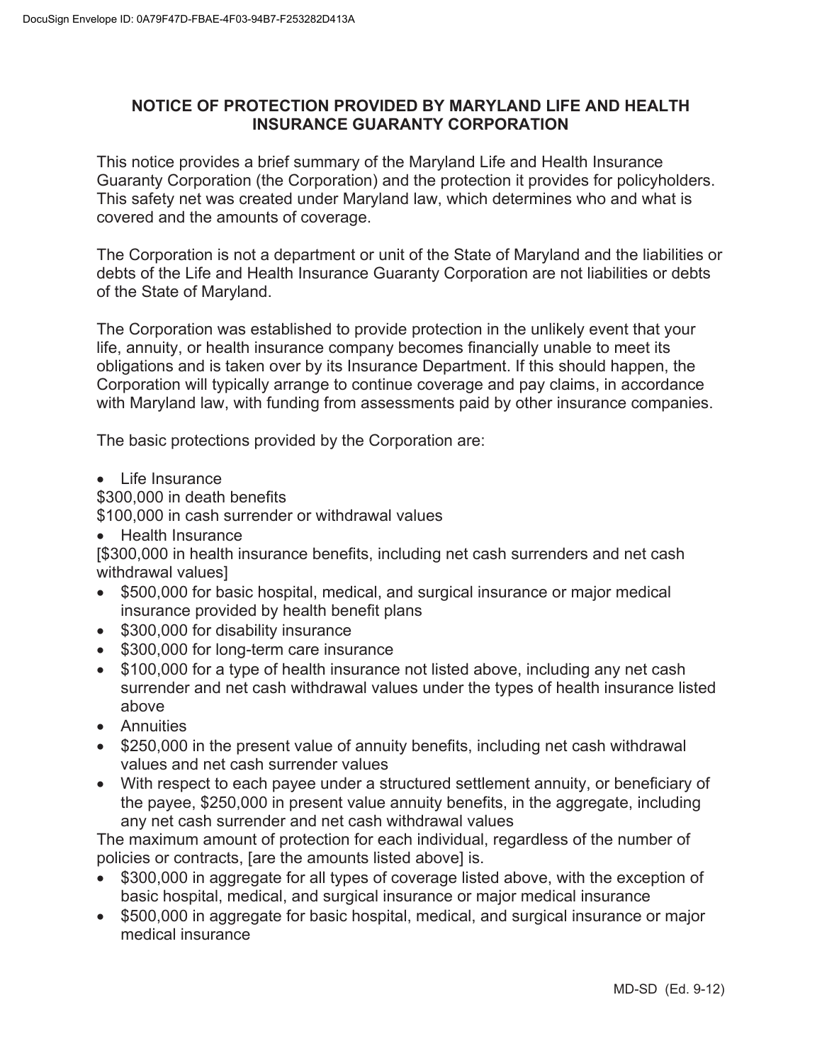## NOTICE OF PROTECTION PROVIDED BY MARYLAND LIFE AND HEALTH INSURANCE GUARANTY CORPORATION

This notice provides a brief summary of the Maryland Life and Health Insurance Guaranty Corporation (the Corporation) and the protection it provides for policyholders. This safety net was created under Maryland law, which determines who and what is covered and the amounts of coverage.

The Corporation is not a department or unit of the State of Maryland and the liabilities or debts of the Life and Health Insurance Guaranty Corporation are not liabilities or debts of the State of Maryland.

The Corporation was established to provide protection in the unlikely event that your life, annuity, or health insurance company becomes financially unable to meet its obligations and is taken over by its Insurance Department. If this should happen, the Corporation will typically arrange to continue coverage and pay claims, in accordance with Maryland law, with funding from assessments paid by other insurance companies.

The basic protections provided by the Corporation are:

- Life Insurance

$300,000 in death benefits
$100,000 in cash surrender or withdrawal values

- Health Insurance

[$300,000 in health insurance benefits, including net cash surrenders and net cash withdrawal values]

- $500,000 for basic hospital, medical, and surgical insurance or major medical insurance provided by health benefit plans
- $300,000 for disability insurance
- $300,000 for long-term care insurance
- $100,000 for a type of health insurance not listed above, including any net cash surrender and net cash withdrawal values under the types of health insurance listed above
- Annuities
- $250,000 in the present value of annuity benefits, including net cash withdrawal values and net cash surrender values
- With respect to each payee under a structured settlement annuity, or beneficiary of the payee, $250,000 in present value annuity benefits, in the aggregate, including any net cash surrender and net cash withdrawal values

The maximum amount of protection for each individual, regardless of the number of policies or contracts, [are the amounts listed above] is.

- $300,000 in aggregate for all types of coverage listed above, with the exception of basic hospital, medical, and surgical insurance or major medical insurance
- $500,000 in aggregate for basic hospital, medical, and surgical insurance or major medical insurance

MD-SD (Ed. 9-12)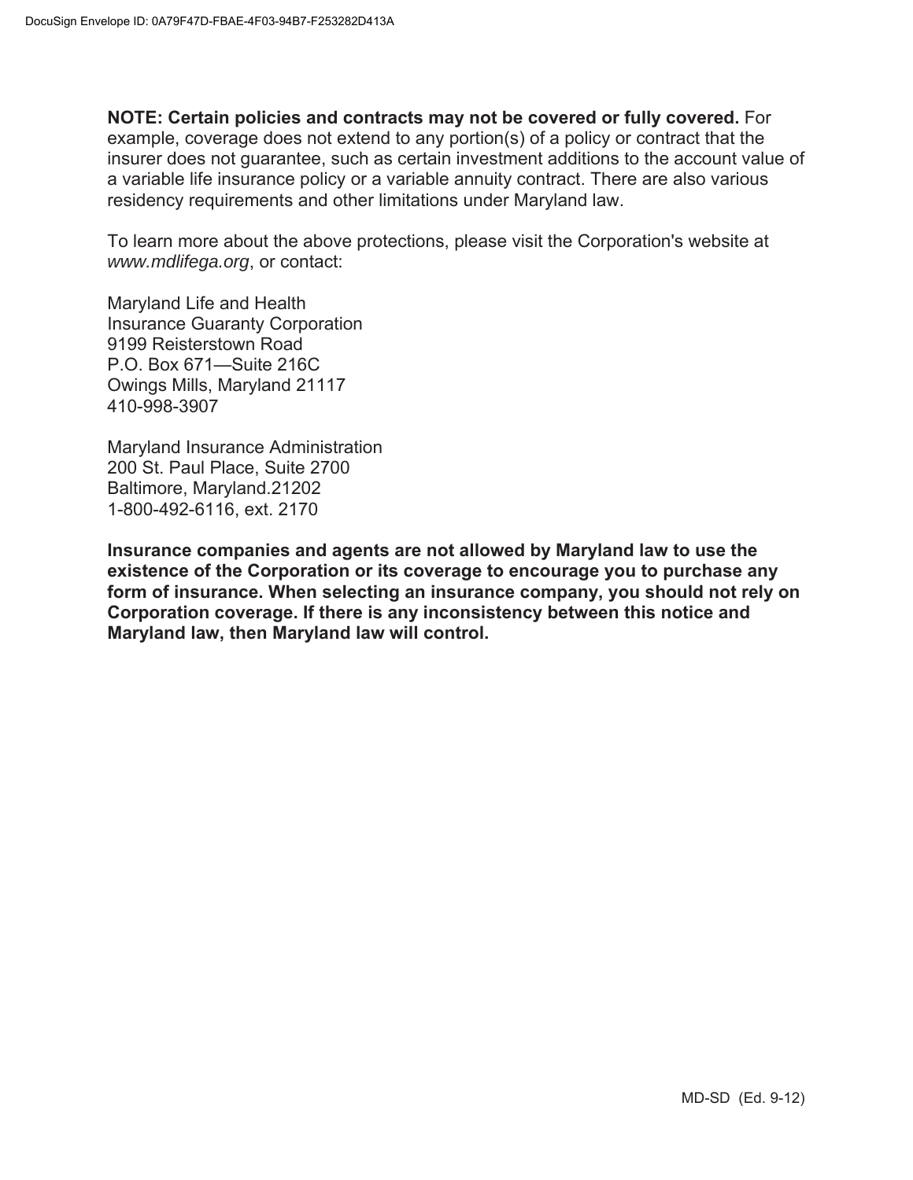**NOTE: Certain policies and contracts may not be covered or fully covered.** For example, coverage does not extend to any portion(s) of a policy or contract that the insurer does not guarantee, such as certain investment additions to the account value of a variable life insurance policy or a variable annuity contract. There are also various residency requirements and other limitations under Maryland law.

To learn more about the above protections, please visit the Corporation's website at *www.mdlifega.org*, or contact:

Maryland Life and Health
Insurance Guaranty Corporation
9199 Reisterstown Road
P.O. Box 671—Suite 216C
Owings Mills, Maryland 21117
410-998-3907

Maryland Insurance Administration
200 St. Paul Place, Suite 2700
Baltimore, Maryland.21202
1-800-492-6116, ext. 2170

**Insurance companies and agents are not allowed by Maryland law to use the existence of the Corporation or its coverage to encourage you to purchase any form of insurance. When selecting an insurance company, you should not rely on Corporation coverage. If there is any inconsistency between this notice and Maryland law, then Maryland law will control.**

MD-SD (Ed. 9-12)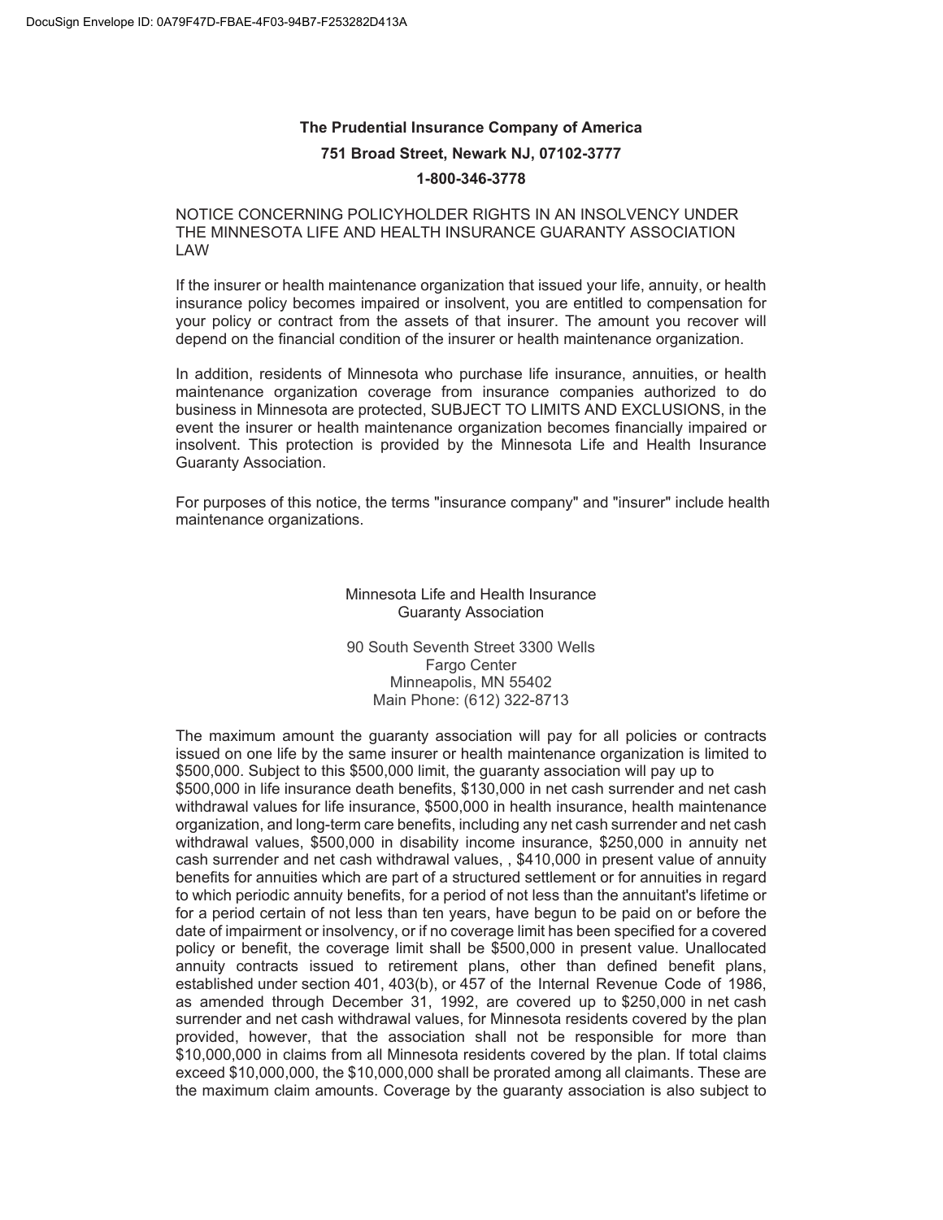**The Prudential Insurance Company of America**

**751 Broad Street, Newark NJ, 07102-3777**

**1-800-346-3778**

NOTICE CONCERNING POLICYHOLDER RIGHTS IN AN INSOLVENCY UNDER THE MINNESOTA LIFE AND HEALTH INSURANCE GUARANTY ASSOCIATION LAW

If the insurer or health maintenance organization that issued your life, annuity, or health insurance policy becomes impaired or insolvent, you are entitled to compensation for your policy or contract from the assets of that insurer. The amount you recover will depend on the financial condition of the insurer or health maintenance organization.

In addition, residents of Minnesota who purchase life insurance, annuities, or health maintenance organization coverage from insurance companies authorized to do business in Minnesota are protected, SUBJECT TO LIMITS AND EXCLUSIONS, in the event the insurer or health maintenance organization becomes financially impaired or insolvent. This protection is provided by the Minnesota Life and Health Insurance Guaranty Association.

For purposes of this notice, the terms "insurance company" and "insurer" include health maintenance organizations.

Minnesota Life and Health Insurance Guaranty Association

90 South Seventh Street 3300 Wells Fargo Center
Minneapolis, MN 55402
Main Phone: (612) 322-8713

The maximum amount the guaranty association will pay for all policies or contracts issued on one life by the same insurer or health maintenance organization is limited to $500,000. Subject to this $500,000 limit, the guaranty association will pay up to $500,000 in life insurance death benefits, $130,000 in net cash surrender and net cash withdrawal values for life insurance, $500,000 in health insurance, health maintenance organization, and long-term care benefits, including any net cash surrender and net cash withdrawal values, $500,000 in disability income insurance, $250,000 in annuity net cash surrender and net cash withdrawal values, , $410,000 in present value of annuity benefits for annuities which are part of a structured settlement or for annuities in regard to which periodic annuity benefits, for a period of not less than the annuitant's lifetime or for a period certain of not less than ten years, have begun to be paid on or before the date of impairment or insolvency, or if no coverage limit has been specified for a covered policy or benefit, the coverage limit shall be $500,000 in present value. Unallocated annuity contracts issued to retirement plans, other than defined benefit plans, established under section 401, 403(b), or 457 of the Internal Revenue Code of 1986, as amended through December 31, 1992, are covered up to $250,000 in net cash surrender and net cash withdrawal values, for Minnesota residents covered by the plan provided, however, that the association shall not be responsible for more than $10,000,000 in claims from all Minnesota residents covered by the plan. If total claims exceed $10,000,000, the $10,000,000 shall be prorated among all claimants. These are the maximum claim amounts. Coverage by the guaranty association is also subject to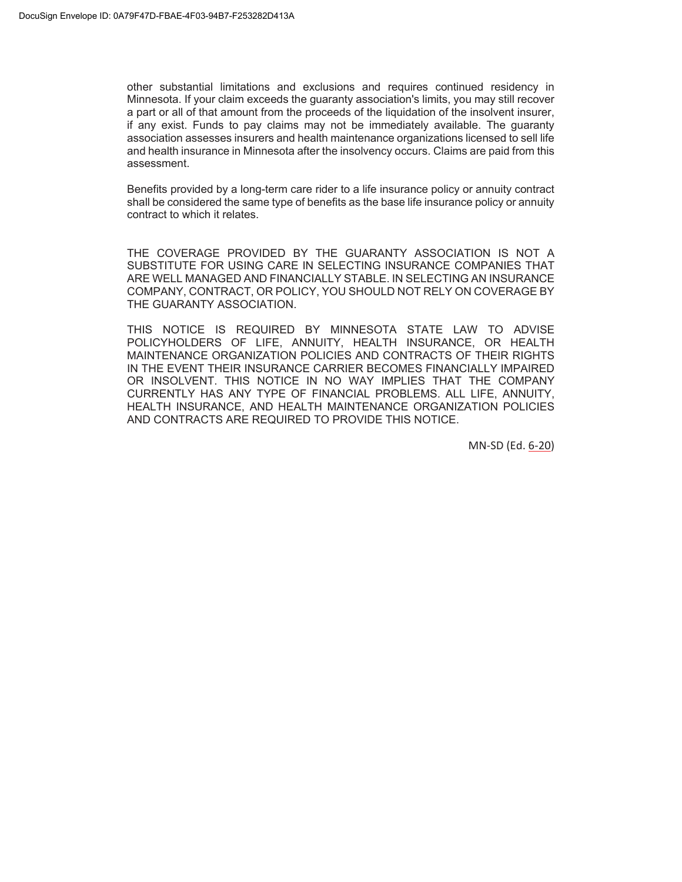other substantial limitations and exclusions and requires continued residency in Minnesota. If your claim exceeds the guaranty association's limits, you may still recover a part or all of that amount from the proceeds of the liquidation of the insolvent insurer, if any exist. Funds to pay claims may not be immediately available. The guaranty association assesses insurers and health maintenance organizations licensed to sell life and health insurance in Minnesota after the insolvency occurs. Claims are paid from this assessment.

Benefits provided by a long-term care rider to a life insurance policy or annuity contract shall be considered the same type of benefits as the base life insurance policy or annuity contract to which it relates.

THE COVERAGE PROVIDED BY THE GUARANTY ASSOCIATION IS NOT A SUBSTITUTE FOR USING CARE IN SELECTING INSURANCE COMPANIES THAT ARE WELL MANAGED AND FINANCIALLY STABLE. IN SELECTING AN INSURANCE COMPANY, CONTRACT, OR POLICY, YOU SHOULD NOT RELY ON COVERAGE BY THE GUARANTY ASSOCIATION.

THIS NOTICE IS REQUIRED BY MINNESOTA STATE LAW TO ADVISE POLICYHOLDERS OF LIFE, ANNUITY, HEALTH INSURANCE, OR HEALTH MAINTENANCE ORGANIZATION POLICIES AND CONTRACTS OF THEIR RIGHTS IN THE EVENT THEIR INSURANCE CARRIER BECOMES FINANCIALLY IMPAIRED OR INSOLVENT. THIS NOTICE IN NO WAY IMPLIES THAT THE COMPANY CURRENTLY HAS ANY TYPE OF FINANCIAL PROBLEMS. ALL LIFE, ANNUITY, HEALTH INSURANCE, AND HEALTH MAINTENANCE ORGANIZATION POLICIES AND CONTRACTS ARE REQUIRED TO PROVIDE THIS NOTICE.

MN-SD (Ed. 6-20)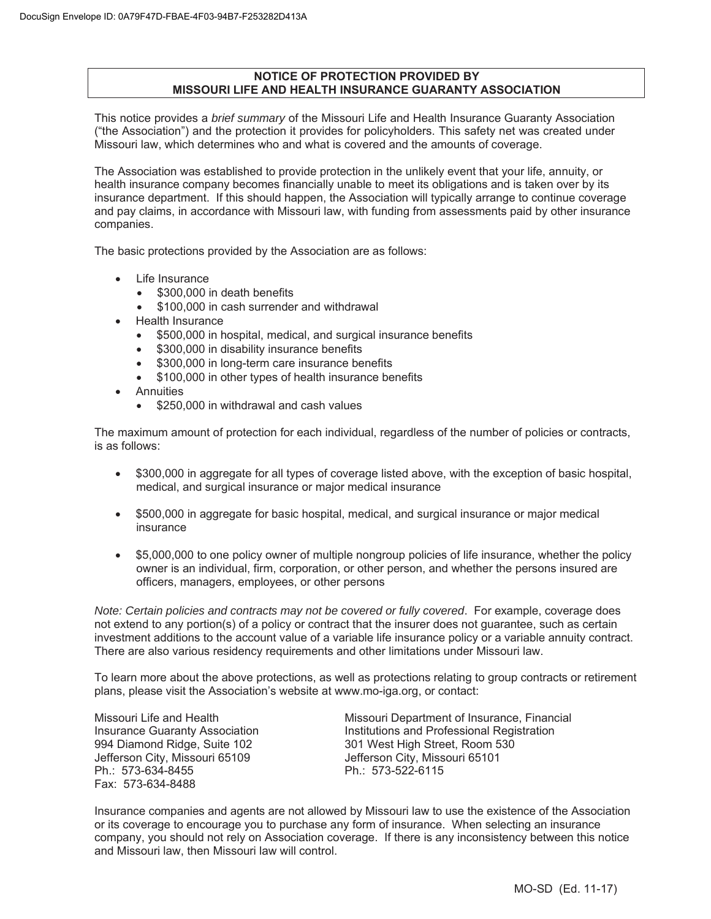## NOTICE OF PROTECTION PROVIDED BY MISSOURI LIFE AND HEALTH INSURANCE GUARANTY ASSOCIATION

This notice provides a *brief summary* of the Missouri Life and Health Insurance Guaranty Association ("the Association") and the protection it provides for policyholders. This safety net was created under Missouri law, which determines who and what is covered and the amounts of coverage.

The Association was established to provide protection in the unlikely event that your life, annuity, or health insurance company becomes financially unable to meet its obligations and is taken over by its insurance department. If this should happen, the Association will typically arrange to continue coverage and pay claims, in accordance with Missouri law, with funding from assessments paid by other insurance companies.

The basic protections provided by the Association are as follows:

- Life Insurance
  - $300,000 in death benefits
  - $100,000 in cash surrender and withdrawal
- Health Insurance
  - $500,000 in hospital, medical, and surgical insurance benefits
  - $300,000 in disability insurance benefits
  - $300,000 in long-term care insurance benefits
  - $100,000 in other types of health insurance benefits
- Annuities
  - $250,000 in withdrawal and cash values

The maximum amount of protection for each individual, regardless of the number of policies or contracts, is as follows:

- $300,000 in aggregate for all types of coverage listed above, with the exception of basic hospital, medical, and surgical insurance or major medical insurance
- $500,000 in aggregate for basic hospital, medical, and surgical insurance or major medical insurance
- $5,000,000 to one policy owner of multiple nongroup policies of life insurance, whether the policy owner is an individual, firm, corporation, or other person, and whether the persons insured are officers, managers, employees, or other persons

*Note: Certain policies and contracts may not be covered or fully covered*. For example, coverage does not extend to any portion(s) of a policy or contract that the insurer does not guarantee, such as certain investment additions to the account value of a variable life insurance policy or a variable annuity contract. There are also various residency requirements and other limitations under Missouri law.

To learn more about the above protections, as well as protections relating to group contracts or retirement plans, please visit the Association's website at www.mo-iga.org, or contact:

Missouri Life and Health Insurance Guaranty Association
994 Diamond Ridge, Suite 102
Jefferson City, Missouri 65109
Ph.: 573-634-8455
Fax: 573-634-8488

Missouri Department of Insurance, Financial Institutions and Professional Registration
301 West High Street, Room 530
Jefferson City, Missouri 65101
Ph.: 573-522-6115

Insurance companies and agents are not allowed by Missouri law to use the existence of the Association or its coverage to encourage you to purchase any form of insurance. When selecting an insurance company, you should not rely on Association coverage. If there is any inconsistency between this notice and Missouri law, then Missouri law will control.

MO-SD (Ed. 11-17)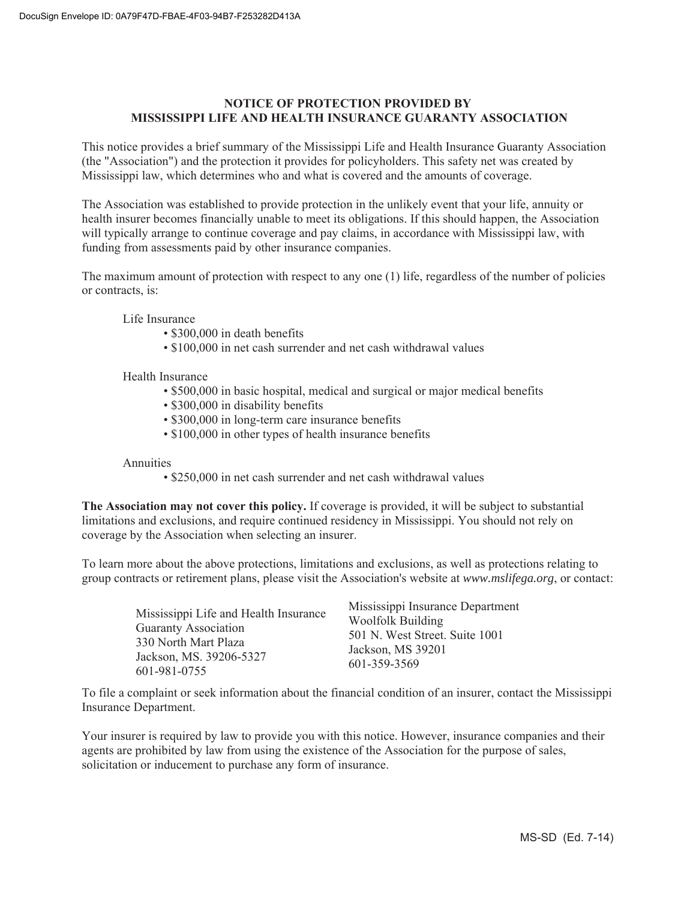# NOTICE OF PROTECTION PROVIDED BY MISSISSIPPI LIFE AND HEALTH INSURANCE GUARANTY ASSOCIATION

This notice provides a brief summary of the Mississippi Life and Health Insurance Guaranty Association (the "Association") and the protection it provides for policyholders. This safety net was created by Mississippi law, which determines who and what is covered and the amounts of coverage.

The Association was established to provide protection in the unlikely event that your life, annuity or health insurer becomes financially unable to meet its obligations. If this should happen, the Association will typically arrange to continue coverage and pay claims, in accordance with Mississippi law, with funding from assessments paid by other insurance companies.

The maximum amount of protection with respect to any one (1) life, regardless of the number of policies or contracts, is:

Life Insurance
- $300,000 in death benefits
- $100,000 in net cash surrender and net cash withdrawal values

Health Insurance
- $500,000 in basic hospital, medical and surgical or major medical benefits
- $300,000 in disability benefits
- $300,000 in long-term care insurance benefits
- $100,000 in other types of health insurance benefits

Annuities
- $250,000 in net cash surrender and net cash withdrawal values

**The Association may not cover this policy.** If coverage is provided, it will be subject to substantial limitations and exclusions, and require continued residency in Mississippi. You should not rely on coverage by the Association when selecting an insurer.

To learn more about the above protections, limitations and exclusions, as well as protections relating to group contracts or retirement plans, please visit the Association's website at *www.mslifega.org*, or contact:

Mississippi Life and Health Insurance Guaranty Association
330 North Mart Plaza
Jackson, MS. 39206-5327
601-981-0755

Mississippi Insurance Department
Woolfolk Building
501 N. West Street. Suite 1001
Jackson, MS 39201
601-359-3569

To file a complaint or seek information about the financial condition of an insurer, contact the Mississippi Insurance Department.

Your insurer is required by law to provide you with this notice. However, insurance companies and their agents are prohibited by law from using the existence of the Association for the purpose of sales, solicitation or inducement to purchase any form of insurance.

MS-SD (Ed. 7-14)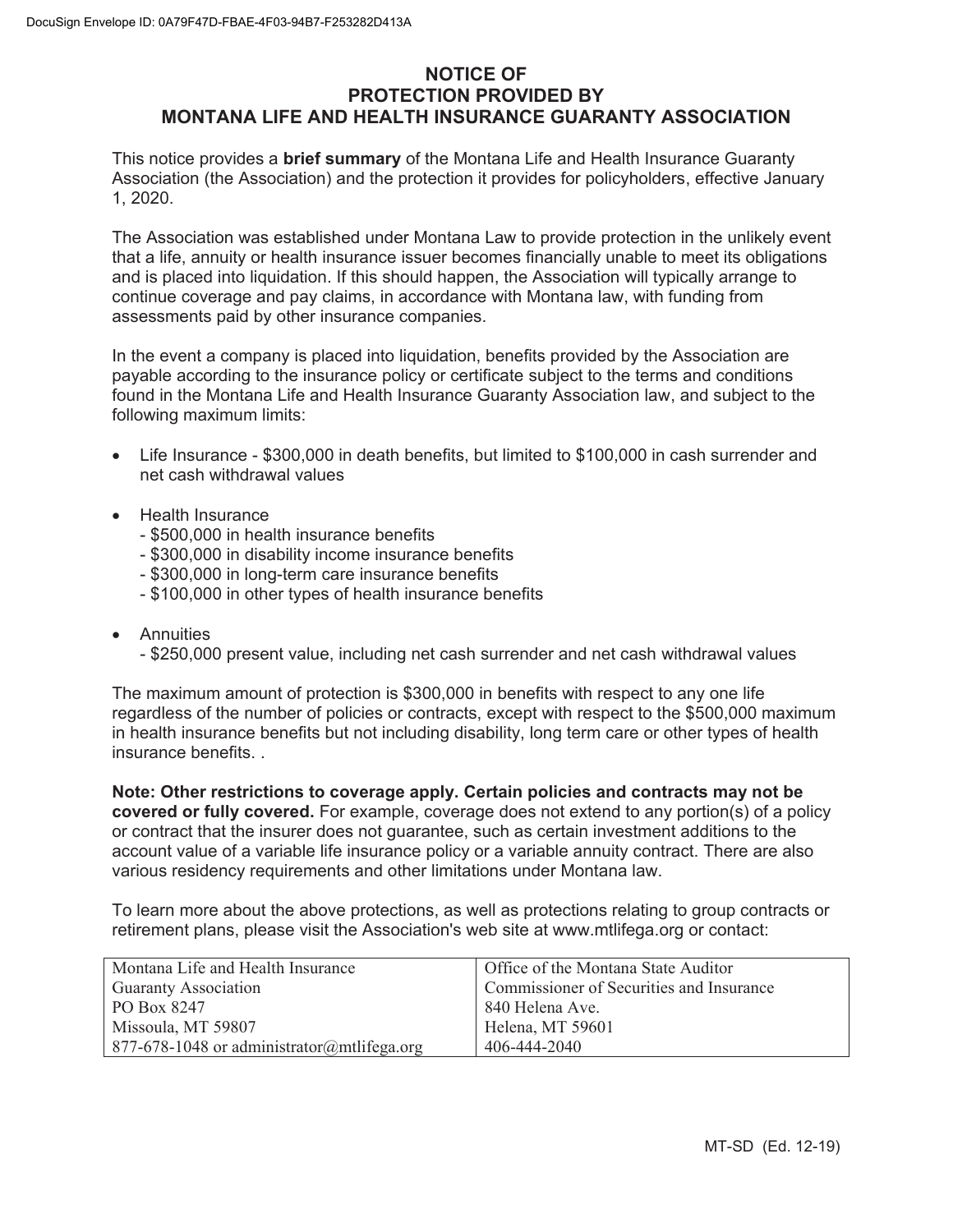# NOTICE OF PROTECTION PROVIDED BY MONTANA LIFE AND HEALTH INSURANCE GUARANTY ASSOCIATION

This notice provides a **brief summary** of the Montana Life and Health Insurance Guaranty Association (the Association) and the protection it provides for policyholders, effective January 1, 2020.

The Association was established under Montana Law to provide protection in the unlikely event that a life, annuity or health insurance issuer becomes financially unable to meet its obligations and is placed into liquidation. If this should happen, the Association will typically arrange to continue coverage and pay claims, in accordance with Montana law, with funding from assessments paid by other insurance companies.

In the event a company is placed into liquidation, benefits provided by the Association are payable according to the insurance policy or certificate subject to the terms and conditions found in the Montana Life and Health Insurance Guaranty Association law, and subject to the following maximum limits:

- Life Insurance - $300,000 in death benefits, but limited to $100,000 in cash surrender and net cash withdrawal values
- Health Insurance
  - $500,000 in health insurance benefits
  - $300,000 in disability income insurance benefits
  - $300,000 in long-term care insurance benefits
  - $100,000 in other types of health insurance benefits
- Annuities
  - $250,000 present value, including net cash surrender and net cash withdrawal values

The maximum amount of protection is $300,000 in benefits with respect to any one life regardless of the number of policies or contracts, except with respect to the $500,000 maximum in health insurance benefits but not including disability, long term care or other types of health insurance benefits. .

**Note: Other restrictions to coverage apply. Certain policies and contracts may not be covered or fully covered.** For example, coverage does not extend to any portion(s) of a policy or contract that the insurer does not guarantee, such as certain investment additions to the account value of a variable life insurance policy or a variable annuity contract. There are also various residency requirements and other limitations under Montana law.

To learn more about the above protections, as well as protections relating to group contracts or retirement plans, please visit the Association's web site at www.mtlifega.org or contact:

| Montana Life and Health Insurance Guaranty Association | Office of the Montana State Auditor Commissioner of Securities and Insurance |
|---|---|
| PO Box 8247 | 840 Helena Ave. |
| Missoula, MT 59807 | Helena, MT 59601 |
| 877-678-1048 or administrator@mtlifega.org | 406-444-2040 |

MT-SD (Ed. 12-19)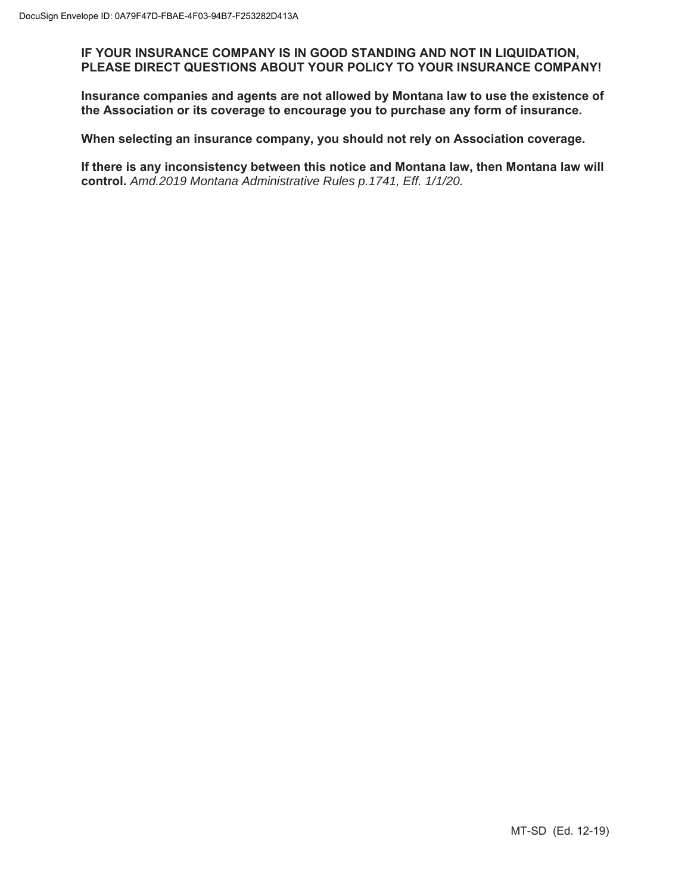**IF YOUR INSURANCE COMPANY IS IN GOOD STANDING AND NOT IN LIQUIDATION, PLEASE DIRECT QUESTIONS ABOUT YOUR POLICY TO YOUR INSURANCE COMPANY!**

**Insurance companies and agents are not allowed by Montana law to use the existence of the Association or its coverage to encourage you to purchase any form of insurance.**

**When selecting an insurance company, you should not rely on Association coverage.**

**If there is any inconsistency between this notice and Montana law, then Montana law will control.** *Amd.2019 Montana Administrative Rules p.1741, Eff. 1/1/20.*

MT-SD (Ed. 12-19)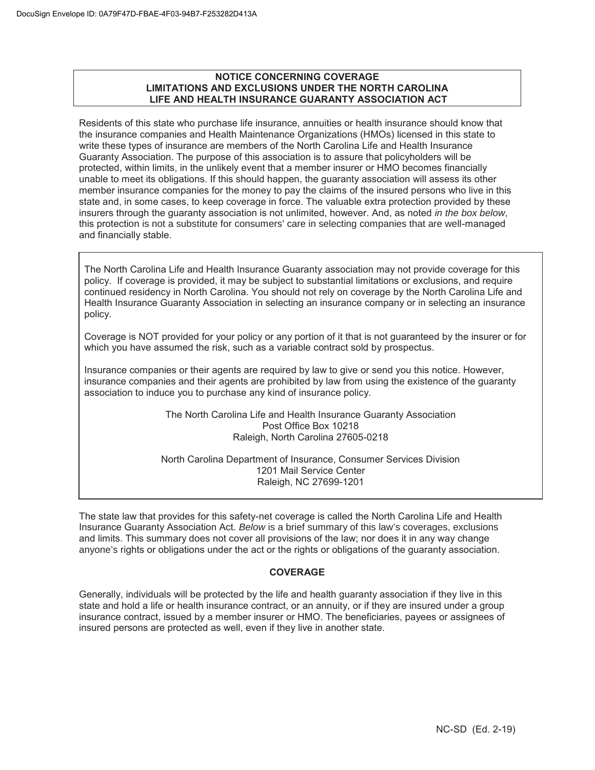## NOTICE CONCERNING COVERAGE LIMITATIONS AND EXCLUSIONS UNDER THE NORTH CAROLINA LIFE AND HEALTH INSURANCE GUARANTY ASSOCIATION ACT

Residents of this state who purchase life insurance, annuities or health insurance should know that the insurance companies and Health Maintenance Organizations (HMOs) licensed in this state to write these types of insurance are members of the North Carolina Life and Health Insurance Guaranty Association. The purpose of this association is to assure that policyholders will be protected, within limits, in the unlikely event that a member insurer or HMO becomes financially unable to meet its obligations. If this should happen, the guaranty association will assess its other member insurance companies for the money to pay the claims of the insured persons who live in this state and, in some cases, to keep coverage in force. The valuable extra protection provided by these insurers through the guaranty association is not unlimited, however. And, as noted *in the box below*, this protection is not a substitute for consumers' care in selecting companies that are well-managed and financially stable.

---

The North Carolina Life and Health Insurance Guaranty association may not provide coverage for this policy. If coverage is provided, it may be subject to substantial limitations or exclusions, and require continued residency in North Carolina. You should not rely on coverage by the North Carolina Life and Health Insurance Guaranty Association in selecting an insurance company or in selecting an insurance policy.

Coverage is NOT provided for your policy or any portion of it that is not guaranteed by the insurer or for which you have assumed the risk, such as a variable contract sold by prospectus.

Insurance companies or their agents are required by law to give or send you this notice. However, insurance companies and their agents are prohibited by law from using the existence of the guaranty association to induce you to purchase any kind of insurance policy.

The North Carolina Life and Health Insurance Guaranty Association
Post Office Box 10218
Raleigh, North Carolina 27605-0218

North Carolina Department of Insurance, Consumer Services Division
1201 Mail Service Center
Raleigh, NC 27699-1201

---

The state law that provides for this safety-net coverage is called the North Carolina Life and Health Insurance Guaranty Association Act. *Below* is a brief summary of this law's coverages, exclusions and limits. This summary does not cover all provisions of the law; nor does it in any way change anyone's rights or obligations under the act or the rights or obligations of the guaranty association.

### COVERAGE

Generally, individuals will be protected by the life and health guaranty association if they live in this state and hold a life or health insurance contract, or an annuity, or if they are insured under a group insurance contract, issued by a member insurer or HMO. The beneficiaries, payees or assignees of insured persons are protected as well, even if they live in another state.

NC-SD (Ed. 2-19)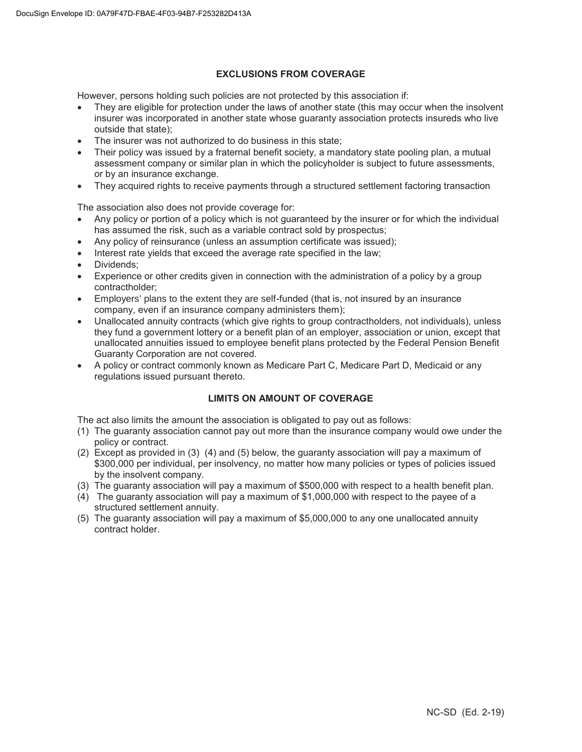## EXCLUSIONS FROM COVERAGE

However, persons holding such policies are not protected by this association if:

- They are eligible for protection under the laws of another state (this may occur when the insolvent insurer was incorporated in another state whose guaranty association protects insureds who live outside that state);
- The insurer was not authorized to do business in this state;
- Their policy was issued by a fraternal benefit society, a mandatory state pooling plan, a mutual assessment company or similar plan in which the policyholder is subject to future assessments, or by an insurance exchange.
- They acquired rights to receive payments through a structured settlement factoring transaction

The association also does not provide coverage for:

- Any policy or portion of a policy which is not guaranteed by the insurer or for which the individual has assumed the risk, such as a variable contract sold by prospectus;
- Any policy of reinsurance (unless an assumption certificate was issued);
- Interest rate yields that exceed the average rate specified in the law;
- Dividends;
- Experience or other credits given in connection with the administration of a policy by a group contractholder;
- Employers' plans to the extent they are self-funded (that is, not insured by an insurance company, even if an insurance company administers them);
- Unallocated annuity contracts (which give rights to group contractholders, not individuals), unless they fund a government lottery or a benefit plan of an employer, association or union, except that unallocated annuities issued to employee benefit plans protected by the Federal Pension Benefit Guaranty Corporation are not covered.
- A policy or contract commonly known as Medicare Part C, Medicare Part D, Medicaid or any regulations issued pursuant thereto.

## LIMITS ON AMOUNT OF COVERAGE

The act also limits the amount the association is obligated to pay out as follows:

(1) The guaranty association cannot pay out more than the insurance company would owe under the policy or contract.

(2) Except as provided in (3) (4) and (5) below, the guaranty association will pay a maximum of $300,000 per individual, per insolvency, no matter how many policies or types of policies issued by the insolvent company.

(3) The guaranty association will pay a maximum of $500,000 with respect to a health benefit plan.

(4) The guaranty association will pay a maximum of $1,000,000 with respect to the payee of a structured settlement annuity.

(5) The guaranty association will pay a maximum of $5,000,000 to any one unallocated annuity contract holder.

NC-SD (Ed. 2-19)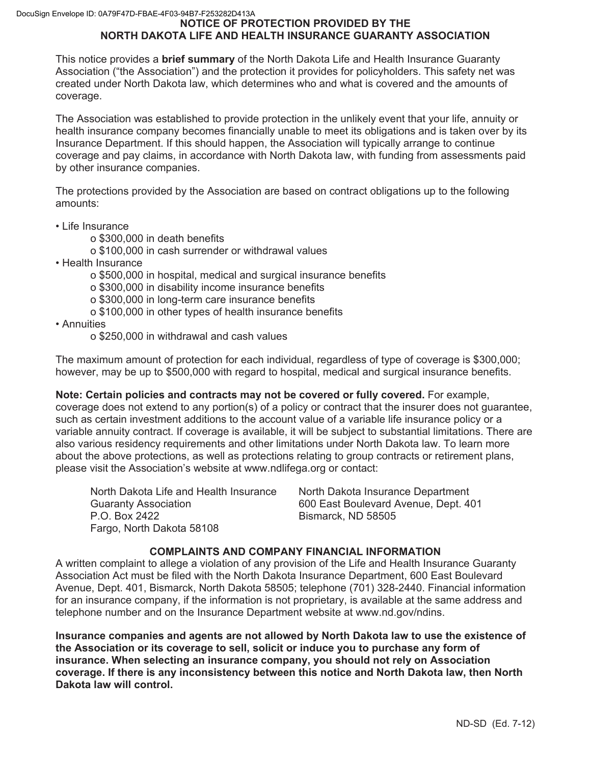## NOTICE OF PROTECTION PROVIDED BY THE NORTH DAKOTA LIFE AND HEALTH INSURANCE GUARANTY ASSOCIATION

This notice provides a **brief summary** of the North Dakota Life and Health Insurance Guaranty Association ("the Association") and the protection it provides for policyholders. This safety net was created under North Dakota law, which determines who and what is covered and the amounts of coverage.

The Association was established to provide protection in the unlikely event that your life, annuity or health insurance company becomes financially unable to meet its obligations and is taken over by its Insurance Department. If this should happen, the Association will typically arrange to continue coverage and pay claims, in accordance with North Dakota law, with funding from assessments paid by other insurance companies.

The protections provided by the Association are based on contract obligations up to the following amounts:

- Life Insurance
  - $300,000 in death benefits
  - $100,000 in cash surrender or withdrawal values
- Health Insurance
  - $500,000 in hospital, medical and surgical insurance benefits
  - $300,000 in disability income insurance benefits
  - $300,000 in long-term care insurance benefits
  - $100,000 in other types of health insurance benefits
- Annuities
  - $250,000 in withdrawal and cash values

The maximum amount of protection for each individual, regardless of type of coverage is $300,000; however, may be up to $500,000 with regard to hospital, medical and surgical insurance benefits.

**Note: Certain policies and contracts may not be covered or fully covered.** For example, coverage does not extend to any portion(s) of a policy or contract that the insurer does not guarantee, such as certain investment additions to the account value of a variable life insurance policy or a variable annuity contract. If coverage is available, it will be subject to substantial limitations. There are also various residency requirements and other limitations under North Dakota law. To learn more about the above protections, as well as protections relating to group contracts or retirement plans, please visit the Association's website at www.ndlifega.org or contact:

North Dakota Life and Health Insurance Guaranty Association
P.O. Box 2422
Fargo, North Dakota 58108

North Dakota Insurance Department
600 East Boulevard Avenue, Dept. 401
Bismarck, ND 58505

### COMPLAINTS AND COMPANY FINANCIAL INFORMATION

A written complaint to allege a violation of any provision of the Life and Health Insurance Guaranty Association Act must be filed with the North Dakota Insurance Department, 600 East Boulevard Avenue, Dept. 401, Bismarck, North Dakota 58505; telephone (701) 328-2440. Financial information for an insurance company, if the information is not proprietary, is available at the same address and telephone number and on the Insurance Department website at www.nd.gov/ndins.

**Insurance companies and agents are not allowed by North Dakota law to use the existence of the Association or its coverage to sell, solicit or induce you to purchase any form of insurance. When selecting an insurance company, you should not rely on Association coverage. If there is any inconsistency between this notice and North Dakota law, then North Dakota law will control.**

ND-SD (Ed. 7-12)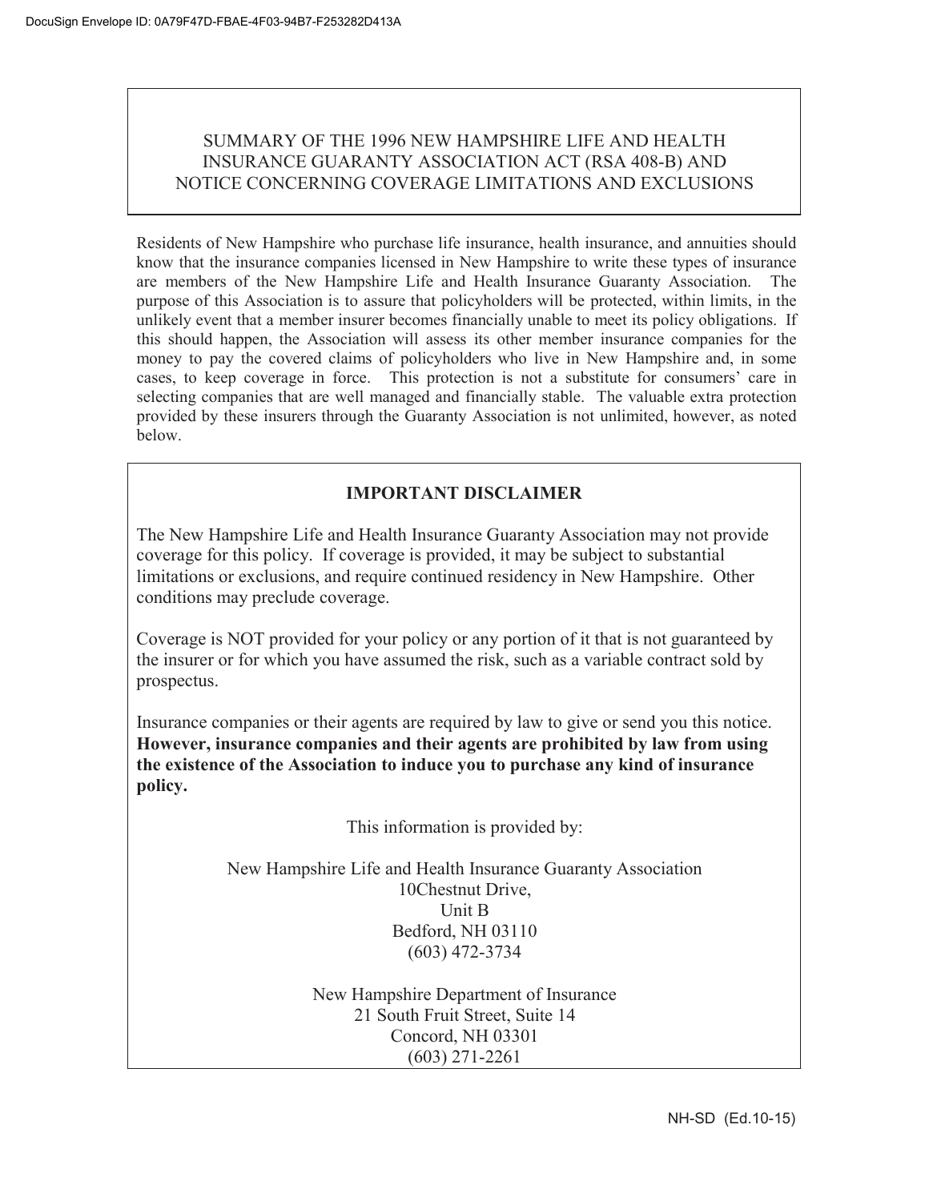# SUMMARY OF THE 1996 NEW HAMPSHIRE LIFE AND HEALTH INSURANCE GUARANTY ASSOCIATION ACT (RSA 408-B) AND NOTICE CONCERNING COVERAGE LIMITATIONS AND EXCLUSIONS

Residents of New Hampshire who purchase life insurance, health insurance, and annuities should know that the insurance companies licensed in New Hampshire to write these types of insurance are members of the New Hampshire Life and Health Insurance Guaranty Association. The purpose of this Association is to assure that policyholders will be protected, within limits, in the unlikely event that a member insurer becomes financially unable to meet its policy obligations. If this should happen, the Association will assess its other member insurance companies for the money to pay the covered claims of policyholders who live in New Hampshire and, in some cases, to keep coverage in force. This protection is not a substitute for consumers' care in selecting companies that are well managed and financially stable. The valuable extra protection provided by these insurers through the Guaranty Association is not unlimited, however, as noted below.

## IMPORTANT DISCLAIMER

The New Hampshire Life and Health Insurance Guaranty Association may not provide coverage for this policy. If coverage is provided, it may be subject to substantial limitations or exclusions, and require continued residency in New Hampshire. Other conditions may preclude coverage.

Coverage is NOT provided for your policy or any portion of it that is not guaranteed by the insurer or for which you have assumed the risk, such as a variable contract sold by prospectus.

Insurance companies or their agents are required by law to give or send you this notice. **However, insurance companies and their agents are prohibited by law from using the existence of the Association to induce you to purchase any kind of insurance policy.**

This information is provided by:

New Hampshire Life and Health Insurance Guaranty Association
10Chestnut Drive,
Unit B
Bedford, NH 03110
(603) 472-3734

New Hampshire Department of Insurance
21 South Fruit Street, Suite 14
Concord, NH 03301
(603) 271-2261

NH-SD (Ed.10-15)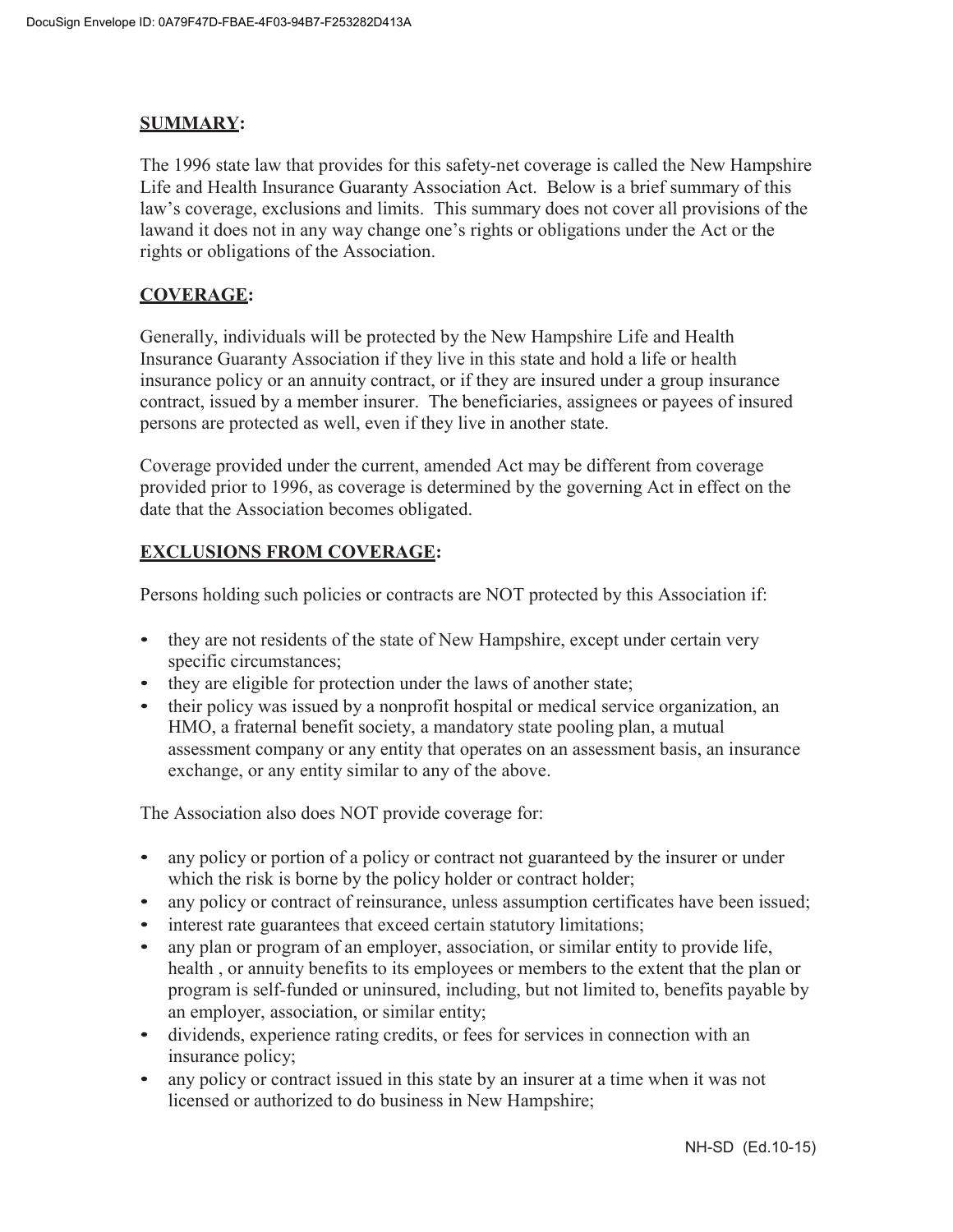## SUMMARY:

The 1996 state law that provides for this safety-net coverage is called the New Hampshire Life and Health Insurance Guaranty Association Act. Below is a brief summary of this law's coverage, exclusions and limits. This summary does not cover all provisions of the lawand it does not in any way change one's rights or obligations under the Act or the rights or obligations of the Association.

## COVERAGE:

Generally, individuals will be protected by the New Hampshire Life and Health Insurance Guaranty Association if they live in this state and hold a life or health insurance policy or an annuity contract, or if they are insured under a group insurance contract, issued by a member insurer. The beneficiaries, assignees or payees of insured persons are protected as well, even if they live in another state.

Coverage provided under the current, amended Act may be different from coverage provided prior to 1996, as coverage is determined by the governing Act in effect on the date that the Association becomes obligated.

## EXCLUSIONS FROM COVERAGE:

Persons holding such policies or contracts are NOT protected by this Association if:

- they are not residents of the state of New Hampshire, except under certain very specific circumstances;
- they are eligible for protection under the laws of another state;
- their policy was issued by a nonprofit hospital or medical service organization, an HMO, a fraternal benefit society, a mandatory state pooling plan, a mutual assessment company or any entity that operates on an assessment basis, an insurance exchange, or any entity similar to any of the above.

The Association also does NOT provide coverage for:

- any policy or portion of a policy or contract not guaranteed by the insurer or under which the risk is borne by the policy holder or contract holder;
- any policy or contract of reinsurance, unless assumption certificates have been issued;
- interest rate guarantees that exceed certain statutory limitations;
- any plan or program of an employer, association, or similar entity to provide life, health , or annuity benefits to its employees or members to the extent that the plan or program is self-funded or uninsured, including, but not limited to, benefits payable by an employer, association, or similar entity;
- dividends, experience rating credits, or fees for services in connection with an insurance policy;
- any policy or contract issued in this state by an insurer at a time when it was not licensed or authorized to do business in New Hampshire;

NH-SD (Ed.10-15)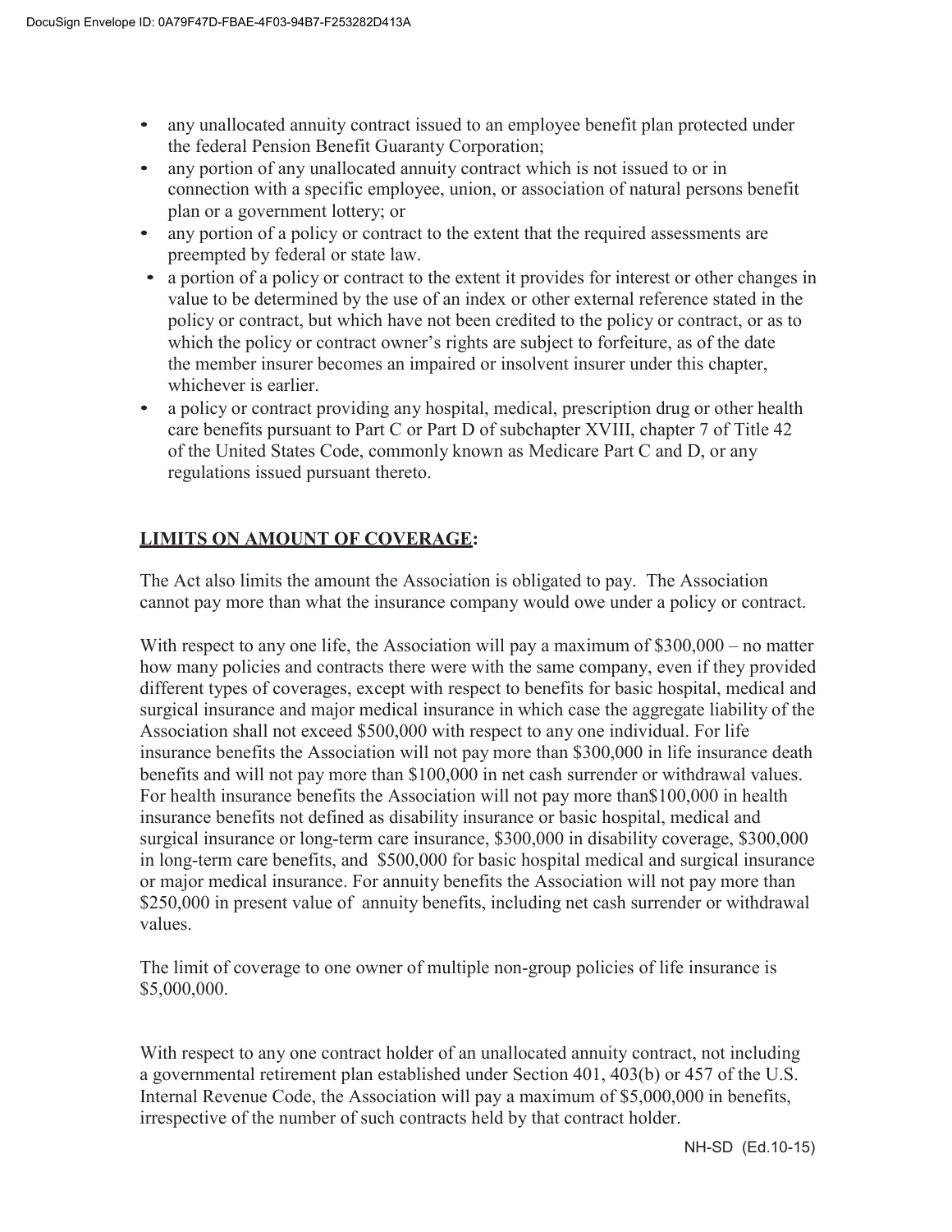- any unallocated annuity contract issued to an employee benefit plan protected under the federal Pension Benefit Guaranty Corporation;
- any portion of any unallocated annuity contract which is not issued to or in connection with a specific employee, union, or association of natural persons benefit plan or a government lottery; or
- any portion of a policy or contract to the extent that the required assessments are preempted by federal or state law.
- a portion of a policy or contract to the extent it provides for interest or other changes in value to be determined by the use of an index or other external reference stated in the policy or contract, but which have not been credited to the policy or contract, or as to which the policy or contract owner's rights are subject to forfeiture, as of the date the member insurer becomes an impaired or insolvent insurer under this chapter, whichever is earlier.
- a policy or contract providing any hospital, medical, prescription drug or other health care benefits pursuant to Part C or Part D of subchapter XVIII, chapter 7 of Title 42 of the United States Code, commonly known as Medicare Part C and D, or any regulations issued pursuant thereto.

**LIMITS ON AMOUNT OF COVERAGE:**

The Act also limits the amount the Association is obligated to pay. The Association cannot pay more than what the insurance company would owe under a policy or contract.

With respect to any one life, the Association will pay a maximum of $300,000 – no matter how many policies and contracts there were with the same company, even if they provided different types of coverages, except with respect to benefits for basic hospital, medical and surgical insurance and major medical insurance in which case the aggregate liability of the Association shall not exceed $500,000 with respect to any one individual. For life insurance benefits the Association will not pay more than $300,000 in life insurance death benefits and will not pay more than $100,000 in net cash surrender or withdrawal values. For health insurance benefits the Association will not pay more than$100,000 in health insurance benefits not defined as disability insurance or basic hospital, medical and surgical insurance or long-term care insurance, $300,000 in disability coverage, $300,000 in long-term care benefits, and $500,000 for basic hospital medical and surgical insurance or major medical insurance. For annuity benefits the Association will not pay more than $250,000 in present value of annuity benefits, including net cash surrender or withdrawal values.

The limit of coverage to one owner of multiple non-group policies of life insurance is $5,000,000.

With respect to any one contract holder of an unallocated annuity contract, not including a governmental retirement plan established under Section 401, 403(b) or 457 of the U.S. Internal Revenue Code, the Association will pay a maximum of $5,000,000 in benefits, irrespective of the number of such contracts held by that contract holder.

NH-SD (Ed.10-15)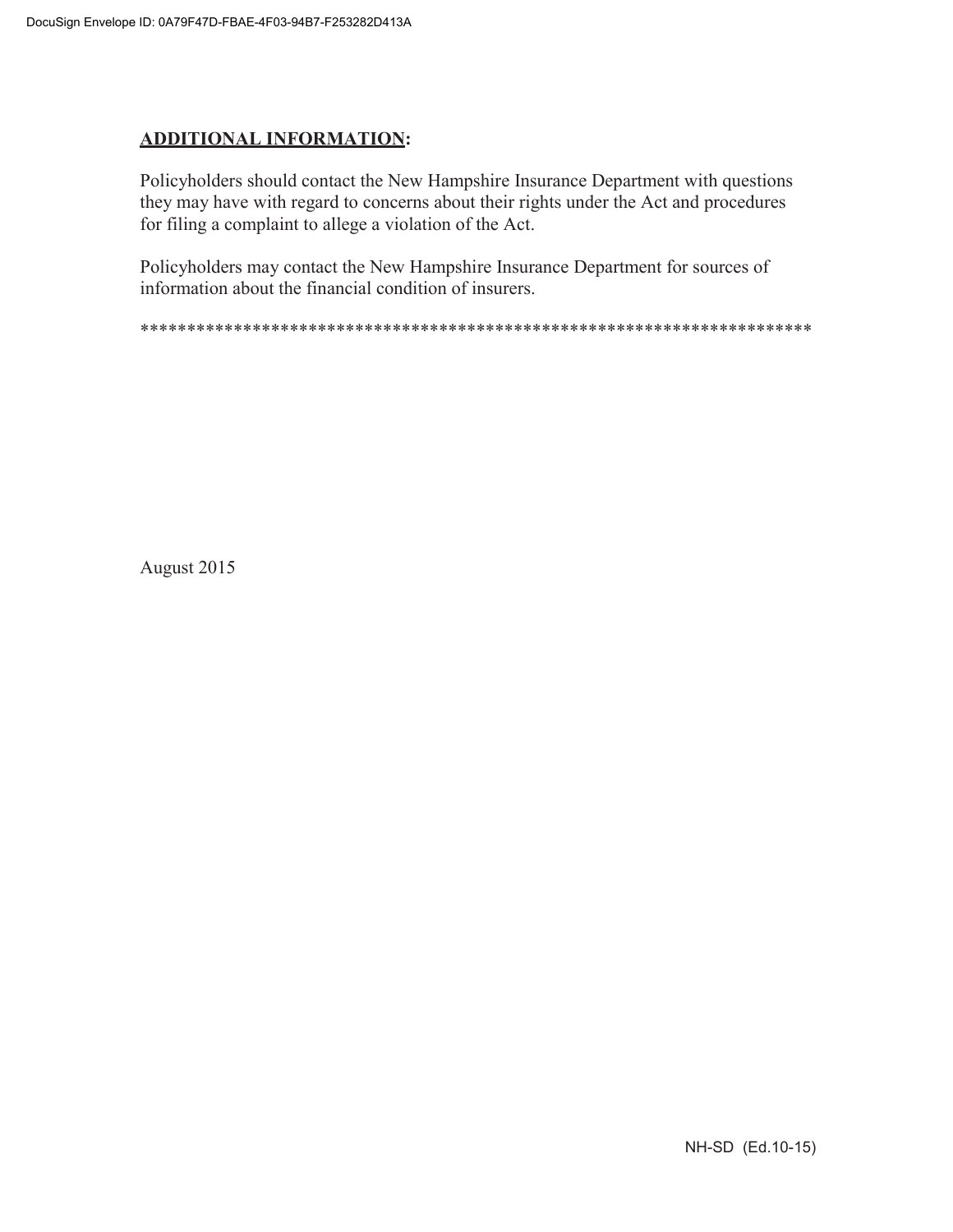**ADDITIONAL INFORMATION:**

Policyholders should contact the New Hampshire Insurance Department with questions they may have with regard to concerns about their rights under the Act and procedures for filing a complaint to allege a violation of the Act.

Policyholders may contact the New Hampshire Insurance Department for sources of information about the financial condition of insurers.

************************************************************************

August 2015

NH-SD (Ed.10-15)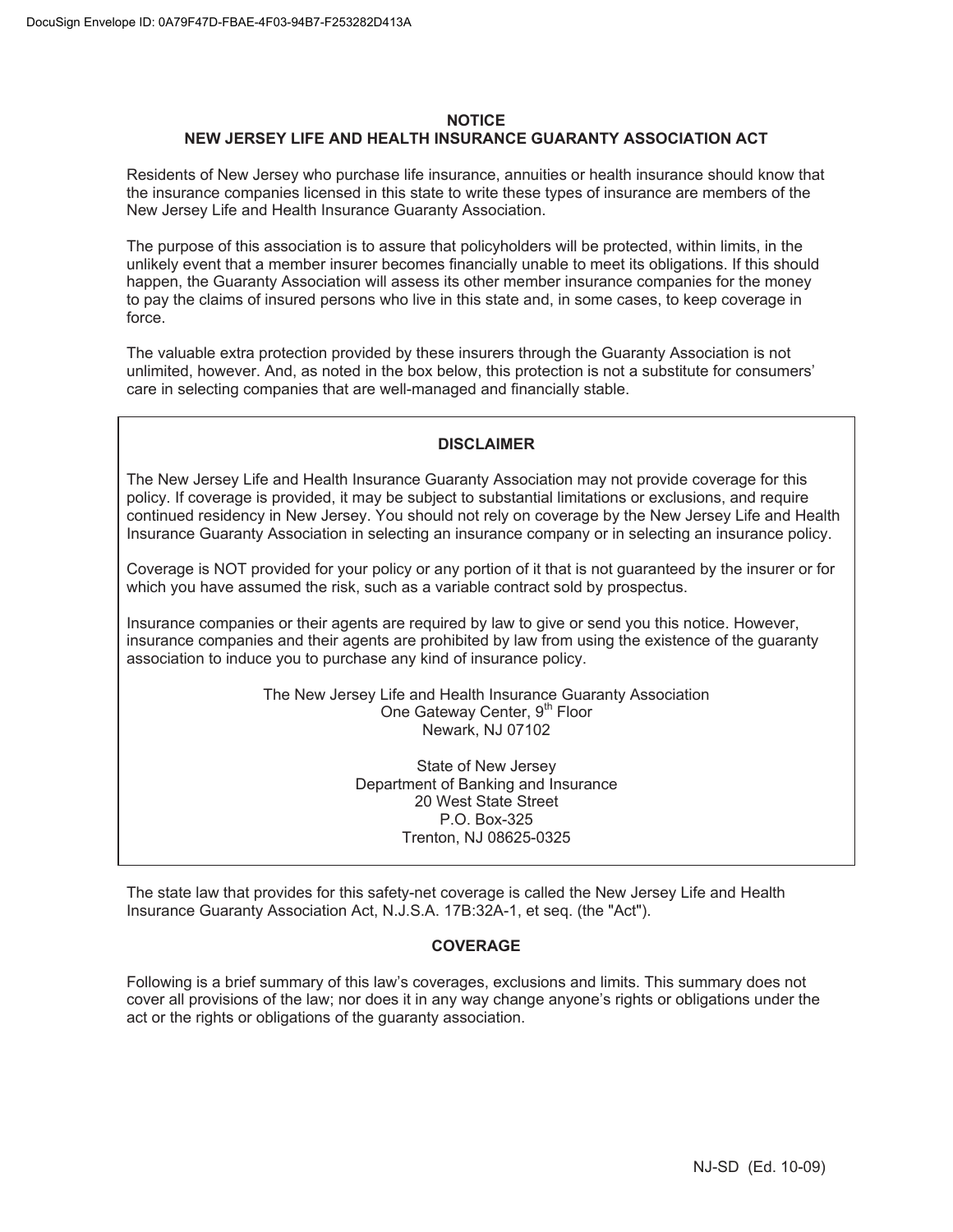**NOTICE**
**NEW JERSEY LIFE AND HEALTH INSURANCE GUARANTY ASSOCIATION ACT**

Residents of New Jersey who purchase life insurance, annuities or health insurance should know that the insurance companies licensed in this state to write these types of insurance are members of the New Jersey Life and Health Insurance Guaranty Association.

The purpose of this association is to assure that policyholders will be protected, within limits, in the unlikely event that a member insurer becomes financially unable to meet its obligations. If this should happen, the Guaranty Association will assess its other member insurance companies for the money to pay the claims of insured persons who live in this state and, in some cases, to keep coverage in force.

The valuable extra protection provided by these insurers through the Guaranty Association is not unlimited, however. And, as noted in the box below, this protection is not a substitute for consumers' care in selecting companies that are well-managed and financially stable.

**DISCLAIMER**

The New Jersey Life and Health Insurance Guaranty Association may not provide coverage for this policy. If coverage is provided, it may be subject to substantial limitations or exclusions, and require continued residency in New Jersey. You should not rely on coverage by the New Jersey Life and Health Insurance Guaranty Association in selecting an insurance company or in selecting an insurance policy.

Coverage is NOT provided for your policy or any portion of it that is not guaranteed by the insurer or for which you have assumed the risk, such as a variable contract sold by prospectus.

Insurance companies or their agents are required by law to give or send you this notice. However, insurance companies and their agents are prohibited by law from using the existence of the guaranty association to induce you to purchase any kind of insurance policy.

The New Jersey Life and Health Insurance Guaranty Association
One Gateway Center, 9th Floor
Newark, NJ 07102

State of New Jersey
Department of Banking and Insurance
20 West State Street
P.O. Box-325
Trenton, NJ 08625-0325

The state law that provides for this safety-net coverage is called the New Jersey Life and Health Insurance Guaranty Association Act, N.J.S.A. 17B:32A-1, et seq. (the "Act").

**COVERAGE**

Following is a brief summary of this law's coverages, exclusions and limits. This summary does not cover all provisions of the law; nor does it in any way change anyone's rights or obligations under the act or the rights or obligations of the guaranty association.

NJ-SD (Ed. 10-09)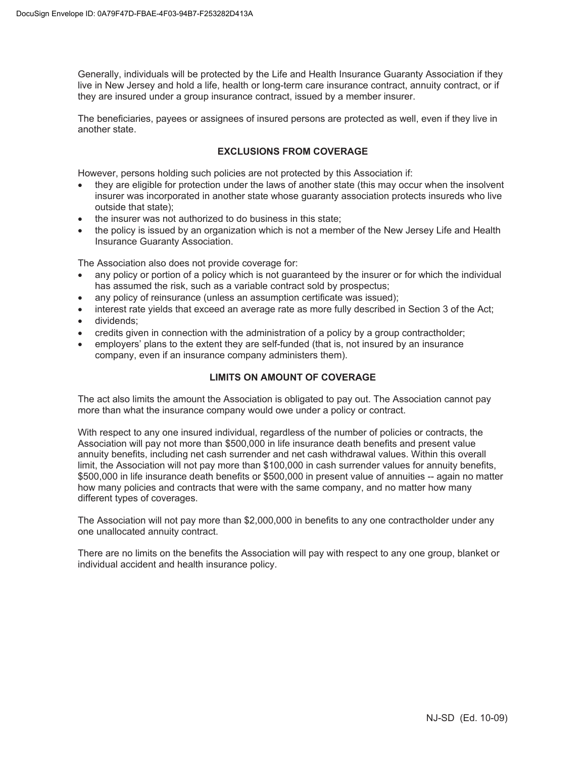Generally, individuals will be protected by the Life and Health Insurance Guaranty Association if they live in New Jersey and hold a life, health or long-term care insurance contract, annuity contract, or if they are insured under a group insurance contract, issued by a member insurer.

The beneficiaries, payees or assignees of insured persons are protected as well, even if they live in another state.

## EXCLUSIONS FROM COVERAGE

However, persons holding such policies are not protected by this Association if:

- they are eligible for protection under the laws of another state (this may occur when the insolvent insurer was incorporated in another state whose guaranty association protects insureds who live outside that state);
- the insurer was not authorized to do business in this state;
- the policy is issued by an organization which is not a member of the New Jersey Life and Health Insurance Guaranty Association.

The Association also does not provide coverage for:

- any policy or portion of a policy which is not guaranteed by the insurer or for which the individual has assumed the risk, such as a variable contract sold by prospectus;
- any policy of reinsurance (unless an assumption certificate was issued);
- interest rate yields that exceed an average rate as more fully described in Section 3 of the Act;
- dividends;
- credits given in connection with the administration of a policy by a group contractholder;
- employers' plans to the extent they are self-funded (that is, not insured by an insurance company, even if an insurance company administers them).

## LIMITS ON AMOUNT OF COVERAGE

The act also limits the amount the Association is obligated to pay out. The Association cannot pay more than what the insurance company would owe under a policy or contract.

With respect to any one insured individual, regardless of the number of policies or contracts, the Association will pay not more than $500,000 in life insurance death benefits and present value annuity benefits, including net cash surrender and net cash withdrawal values. Within this overall limit, the Association will not pay more than $100,000 in cash surrender values for annuity benefits, $500,000 in life insurance death benefits or $500,000 in present value of annuities -- again no matter how many policies and contracts that were with the same company, and no matter how many different types of coverages.

The Association will not pay more than $2,000,000 in benefits to any one contractholder under any one unallocated annuity contract.

There are no limits on the benefits the Association will pay with respect to any one group, blanket or individual accident and health insurance policy.

NJ-SD (Ed. 10-09)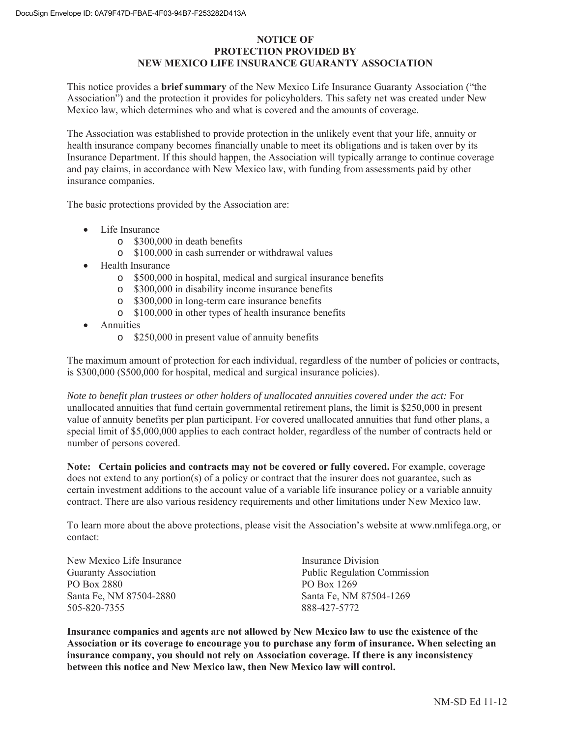# NOTICE OF PROTECTION PROVIDED BY NEW MEXICO LIFE INSURANCE GUARANTY ASSOCIATION

This notice provides a **brief summary** of the New Mexico Life Insurance Guaranty Association ("the Association") and the protection it provides for policyholders. This safety net was created under New Mexico law, which determines who and what is covered and the amounts of coverage.

The Association was established to provide protection in the unlikely event that your life, annuity or health insurance company becomes financially unable to meet its obligations and is taken over by its Insurance Department. If this should happen, the Association will typically arrange to continue coverage and pay claims, in accordance with New Mexico law, with funding from assessments paid by other insurance companies.

The basic protections provided by the Association are:

- Life Insurance
  - $300,000 in death benefits
  - $100,000 in cash surrender or withdrawal values
- Health Insurance
  - $500,000 in hospital, medical and surgical insurance benefits
  - $300,000 in disability income insurance benefits
  - $300,000 in long-term care insurance benefits
  - $100,000 in other types of health insurance benefits
- Annuities
  - $250,000 in present value of annuity benefits

The maximum amount of protection for each individual, regardless of the number of policies or contracts, is $300,000 ($500,000 for hospital, medical and surgical insurance policies).

*Note to benefit plan trustees or other holders of unallocated annuities covered under the act:* For unallocated annuities that fund certain governmental retirement plans, the limit is $250,000 in present value of annuity benefits per plan participant. For covered unallocated annuities that fund other plans, a special limit of $5,000,000 applies to each contract holder, regardless of the number of contracts held or number of persons covered.

**Note: Certain policies and contracts may not be covered or fully covered.** For example, coverage does not extend to any portion(s) of a policy or contract that the insurer does not guarantee, such as certain investment additions to the account value of a variable life insurance policy or a variable annuity contract. There are also various residency requirements and other limitations under New Mexico law.

To learn more about the above protections, please visit the Association's website at www.nmlifega.org, or contact:

New Mexico Life Insurance Guaranty Association
PO Box 2880
Santa Fe, NM 87504-2880
505-820-7355

Insurance Division
Public Regulation Commission
PO Box 1269
Santa Fe, NM 87504-1269
888-427-5772

**Insurance companies and agents are not allowed by New Mexico law to use the existence of the Association or its coverage to encourage you to purchase any form of insurance. When selecting an insurance company, you should not rely on Association coverage. If there is any inconsistency between this notice and New Mexico law, then New Mexico law will control.**

NM-SD Ed 11-12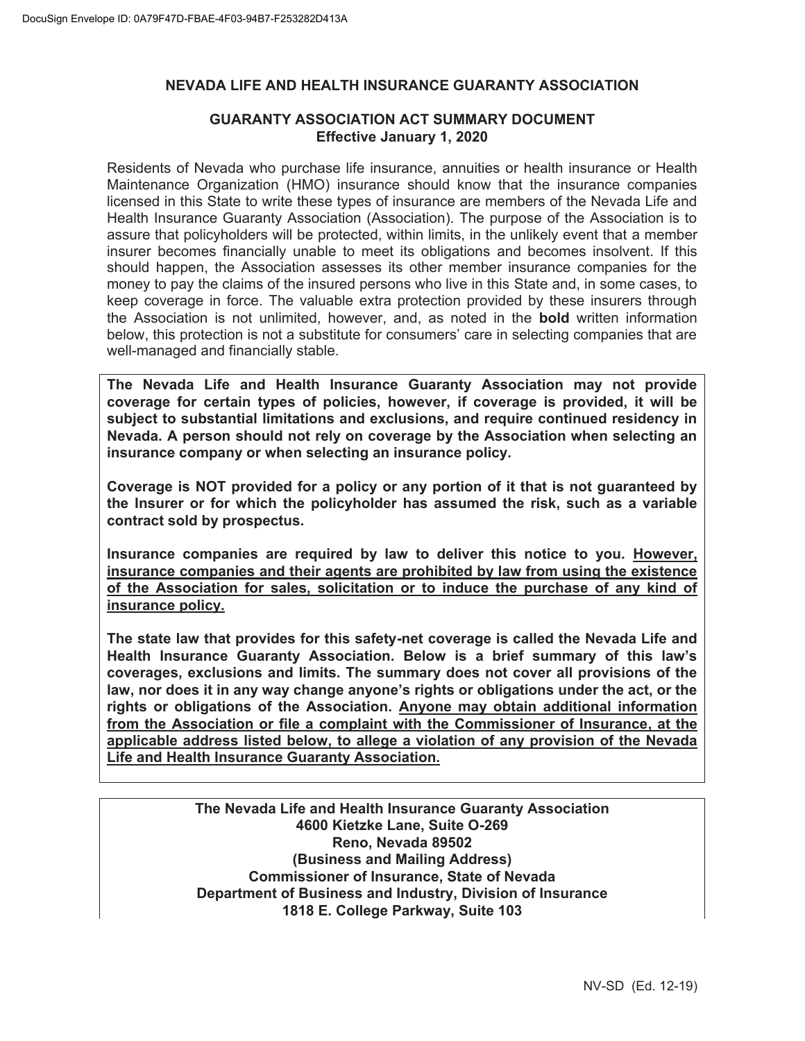DocuSign Envelope ID: 0A79F47D-FBAE-4F03-94B7-F253282D413A

# NEVADA LIFE AND HEALTH INSURANCE GUARANTY ASSOCIATION

## GUARANTY ASSOCIATION ACT SUMMARY DOCUMENT
**Effective January 1, 2020**

Residents of Nevada who purchase life insurance, annuities or health insurance or Health Maintenance Organization (HMO) insurance should know that the insurance companies licensed in this State to write these types of insurance are members of the Nevada Life and Health Insurance Guaranty Association (Association). The purpose of the Association is to assure that policyholders will be protected, within limits, in the unlikely event that a member insurer becomes financially unable to meet its obligations and becomes insolvent. If this should happen, the Association assesses its other member insurance companies for the money to pay the claims of the insured persons who live in this State and, in some cases, to keep coverage in force. The valuable extra protection provided by these insurers through the Association is not unlimited, however, and, as noted in the **bold** written information below, this protection is not a substitute for consumers' care in selecting companies that are well-managed and financially stable.

**The Nevada Life and Health Insurance Guaranty Association may not provide coverage for certain types of policies, however, if coverage is provided, it will be subject to substantial limitations and exclusions, and require continued residency in Nevada. A person should not rely on coverage by the Association when selecting an insurance company or when selecting an insurance policy.**

**Coverage is NOT provided for a policy or any portion of it that is not guaranteed by the Insurer or for which the policyholder has assumed the risk, such as a variable contract sold by prospectus.**

**Insurance companies are required by law to deliver this notice to you. <u>However, insurance companies and their agents are prohibited by law from using the existence of the Association for sales, solicitation or to induce the purchase of any kind of insurance policy.</u>**

**The state law that provides for this safety-net coverage is called the Nevada Life and Health Insurance Guaranty Association. Below is a brief summary of this law's coverages, exclusions and limits. The summary does not cover all provisions of the law, nor does it in any way change anyone's rights or obligations under the act, or the rights or obligations of the Association. <u>Anyone may obtain additional information from the Association or file a complaint with the Commissioner of Insurance, at the applicable address listed below, to allege a violation of any provision of the Nevada Life and Health Insurance Guaranty Association.</u>**

**The Nevada Life and Health Insurance Guaranty Association**
**4600 Kietzke Lane, Suite O-269**
**Reno, Nevada 89502**
**(Business and Mailing Address)**
**Commissioner of Insurance, State of Nevada**
**Department of Business and Industry, Division of Insurance**
**1818 E. College Parkway, Suite 103**

NV-SD (Ed. 12-19)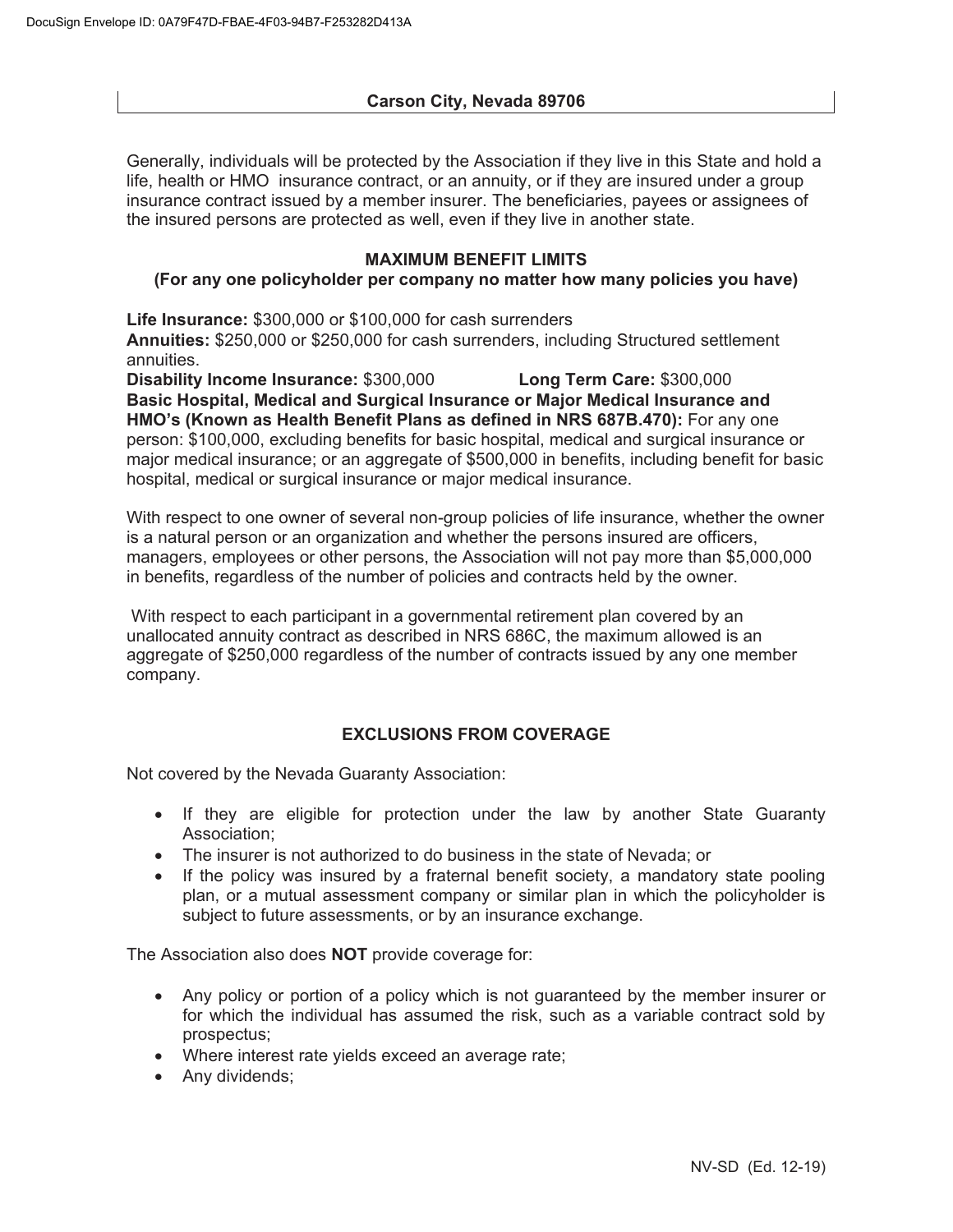Carson City, Nevada 89706

Generally, individuals will be protected by the Association if they live in this State and hold a life, health or HMO insurance contract, or an annuity, or if they are insured under a group insurance contract issued by a member insurer. The beneficiaries, payees or assignees of the insured persons are protected as well, even if they live in another state.

**MAXIMUM BENEFIT LIMITS**
**(For any one policyholder per company no matter how many policies you have)**

**Life Insurance:** \$300,000 or \$100,000 for cash surrenders
**Annuities:** \$250,000 or \$250,000 for cash surrenders, including Structured settlement annuities.
**Disability Income Insurance:** \$300,000 **Long Term Care:** \$300,000
**Basic Hospital, Medical and Surgical Insurance or Major Medical Insurance and HMO's (Known as Health Benefit Plans as defined in NRS 687B.470):** For any one person: \$100,000, excluding benefits for basic hospital, medical and surgical insurance or major medical insurance; or an aggregate of \$500,000 in benefits, including benefit for basic hospital, medical or surgical insurance or major medical insurance.

With respect to one owner of several non-group policies of life insurance, whether the owner is a natural person or an organization and whether the persons insured are officers, managers, employees or other persons, the Association will not pay more than \$5,000,000 in benefits, regardless of the number of policies and contracts held by the owner.

With respect to each participant in a governmental retirement plan covered by an unallocated annuity contract as described in NRS 686C, the maximum allowed is an aggregate of \$250,000 regardless of the number of contracts issued by any one member company.

**EXCLUSIONS FROM COVERAGE**

Not covered by the Nevada Guaranty Association:

- If they are eligible for protection under the law by another State Guaranty Association;
- The insurer is not authorized to do business in the state of Nevada; or
- If the policy was insured by a fraternal benefit society, a mandatory state pooling plan, or a mutual assessment company or similar plan in which the policyholder is subject to future assessments, or by an insurance exchange.

The Association also does **NOT** provide coverage for:

- Any policy or portion of a policy which is not guaranteed by the member insurer or for which the individual has assumed the risk, such as a variable contract sold by prospectus;
- Where interest rate yields exceed an average rate;
- Any dividends;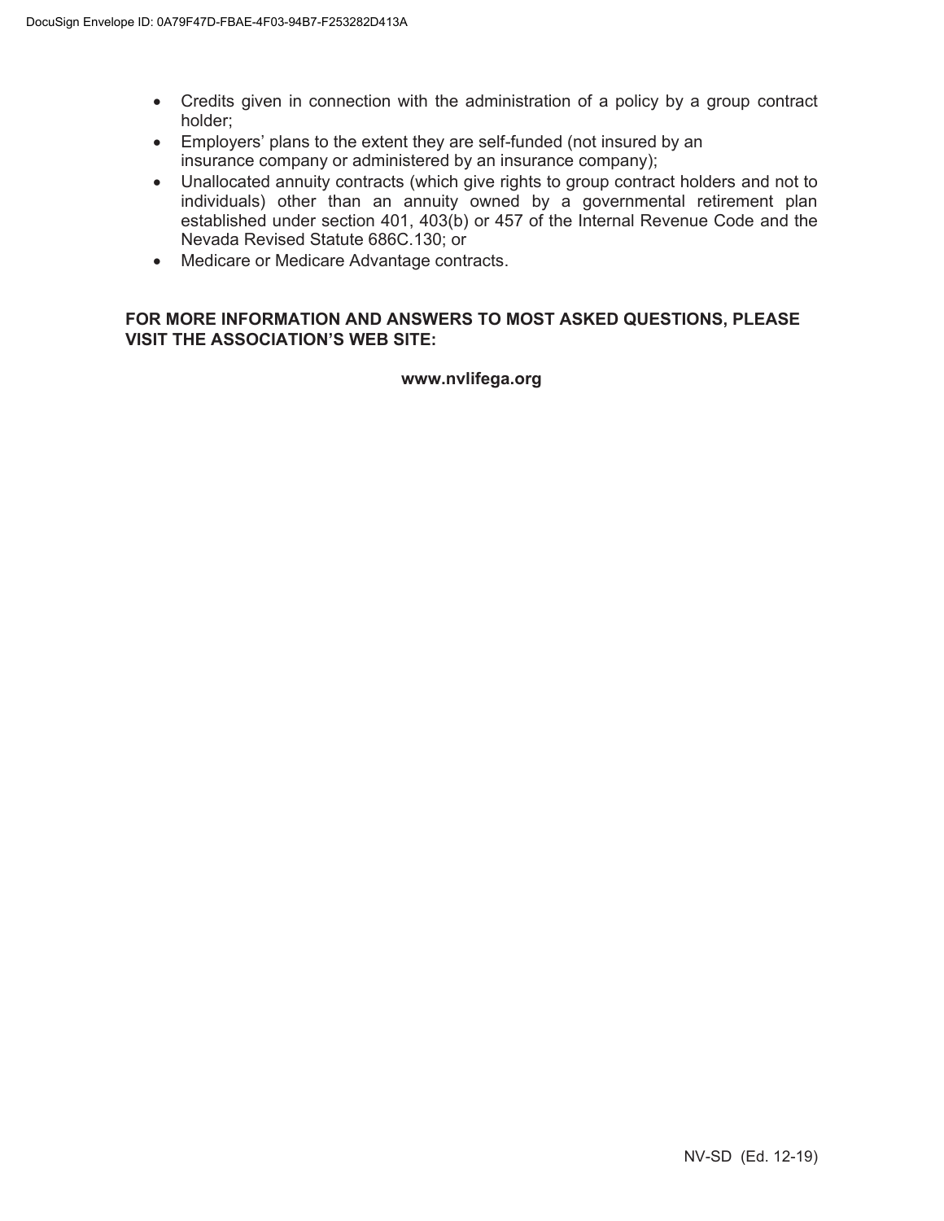- Credits given in connection with the administration of a policy by a group contract holder;
- Employers' plans to the extent they are self-funded (not insured by an insurance company or administered by an insurance company);
- Unallocated annuity contracts (which give rights to group contract holders and not to individuals) other than an annuity owned by a governmental retirement plan established under section 401, 403(b) or 457 of the Internal Revenue Code and the Nevada Revised Statute 686C.130; or
- Medicare or Medicare Advantage contracts.

**FOR MORE INFORMATION AND ANSWERS TO MOST ASKED QUESTIONS, PLEASE VISIT THE ASSOCIATION'S WEB SITE:**

**www.nvlifega.org**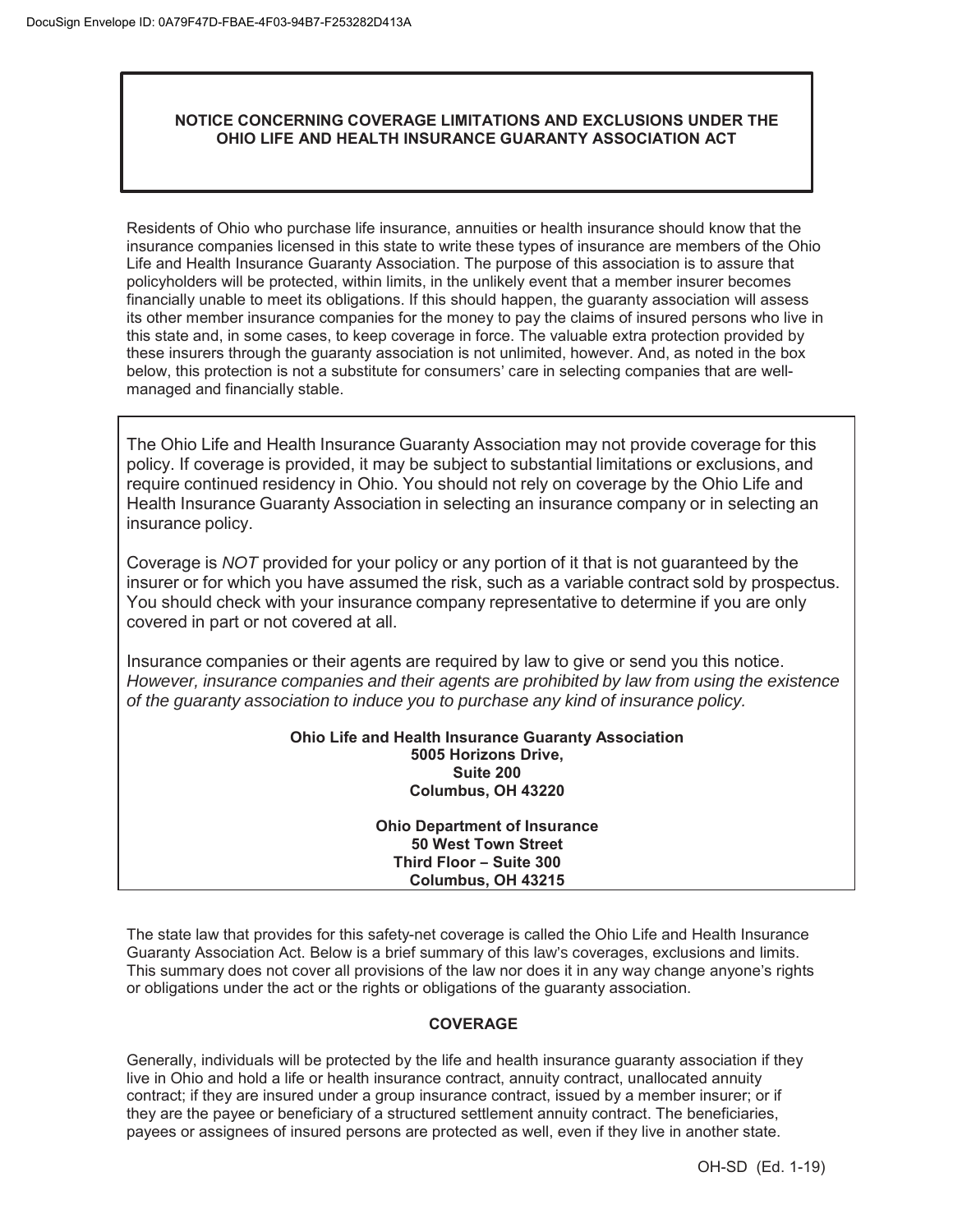**NOTICE CONCERNING COVERAGE LIMITATIONS AND EXCLUSIONS UNDER THE OHIO LIFE AND HEALTH INSURANCE GUARANTY ASSOCIATION ACT**

Residents of Ohio who purchase life insurance, annuities or health insurance should know that the insurance companies licensed in this state to write these types of insurance are members of the Ohio Life and Health Insurance Guaranty Association. The purpose of this association is to assure that policyholders will be protected, within limits, in the unlikely event that a member insurer becomes financially unable to meet its obligations. If this should happen, the guaranty association will assess its other member insurance companies for the money to pay the claims of insured persons who live in this state and, in some cases, to keep coverage in force. The valuable extra protection provided by these insurers through the guaranty association is not unlimited, however. And, as noted in the box below, this protection is not a substitute for consumers' care in selecting companies that are well-managed and financially stable.

The Ohio Life and Health Insurance Guaranty Association may not provide coverage for this policy. If coverage is provided, it may be subject to substantial limitations or exclusions, and require continued residency in Ohio. You should not rely on coverage by the Ohio Life and Health Insurance Guaranty Association in selecting an insurance company or in selecting an insurance policy.

Coverage is *NOT* provided for your policy or any portion of it that is not guaranteed by the insurer or for which you have assumed the risk, such as a variable contract sold by prospectus. You should check with your insurance company representative to determine if you are only covered in part or not covered at all.

Insurance companies or their agents are required by law to give or send you this notice. *However, insurance companies and their agents are prohibited by law from using the existence of the guaranty association to induce you to purchase any kind of insurance policy.*

**Ohio Life and Health Insurance Guaranty Association**
**5005 Horizons Drive,**
**Suite 200**
**Columbus, OH 43220**

**Ohio Department of Insurance**
**50 West Town Street**
**Third Floor – Suite 300**
**Columbus, OH 43215**

The state law that provides for this safety-net coverage is called the Ohio Life and Health Insurance Guaranty Association Act. Below is a brief summary of this law's coverages, exclusions and limits. This summary does not cover all provisions of the law nor does it in any way change anyone's rights or obligations under the act or the rights or obligations of the guaranty association.

**COVERAGE**

Generally, individuals will be protected by the life and health insurance guaranty association if they live in Ohio and hold a life or health insurance contract, annuity contract, unallocated annuity contract; if they are insured under a group insurance contract, issued by a member insurer; or if they are the payee or beneficiary of a structured settlement annuity contract. The beneficiaries, payees or assignees of insured persons are protected as well, even if they live in another state.

OH-SD (Ed. 1-19)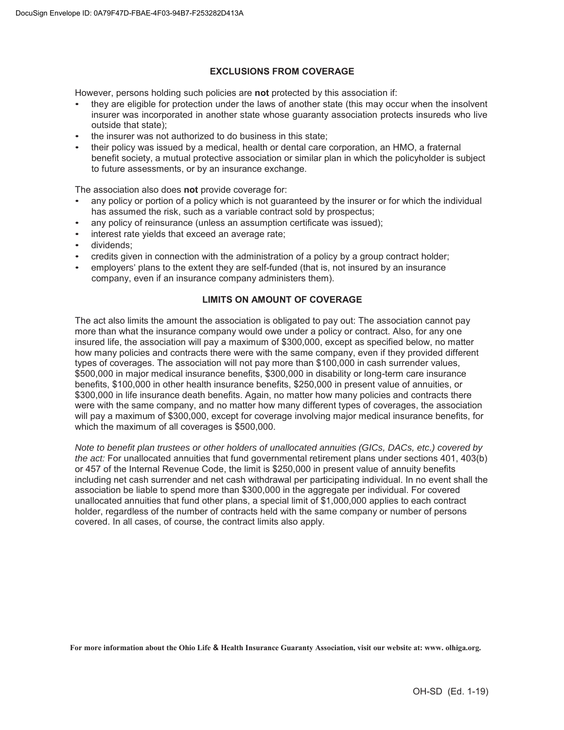## EXCLUSIONS FROM COVERAGE

However, persons holding such policies are **not** protected by this association if:

- they are eligible for protection under the laws of another state (this may occur when the insolvent insurer was incorporated in another state whose guaranty association protects insureds who live outside that state);
- the insurer was not authorized to do business in this state;
- their policy was issued by a medical, health or dental care corporation, an HMO, a fraternal benefit society, a mutual protective association or similar plan in which the policyholder is subject to future assessments, or by an insurance exchange.

The association also does **not** provide coverage for:

- any policy or portion of a policy which is not guaranteed by the insurer or for which the individual has assumed the risk, such as a variable contract sold by prospectus;
- any policy of reinsurance (unless an assumption certificate was issued);
- interest rate yields that exceed an average rate;
- dividends;
- credits given in connection with the administration of a policy by a group contract holder;
- employers' plans to the extent they are self-funded (that is, not insured by an insurance company, even if an insurance company administers them).

## LIMITS ON AMOUNT OF COVERAGE

The act also limits the amount the association is obligated to pay out: The association cannot pay more than what the insurance company would owe under a policy or contract. Also, for any one insured life, the association will pay a maximum of $300,000, except as specified below, no matter how many policies and contracts there were with the same company, even if they provided different types of coverages. The association will not pay more than $100,000 in cash surrender values, $500,000 in major medical insurance benefits, $300,000 in disability or long-term care insurance benefits, $100,000 in other health insurance benefits, $250,000 in present value of annuities, or $300,000 in life insurance death benefits. Again, no matter how many policies and contracts there were with the same company, and no matter how many different types of coverages, the association will pay a maximum of $300,000, except for coverage involving major medical insurance benefits, for which the maximum of all coverages is $500,000.

*Note to benefit plan trustees or other holders of unallocated annuities (GICs, DACs, etc.) covered by the act:* For unallocated annuities that fund governmental retirement plans under sections 401, 403(b) or 457 of the Internal Revenue Code, the limit is $250,000 in present value of annuity benefits including net cash surrender and net cash withdrawal per participating individual. In no event shall the association be liable to spend more than $300,000 in the aggregate per individual. For covered unallocated annuities that fund other plans, a special limit of $1,000,000 applies to each contract holder, regardless of the number of contracts held with the same company or number of persons covered. In all cases, of course, the contract limits also apply.

**For more information about the Ohio Life & Health Insurance Guaranty Association, visit our website at: www. olhiga.org.**

OH-SD (Ed. 1-19)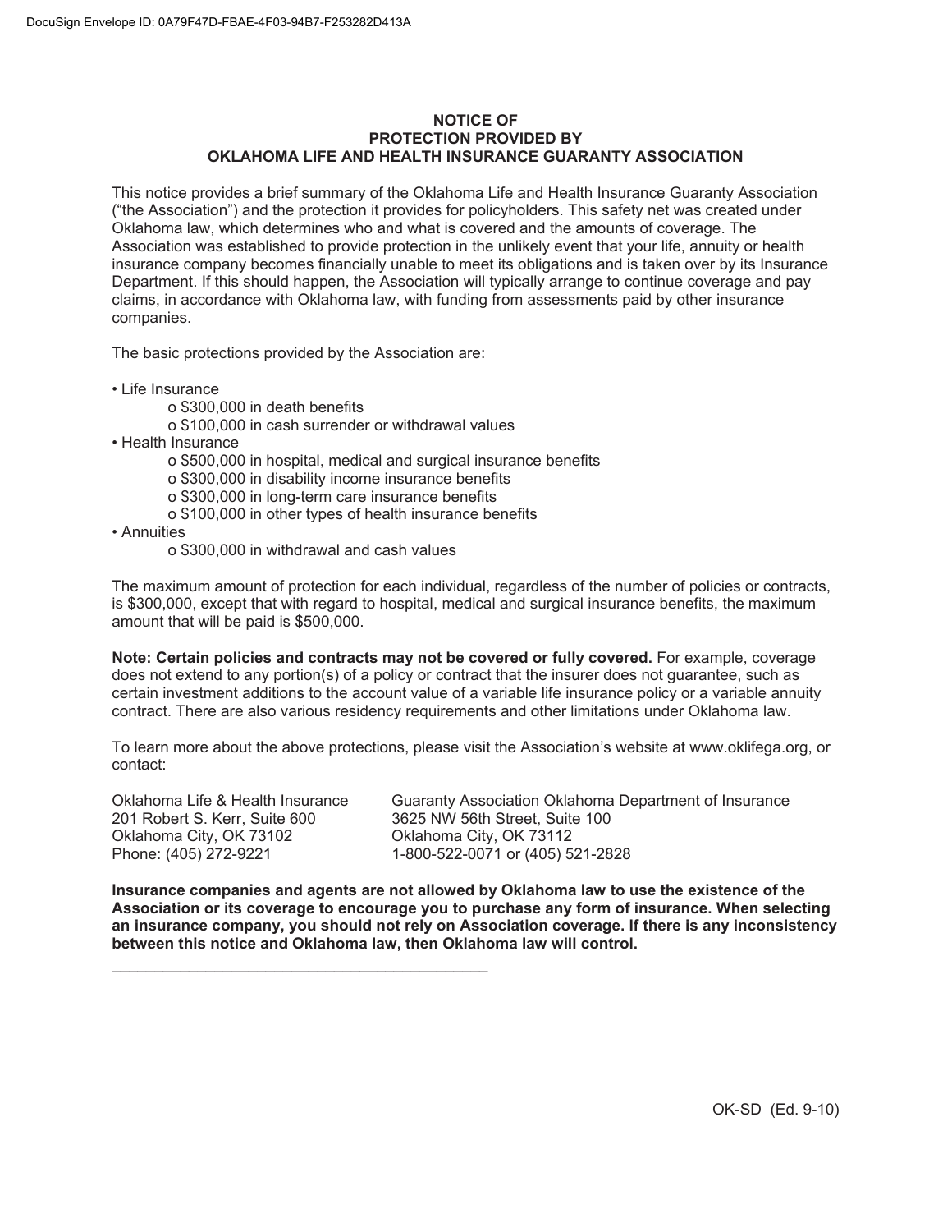# NOTICE OF PROTECTION PROVIDED BY OKLAHOMA LIFE AND HEALTH INSURANCE GUARANTY ASSOCIATION

This notice provides a brief summary of the Oklahoma Life and Health Insurance Guaranty Association ("the Association") and the protection it provides for policyholders. This safety net was created under Oklahoma law, which determines who and what is covered and the amounts of coverage. The Association was established to provide protection in the unlikely event that your life, annuity or health insurance company becomes financially unable to meet its obligations and is taken over by its Insurance Department. If this should happen, the Association will typically arrange to continue coverage and pay claims, in accordance with Oklahoma law, with funding from assessments paid by other insurance companies.

The basic protections provided by the Association are:

- Life Insurance
  - $300,000 in death benefits
  - $100,000 in cash surrender or withdrawal values
- Health Insurance
  - $500,000 in hospital, medical and surgical insurance benefits
  - $300,000 in disability income insurance benefits
  - $300,000 in long-term care insurance benefits
  - $100,000 in other types of health insurance benefits
- Annuities
  - $300,000 in withdrawal and cash values

The maximum amount of protection for each individual, regardless of the number of policies or contracts, is $300,000, except that with regard to hospital, medical and surgical insurance benefits, the maximum amount that will be paid is $500,000.

**Note: Certain policies and contracts may not be covered or fully covered.** For example, coverage does not extend to any portion(s) of a policy or contract that the insurer does not guarantee, such as certain investment additions to the account value of a variable life insurance policy or a variable annuity contract. There are also various residency requirements and other limitations under Oklahoma law.

To learn more about the above protections, please visit the Association's website at www.oklifega.org, or contact:

Oklahoma Life & Health Insurance Guaranty Association
201 Robert S. Kerr, Suite 600
Oklahoma City, OK 73102
Phone: (405) 272-9221

Oklahoma Department of Insurance
3625 NW 56th Street, Suite 100
Oklahoma City, OK 73112
1-800-522-0071 or (405) 521-2828

**Insurance companies and agents are not allowed by Oklahoma law to use the existence of the Association or its coverage to encourage you to purchase any form of insurance. When selecting an insurance company, you should not rely on Association coverage. If there is any inconsistency between this notice and Oklahoma law, then Oklahoma law will control.**

OK-SD (Ed. 9-10)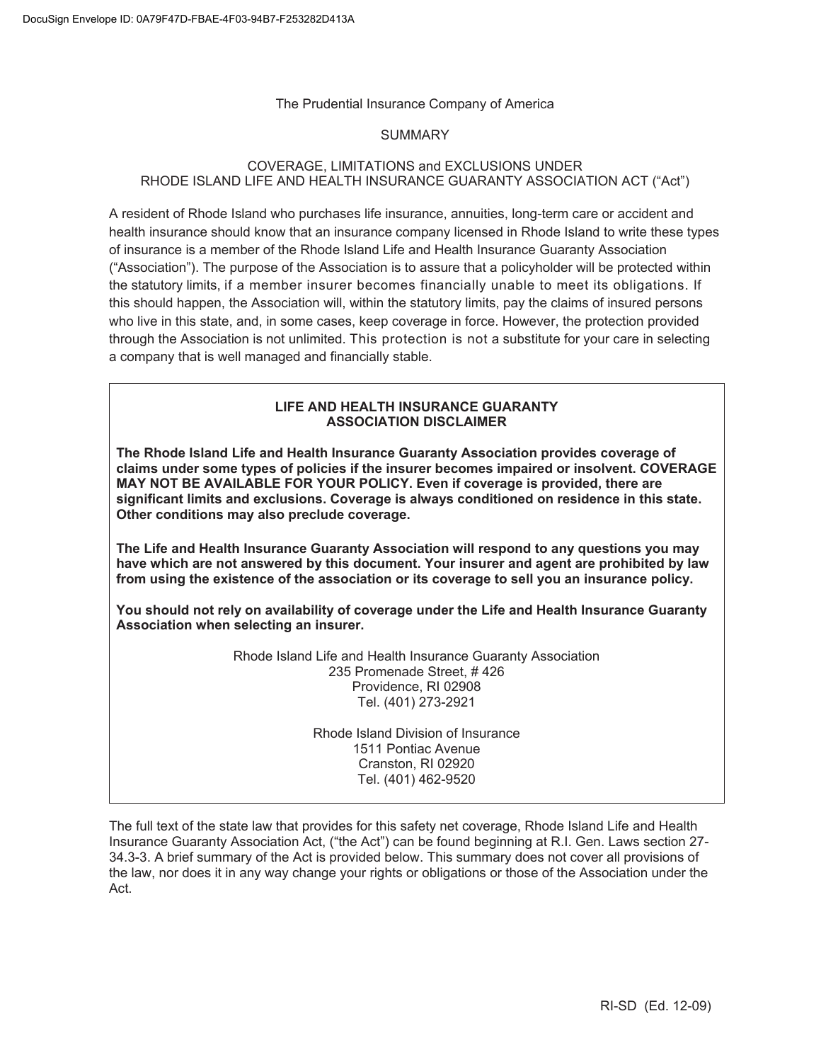The Prudential Insurance Company of America

SUMMARY

COVERAGE, LIMITATIONS and EXCLUSIONS UNDER
RHODE ISLAND LIFE AND HEALTH INSURANCE GUARANTY ASSOCIATION ACT ("Act")

A resident of Rhode Island who purchases life insurance, annuities, long-term care or accident and health insurance should know that an insurance company licensed in Rhode Island to write these types of insurance is a member of the Rhode Island Life and Health Insurance Guaranty Association ("Association"). The purpose of the Association is to assure that a policyholder will be protected within the statutory limits, if a member insurer becomes financially unable to meet its obligations. If this should happen, the Association will, within the statutory limits, pay the claims of insured persons who live in this state, and, in some cases, keep coverage in force. However, the protection provided through the Association is not unlimited. This protection is not a substitute for your care in selecting a company that is well managed and financially stable.

---

**LIFE AND HEALTH INSURANCE GUARANTY ASSOCIATION DISCLAIMER**

**The Rhode Island Life and Health Insurance Guaranty Association provides coverage of claims under some types of policies if the insurer becomes impaired or insolvent. COVERAGE MAY NOT BE AVAILABLE FOR YOUR POLICY. Even if coverage is provided, there are significant limits and exclusions. Coverage is always conditioned on residence in this state. Other conditions may also preclude coverage.**

**The Life and Health Insurance Guaranty Association will respond to any questions you may have which are not answered by this document. Your insurer and agent are prohibited by law from using the existence of the association or its coverage to sell you an insurance policy.**

**You should not rely on availability of coverage under the Life and Health Insurance Guaranty Association when selecting an insurer.**

Rhode Island Life and Health Insurance Guaranty Association
235 Promenade Street, # 426
Providence, RI 02908
Tel. (401) 273-2921

Rhode Island Division of Insurance
1511 Pontiac Avenue
Cranston, RI 02920
Tel. (401) 462-9520

---

The full text of the state law that provides for this safety net coverage, Rhode Island Life and Health Insurance Guaranty Association Act, ("the Act") can be found beginning at R.I. Gen. Laws section 27-34.3-3. A brief summary of the Act is provided below. This summary does not cover all provisions of the law, nor does it in any way change your rights or obligations or those of the Association under the Act.

RI-SD (Ed. 12-09)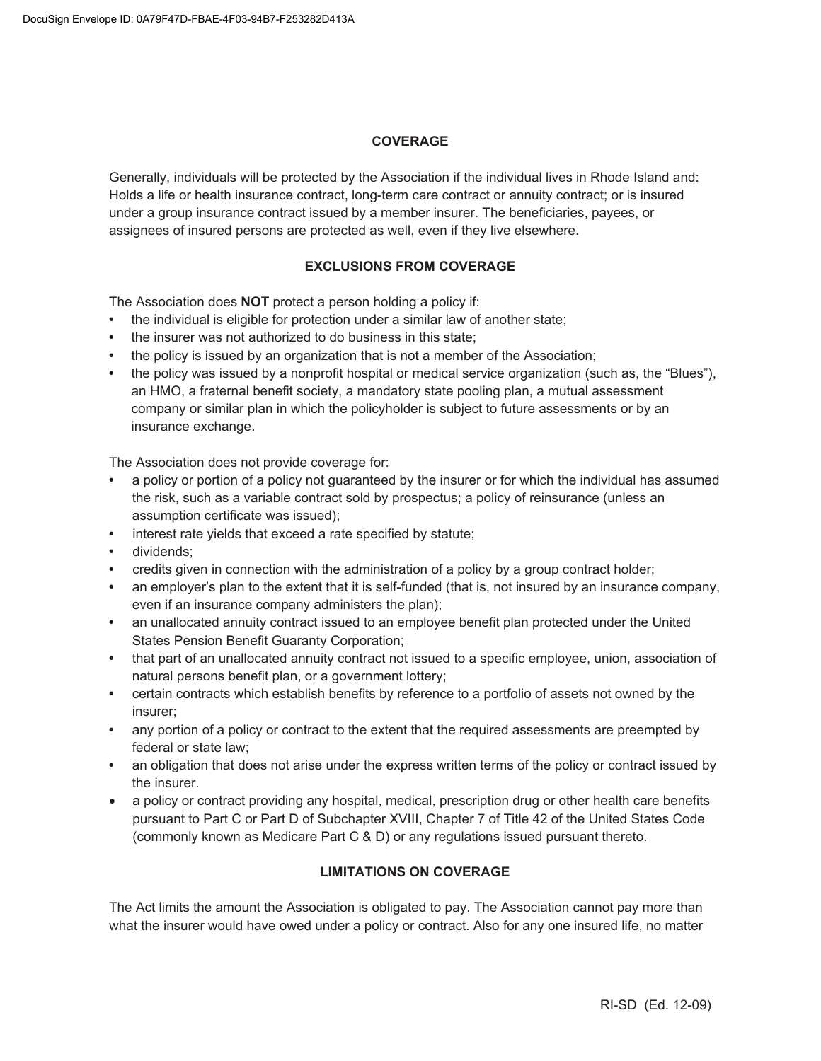## COVERAGE

Generally, individuals will be protected by the Association if the individual lives in Rhode Island and: Holds a life or health insurance contract, long-term care contract or annuity contract; or is insured under a group insurance contract issued by a member insurer. The beneficiaries, payees, or assignees of insured persons are protected as well, even if they live elsewhere.

## EXCLUSIONS FROM COVERAGE

The Association does **NOT** protect a person holding a policy if:

- the individual is eligible for protection under a similar law of another state;
- the insurer was not authorized to do business in this state;
- the policy is issued by an organization that is not a member of the Association;
- the policy was issued by a nonprofit hospital or medical service organization (such as, the "Blues"), an HMO, a fraternal benefit society, a mandatory state pooling plan, a mutual assessment company or similar plan in which the policyholder is subject to future assessments or by an insurance exchange.

The Association does not provide coverage for:

- a policy or portion of a policy not guaranteed by the insurer or for which the individual has assumed the risk, such as a variable contract sold by prospectus; a policy of reinsurance (unless an assumption certificate was issued);
- interest rate yields that exceed a rate specified by statute;
- dividends;
- credits given in connection with the administration of a policy by a group contract holder;
- an employer's plan to the extent that it is self-funded (that is, not insured by an insurance company, even if an insurance company administers the plan);
- an unallocated annuity contract issued to an employee benefit plan protected under the United States Pension Benefit Guaranty Corporation;
- that part of an unallocated annuity contract not issued to a specific employee, union, association of natural persons benefit plan, or a government lottery;
- certain contracts which establish benefits by reference to a portfolio of assets not owned by the insurer;
- any portion of a policy or contract to the extent that the required assessments are preempted by federal or state law;
- an obligation that does not arise under the express written terms of the policy or contract issued by the insurer.
- a policy or contract providing any hospital, medical, prescription drug or other health care benefits pursuant to Part C or Part D of Subchapter XVIII, Chapter 7 of Title 42 of the United States Code (commonly known as Medicare Part C & D) or any regulations issued pursuant thereto.

## LIMITATIONS ON COVERAGE

The Act limits the amount the Association is obligated to pay. The Association cannot pay more than what the insurer would have owed under a policy or contract. Also for any one insured life, no matter

RI-SD (Ed. 12-09)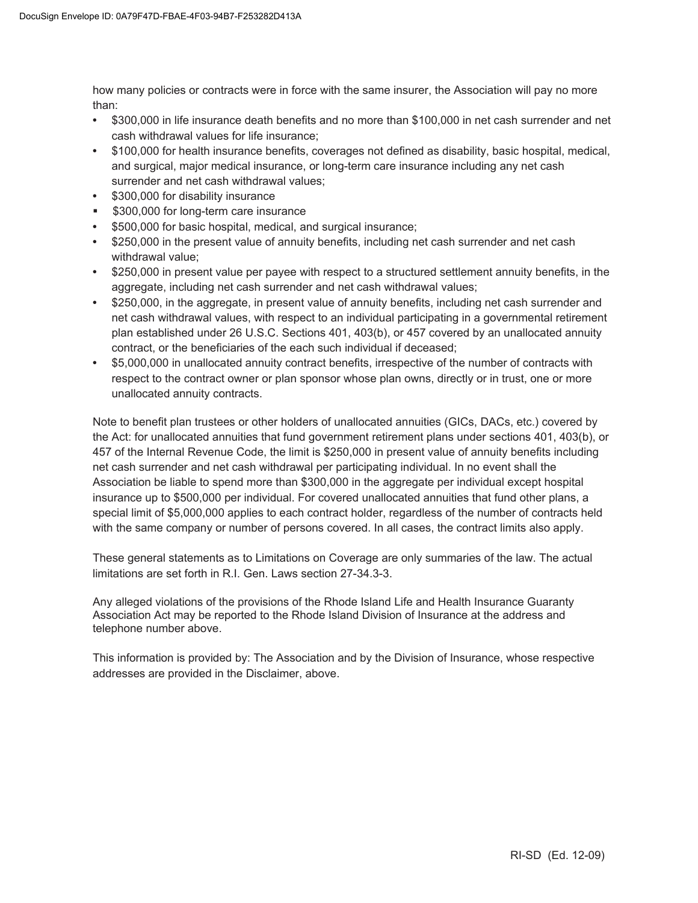how many policies or contracts were in force with the same insurer, the Association will pay no more than:

- $300,000 in life insurance death benefits and no more than $100,000 in net cash surrender and net cash withdrawal values for life insurance;
- $100,000 for health insurance benefits, coverages not defined as disability, basic hospital, medical, and surgical, major medical insurance, or long-term care insurance including any net cash surrender and net cash withdrawal values;
- $300,000 for disability insurance
- $300,000 for long-term care insurance
- $500,000 for basic hospital, medical, and surgical insurance;
- $250,000 in the present value of annuity benefits, including net cash surrender and net cash withdrawal value;
- $250,000 in present value per payee with respect to a structured settlement annuity benefits, in the aggregate, including net cash surrender and net cash withdrawal values;
- $250,000, in the aggregate, in present value of annuity benefits, including net cash surrender and net cash withdrawal values, with respect to an individual participating in a governmental retirement plan established under 26 U.S.C. Sections 401, 403(b), or 457 covered by an unallocated annuity contract, or the beneficiaries of the each such individual if deceased;
- $5,000,000 in unallocated annuity contract benefits, irrespective of the number of contracts with respect to the contract owner or plan sponsor whose plan owns, directly or in trust, one or more unallocated annuity contracts.

Note to benefit plan trustees or other holders of unallocated annuities (GICs, DACs, etc.) covered by the Act: for unallocated annuities that fund government retirement plans under sections 401, 403(b), or 457 of the Internal Revenue Code, the limit is $250,000 in present value of annuity benefits including net cash surrender and net cash withdrawal per participating individual. In no event shall the Association be liable to spend more than $300,000 in the aggregate per individual except hospital insurance up to $500,000 per individual. For covered unallocated annuities that fund other plans, a special limit of $5,000,000 applies to each contract holder, regardless of the number of contracts held with the same company or number of persons covered. In all cases, the contract limits also apply.

These general statements as to Limitations on Coverage are only summaries of the law. The actual limitations are set forth in R.I. Gen. Laws section 27-34.3-3.

Any alleged violations of the provisions of the Rhode Island Life and Health Insurance Guaranty Association Act may be reported to the Rhode Island Division of Insurance at the address and telephone number above.

This information is provided by: The Association and by the Division of Insurance, whose respective addresses are provided in the Disclaimer, above.

RI-SD (Ed. 12-09)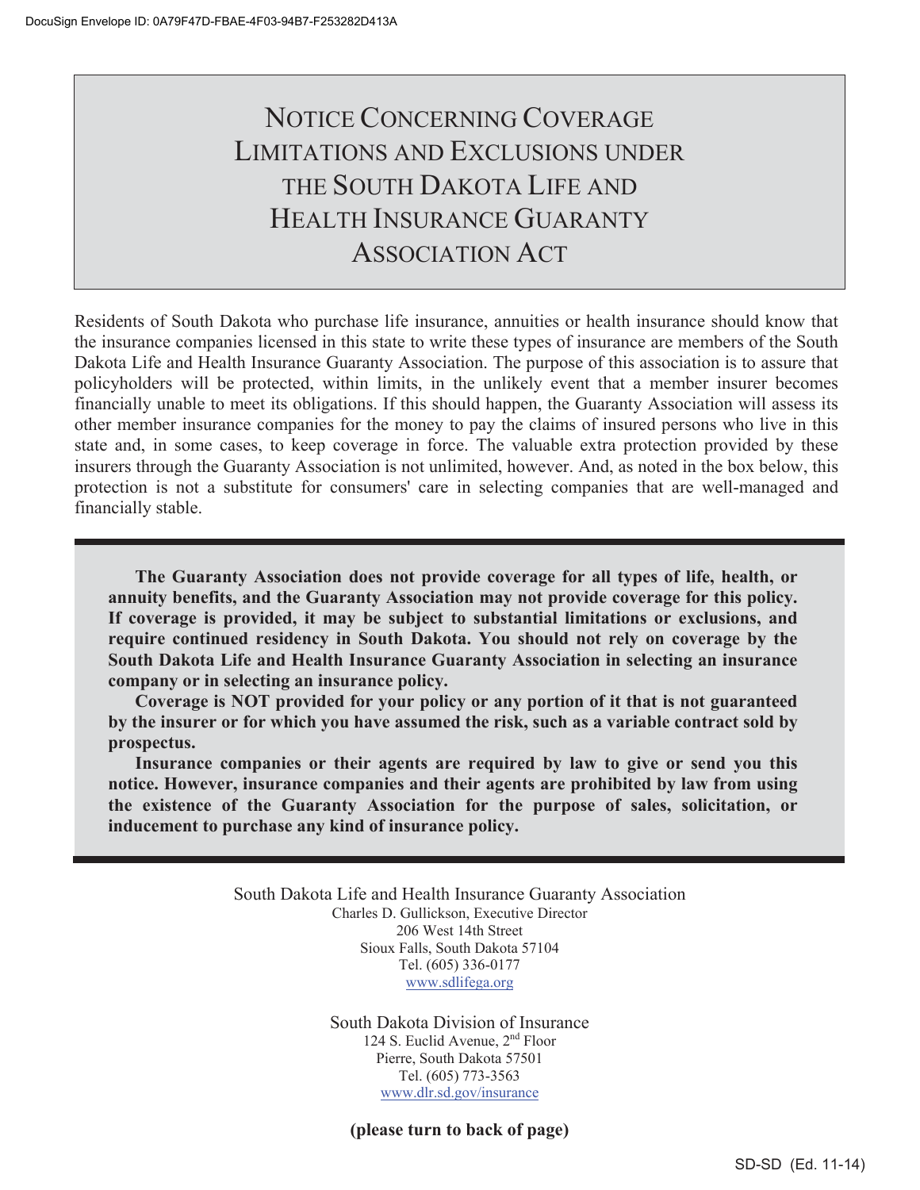# Notice Concerning Coverage Limitations and Exclusions under the South Dakota Life and Health Insurance Guaranty Association Act

Residents of South Dakota who purchase life insurance, annuities or health insurance should know that the insurance companies licensed in this state to write these types of insurance are members of the South Dakota Life and Health Insurance Guaranty Association. The purpose of this association is to assure that policyholders will be protected, within limits, in the unlikely event that a member insurer becomes financially unable to meet its obligations. If this should happen, the Guaranty Association will assess its other member insurance companies for the money to pay the claims of insured persons who live in this state and, in some cases, to keep coverage in force. The valuable extra protection provided by these insurers through the Guaranty Association is not unlimited, however. And, as noted in the box below, this protection is not a substitute for consumers' care in selecting companies that are well-managed and financially stable.

**The Guaranty Association does not provide coverage for all types of life, health, or annuity benefits, and the Guaranty Association may not provide coverage for this policy. If coverage is provided, it may be subject to substantial limitations or exclusions, and require continued residency in South Dakota. You should not rely on coverage by the South Dakota Life and Health Insurance Guaranty Association in selecting an insurance company or in selecting an insurance policy.**

**Coverage is NOT provided for your policy or any portion of it that is not guaranteed by the insurer or for which you have assumed the risk, such as a variable contract sold by prospectus.**

**Insurance companies or their agents are required by law to give or send you this notice. However, insurance companies and their agents are prohibited by law from using the existence of the Guaranty Association for the purpose of sales, solicitation, or inducement to purchase any kind of insurance policy.**

South Dakota Life and Health Insurance Guaranty Association
Charles D. Gullickson, Executive Director
206 West 14th Street
Sioux Falls, South Dakota 57104
Tel. (605) 336-0177
www.sdlifega.org

South Dakota Division of Insurance
124 S. Euclid Avenue, 2nd Floor
Pierre, South Dakota 57501
Tel. (605) 773-3563
www.dlr.sd.gov/insurance

**(please turn to back of page)**

SD-SD (Ed. 11-14)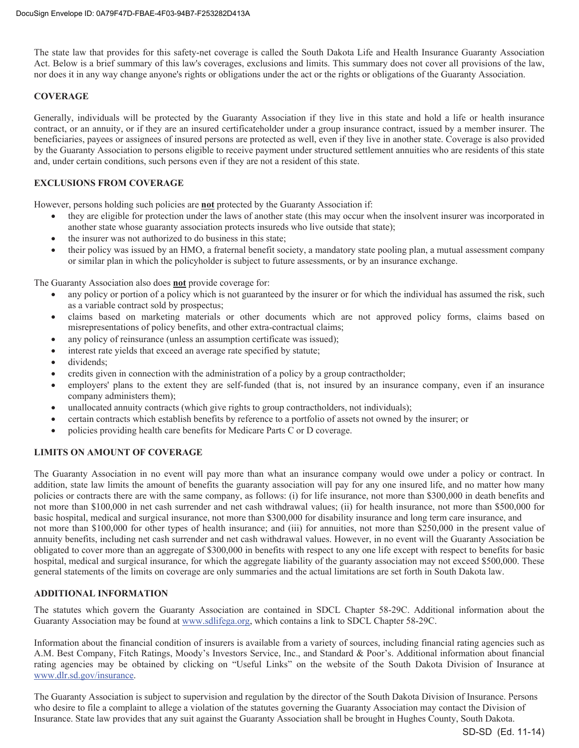The state law that provides for this safety-net coverage is called the South Dakota Life and Health Insurance Guaranty Association Act. Below is a brief summary of this law's coverages, exclusions and limits. This summary does not cover all provisions of the law, nor does it in any way change anyone's rights or obligations under the act or the rights or obligations of the Guaranty Association.

## COVERAGE

Generally, individuals will be protected by the Guaranty Association if they live in this state and hold a life or health insurance contract, or an annuity, or if they are an insured certificateholder under a group insurance contract, issued by a member insurer. The beneficiaries, payees or assignees of insured persons are protected as well, even if they live in another state. Coverage is also provided by the Guaranty Association to persons eligible to receive payment under structured settlement annuities who are residents of this state and, under certain conditions, such persons even if they are not a resident of this state.

## EXCLUSIONS FROM COVERAGE

However, persons holding such policies are **not** protected by the Guaranty Association if:

- they are eligible for protection under the laws of another state (this may occur when the insolvent insurer was incorporated in another state whose guaranty association protects insureds who live outside that state);
- the insurer was not authorized to do business in this state;
- their policy was issued by an HMO, a fraternal benefit society, a mandatory state pooling plan, a mutual assessment company or similar plan in which the policyholder is subject to future assessments, or by an insurance exchange.

The Guaranty Association also does **not** provide coverage for:

- any policy or portion of a policy which is not guaranteed by the insurer or for which the individual has assumed the risk, such as a variable contract sold by prospectus;
- claims based on marketing materials or other documents which are not approved policy forms, claims based on misrepresentations of policy benefits, and other extra-contractual claims;
- any policy of reinsurance (unless an assumption certificate was issued);
- interest rate yields that exceed an average rate specified by statute;
- dividends;
- credits given in connection with the administration of a policy by a group contractholder;
- employers' plans to the extent they are self-funded (that is, not insured by an insurance company, even if an insurance company administers them);
- unallocated annuity contracts (which give rights to group contractholders, not individuals);
- certain contracts which establish benefits by reference to a portfolio of assets not owned by the insurer; or
- policies providing health care benefits for Medicare Parts C or D coverage.

## LIMITS ON AMOUNT OF COVERAGE

The Guaranty Association in no event will pay more than what an insurance company would owe under a policy or contract. In addition, state law limits the amount of benefits the guaranty association will pay for any one insured life, and no matter how many policies or contracts there are with the same company, as follows: (i) for life insurance, not more than $300,000 in death benefits and not more than $100,000 in net cash surrender and net cash withdrawal values; (ii) for health insurance, not more than $500,000 for basic hospital, medical and surgical insurance, not more than $300,000 for disability insurance and long term care insurance, and not more than $100,000 for other types of health insurance; and (iii) for annuities, not more than $250,000 in the present value of annuity benefits, including net cash surrender and net cash withdrawal values. However, in no event will the Guaranty Association be obligated to cover more than an aggregate of $300,000 in benefits with respect to any one life except with respect to benefits for basic hospital, medical and surgical insurance, for which the aggregate liability of the guaranty association may not exceed $500,000. These general statements of the limits on coverage are only summaries and the actual limitations are set forth in South Dakota law.

## ADDITIONAL INFORMATION

The statutes which govern the Guaranty Association are contained in SDCL Chapter 58-29C. Additional information about the Guaranty Association may be found at www.sdlifega.org, which contains a link to SDCL Chapter 58-29C.

Information about the financial condition of insurers is available from a variety of sources, including financial rating agencies such as A.M. Best Company, Fitch Ratings, Moody's Investors Service, Inc., and Standard & Poor's. Additional information about financial rating agencies may be obtained by clicking on "Useful Links" on the website of the South Dakota Division of Insurance at www.dlr.sd.gov/insurance.

The Guaranty Association is subject to supervision and regulation by the director of the South Dakota Division of Insurance. Persons who desire to file a complaint to allege a violation of the statutes governing the Guaranty Association may contact the Division of Insurance. State law provides that any suit against the Guaranty Association shall be brought in Hughes County, South Dakota.

SD-SD (Ed. 11-14)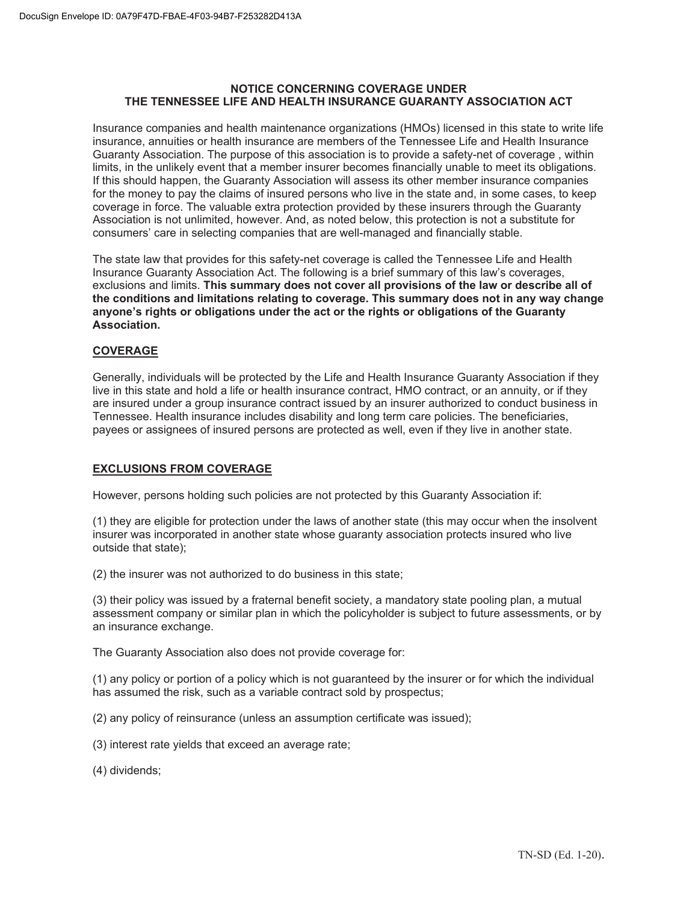# NOTICE CONCERNING COVERAGE UNDER THE TENNESSEE LIFE AND HEALTH INSURANCE GUARANTY ASSOCIATION ACT

Insurance companies and health maintenance organizations (HMOs) licensed in this state to write life insurance, annuities or health insurance are members of the Tennessee Life and Health Insurance Guaranty Association. The purpose of this association is to provide a safety-net of coverage , within limits, in the unlikely event that a member insurer becomes financially unable to meet its obligations. If this should happen, the Guaranty Association will assess its other member insurance companies for the money to pay the claims of insured persons who live in the state and, in some cases, to keep coverage in force. The valuable extra protection provided by these insurers through the Guaranty Association is not unlimited, however. And, as noted below, this protection is not a substitute for consumers' care in selecting companies that are well-managed and financially stable.

The state law that provides for this safety-net coverage is called the Tennessee Life and Health Insurance Guaranty Association Act. The following is a brief summary of this law's coverages, exclusions and limits. **This summary does not cover all provisions of the law or describe all of the conditions and limitations relating to coverage. This summary does not in any way change anyone's rights or obligations under the act or the rights or obligations of the Guaranty Association.**

## COVERAGE

Generally, individuals will be protected by the Life and Health Insurance Guaranty Association if they live in this state and hold a life or health insurance contract, HMO contract, or an annuity, or if they are insured under a group insurance contract issued by an insurer authorized to conduct business in Tennessee. Health insurance includes disability and long term care policies. The beneficiaries, payees or assignees of insured persons are protected as well, even if they live in another state.

## EXCLUSIONS FROM COVERAGE

However, persons holding such policies are not protected by this Guaranty Association if:

(1) they are eligible for protection under the laws of another state (this may occur when the insolvent insurer was incorporated in another state whose guaranty association protects insured who live outside that state);

(2) the insurer was not authorized to do business in this state;

(3) their policy was issued by a fraternal benefit society, a mandatory state pooling plan, a mutual assessment company or similar plan in which the policyholder is subject to future assessments, or by an insurance exchange.

The Guaranty Association also does not provide coverage for:

(1) any policy or portion of a policy which is not guaranteed by the insurer or for which the individual has assumed the risk, such as a variable contract sold by prospectus;

(2) any policy of reinsurance (unless an assumption certificate was issued);

(3) interest rate yields that exceed an average rate;

(4) dividends;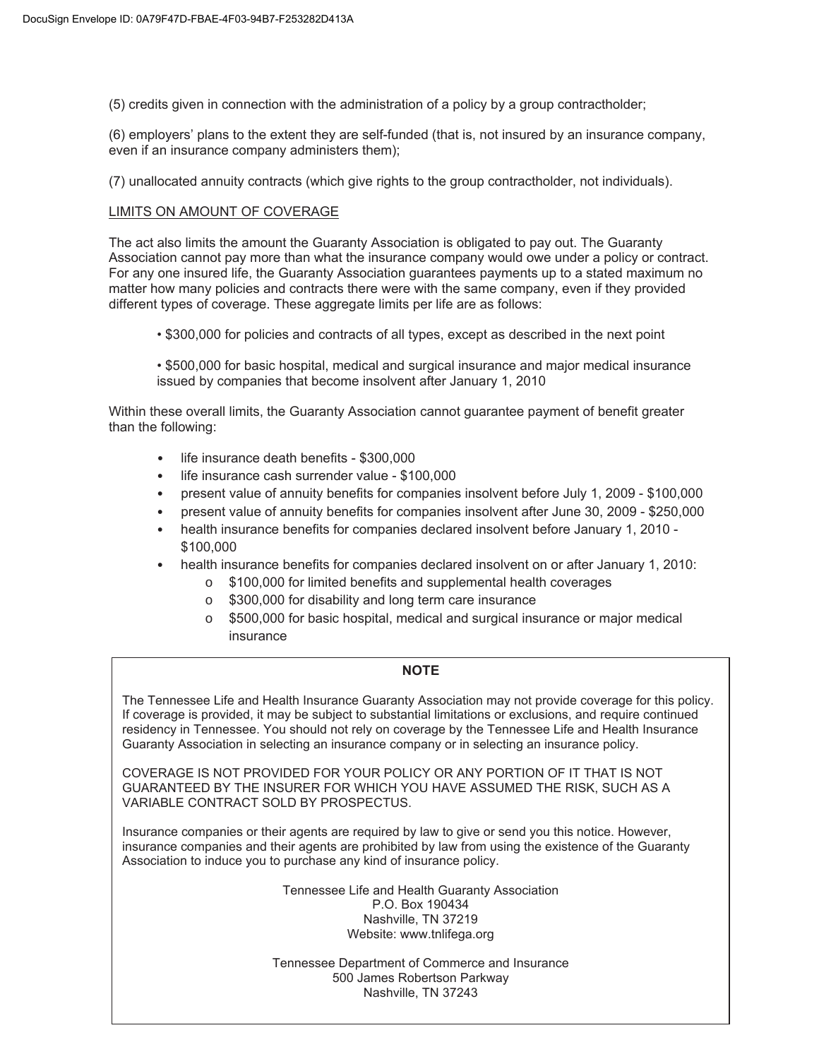(5) credits given in connection with the administration of a policy by a group contractholder;

(6) employers' plans to the extent they are self-funded (that is, not insured by an insurance company, even if an insurance company administers them);

(7) unallocated annuity contracts (which give rights to the group contractholder, not individuals).

LIMITS ON AMOUNT OF COVERAGE

The act also limits the amount the Guaranty Association is obligated to pay out. The Guaranty Association cannot pay more than what the insurance company would owe under a policy or contract. For any one insured life, the Guaranty Association guarantees payments up to a stated maximum no matter how many policies and contracts there were with the same company, even if they provided different types of coverage. These aggregate limits per life are as follows:

- $300,000 for policies and contracts of all types, except as described in the next point

- $500,000 for basic hospital, medical and surgical insurance and major medical insurance issued by companies that become insolvent after January 1, 2010

Within these overall limits, the Guaranty Association cannot guarantee payment of benefit greater than the following:

- life insurance death benefits - $300,000
- life insurance cash surrender value - $100,000
- present value of annuity benefits for companies insolvent before July 1, 2009 - $100,000
- present value of annuity benefits for companies insolvent after June 30, 2009 - $250,000
- health insurance benefits for companies declared insolvent before January 1, 2010 - $100,000
- health insurance benefits for companies declared insolvent on or after January 1, 2010:
  - $100,000 for limited benefits and supplemental health coverages
  - $300,000 for disability and long term care insurance
  - $500,000 for basic hospital, medical and surgical insurance or major medical insurance

**NOTE**

The Tennessee Life and Health Insurance Guaranty Association may not provide coverage for this policy. If coverage is provided, it may be subject to substantial limitations or exclusions, and require continued residency in Tennessee. You should not rely on coverage by the Tennessee Life and Health Insurance Guaranty Association in selecting an insurance company or in selecting an insurance policy.

COVERAGE IS NOT PROVIDED FOR YOUR POLICY OR ANY PORTION OF IT THAT IS NOT GUARANTEED BY THE INSURER FOR WHICH YOU HAVE ASSUMED THE RISK, SUCH AS A VARIABLE CONTRACT SOLD BY PROSPECTUS.

Insurance companies or their agents are required by law to give or send you this notice. However, insurance companies and their agents are prohibited by law from using the existence of the Guaranty Association to induce you to purchase any kind of insurance policy.

Tennessee Life and Health Guaranty Association
P.O. Box 190434
Nashville, TN 37219
Website: www.tnlifega.org

Tennessee Department of Commerce and Insurance
500 James Robertson Parkway
Nashville, TN 37243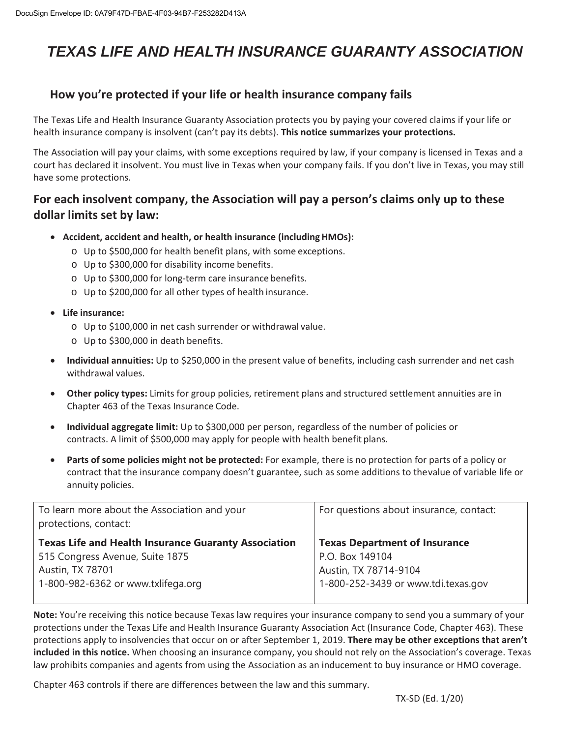# TEXAS LIFE AND HEALTH INSURANCE GUARANTY ASSOCIATION

## How you're protected if your life or health insurance company fails

The Texas Life and Health Insurance Guaranty Association protects you by paying your covered claims if your life or health insurance company is insolvent (can't pay its debts). **This notice summarizes your protections.**

The Association will pay your claims, with some exceptions required by law, if your company is licensed in Texas and a court has declared it insolvent. You must live in Texas when your company fails. If you don't live in Texas, you may still have some protections.

## For each insolvent company, the Association will pay a person's claims only up to these dollar limits set by law:

- **Accident, accident and health, or health insurance (including HMOs):**
  - Up to $500,000 for health benefit plans, with some exceptions.
  - Up to $300,000 for disability income benefits.
  - Up to $300,000 for long-term care insurance benefits.
  - Up to $200,000 for all other types of health insurance.
- **Life insurance:**
  - Up to $100,000 in net cash surrender or withdrawal value.
  - Up to $300,000 in death benefits.
- **Individual annuities:** Up to $250,000 in the present value of benefits, including cash surrender and net cash withdrawal values.
- **Other policy types:** Limits for group policies, retirement plans and structured settlement annuities are in Chapter 463 of the Texas Insurance Code.
- **Individual aggregate limit:** Up to $300,000 per person, regardless of the number of policies or contracts. A limit of $500,000 may apply for people with health benefit plans.
- **Parts of some policies might not be protected:** For example, there is no protection for parts of a policy or contract that the insurance company doesn't guarantee, such as some additions to the value of variable life or annuity policies.

| To learn more about the Association and your protections, contact: | For questions about insurance, contact: |
|---|---|
| **Texas Life and Health Insurance Guaranty Association**<br>515 Congress Avenue, Suite 1875<br>Austin, TX 78701<br>1-800-982-6362 or www.txlifega.org | **Texas Department of Insurance**<br>P.O. Box 149104<br>Austin, TX 78714-9104<br>1-800-252-3439 or www.tdi.texas.gov |

**Note:** You're receiving this notice because Texas law requires your insurance company to send you a summary of your protections under the Texas Life and Health Insurance Guaranty Association Act (Insurance Code, Chapter 463). These protections apply to insolvencies that occur on or after September 1, 2019. **There may be other exceptions that aren't included in this notice.** When choosing an insurance company, you should not rely on the Association's coverage. Texas law prohibits companies and agents from using the Association as an inducement to buy insurance or HMO coverage.

Chapter 463 controls if there are differences between the law and this summary.

TX-SD (Ed. 1/20)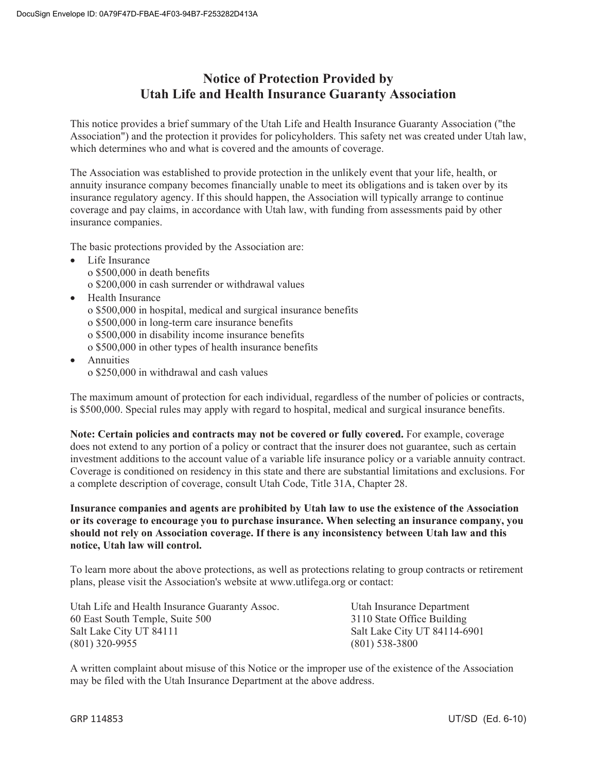# Notice of Protection Provided by Utah Life and Health Insurance Guaranty Association

This notice provides a brief summary of the Utah Life and Health Insurance Guaranty Association ("the Association") and the protection it provides for policyholders. This safety net was created under Utah law, which determines who and what is covered and the amounts of coverage.

The Association was established to provide protection in the unlikely event that your life, health, or annuity insurance company becomes financially unable to meet its obligations and is taken over by its insurance regulatory agency. If this should happen, the Association will typically arrange to continue coverage and pay claims, in accordance with Utah law, with funding from assessments paid by other insurance companies.

The basic protections provided by the Association are:

- Life Insurance
  - $500,000 in death benefits
  - $200,000 in cash surrender or withdrawal values
- Health Insurance
  - $500,000 in hospital, medical and surgical insurance benefits
  - $500,000 in long-term care insurance benefits
  - $500,000 in disability income insurance benefits
  - $500,000 in other types of health insurance benefits
- Annuities
  - $250,000 in withdrawal and cash values

The maximum amount of protection for each individual, regardless of the number of policies or contracts, is $500,000. Special rules may apply with regard to hospital, medical and surgical insurance benefits.

**Note: Certain policies and contracts may not be covered or fully covered.** For example, coverage does not extend to any portion of a policy or contract that the insurer does not guarantee, such as certain investment additions to the account value of a variable life insurance policy or a variable annuity contract. Coverage is conditioned on residency in this state and there are substantial limitations and exclusions. For a complete description of coverage, consult Utah Code, Title 31A, Chapter 28.

**Insurance companies and agents are prohibited by Utah law to use the existence of the Association or its coverage to encourage you to purchase insurance. When selecting an insurance company, you should not rely on Association coverage. If there is any inconsistency between Utah law and this notice, Utah law will control.**

To learn more about the above protections, as well as protections relating to group contracts or retirement plans, please visit the Association's website at www.utlifega.org or contact:

Utah Life and Health Insurance Guaranty Assoc.
60 East South Temple, Suite 500
Salt Lake City UT 84111
(801) 320-9955

Utah Insurance Department
3110 State Office Building
Salt Lake City UT 84114-6901
(801) 538-3800

A written complaint about misuse of this Notice or the improper use of the existence of the Association may be filed with the Utah Insurance Department at the above address.

GRP 114853 UT/SD (Ed. 6-10)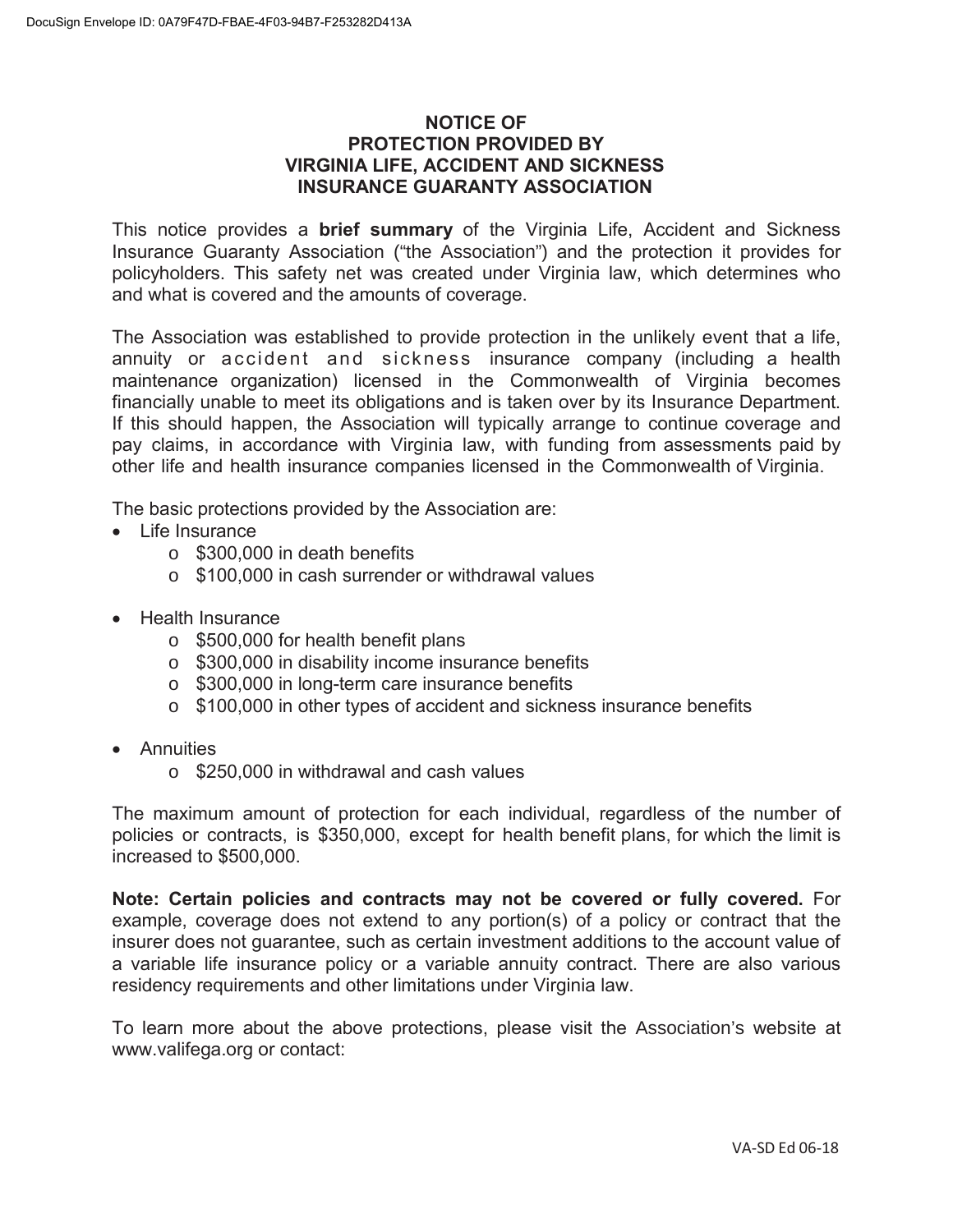# NOTICE OF PROTECTION PROVIDED BY VIRGINIA LIFE, ACCIDENT AND SICKNESS INSURANCE GUARANTY ASSOCIATION

This notice provides a **brief summary** of the Virginia Life, Accident and Sickness Insurance Guaranty Association ("the Association") and the protection it provides for policyholders. This safety net was created under Virginia law, which determines who and what is covered and the amounts of coverage.

The Association was established to provide protection in the unlikely event that a life, annuity or accident and sickness insurance company (including a health maintenance organization) licensed in the Commonwealth of Virginia becomes financially unable to meet its obligations and is taken over by its Insurance Department. If this should happen, the Association will typically arrange to continue coverage and pay claims, in accordance with Virginia law, with funding from assessments paid by other life and health insurance companies licensed in the Commonwealth of Virginia.

The basic protections provided by the Association are:

- Life Insurance
  - $300,000 in death benefits
  - $100,000 in cash surrender or withdrawal values
- Health Insurance
  - $500,000 for health benefit plans
  - $300,000 in disability income insurance benefits
  - $300,000 in long-term care insurance benefits
  - $100,000 in other types of accident and sickness insurance benefits
- Annuities
  - $250,000 in withdrawal and cash values

The maximum amount of protection for each individual, regardless of the number of policies or contracts, is $350,000, except for health benefit plans, for which the limit is increased to $500,000.

**Note: Certain policies and contracts may not be covered or fully covered.** For example, coverage does not extend to any portion(s) of a policy or contract that the insurer does not guarantee, such as certain investment additions to the account value of a variable life insurance policy or a variable annuity contract. There are also various residency requirements and other limitations under Virginia law.

To learn more about the above protections, please visit the Association's website at www.valifega.org or contact:

VA-SD Ed 06-18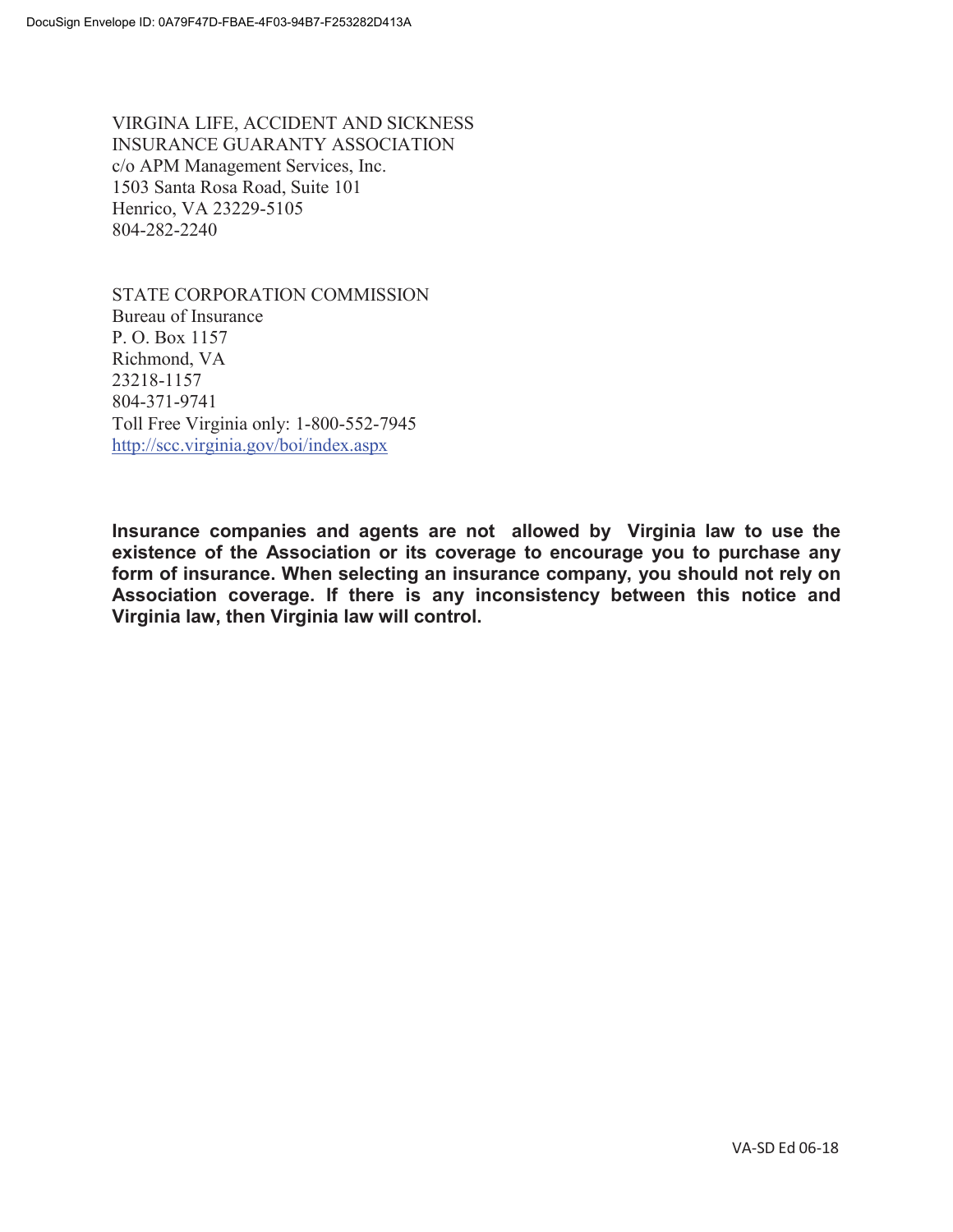VIRGINA LIFE, ACCIDENT AND SICKNESS
INSURANCE GUARANTY ASSOCIATION
c/o APM Management Services, Inc.
1503 Santa Rosa Road, Suite 101
Henrico, VA 23229-5105
804-282-2240

STATE CORPORATION COMMISSION
Bureau of Insurance
P. O. Box 1157
Richmond, VA
23218-1157
804-371-9741
Toll Free Virginia only: 1-800-552-7945
http://scc.virginia.gov/boi/index.aspx

**Insurance companies and agents are not allowed by Virginia law to use the existence of the Association or its coverage to encourage you to purchase any form of insurance. When selecting an insurance company, you should not rely on Association coverage. If there is any inconsistency between this notice and Virginia law, then Virginia law will control.**

VA-SD Ed 06-18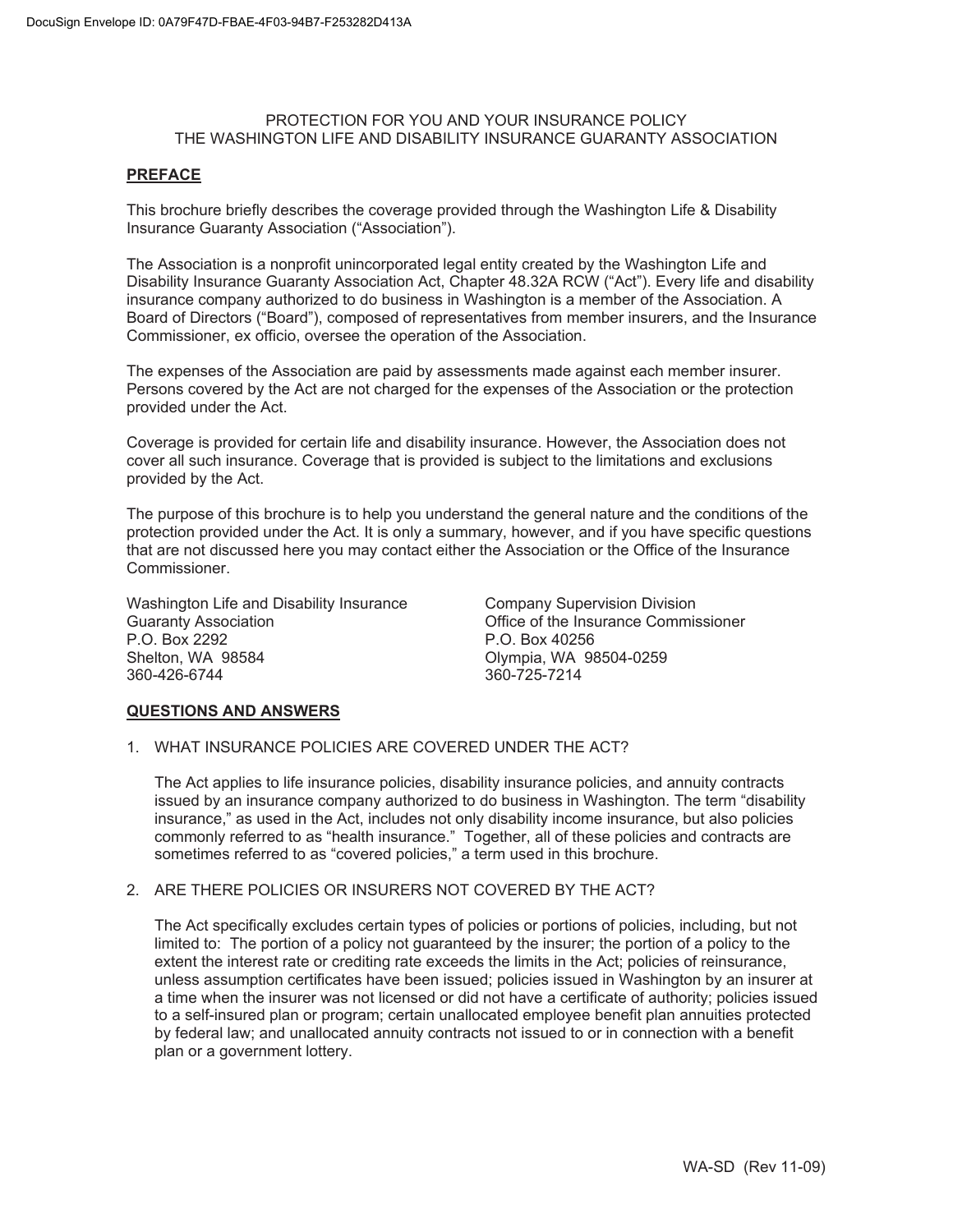PROTECTION FOR YOU AND YOUR INSURANCE POLICY
THE WASHINGTON LIFE AND DISABILITY INSURANCE GUARANTY ASSOCIATION

**PREFACE**

This brochure briefly describes the coverage provided through the Washington Life & Disability Insurance Guaranty Association ("Association").

The Association is a nonprofit unincorporated legal entity created by the Washington Life and Disability Insurance Guaranty Association Act, Chapter 48.32A RCW ("Act"). Every life and disability insurance company authorized to do business in Washington is a member of the Association. A Board of Directors ("Board"), composed of representatives from member insurers, and the Insurance Commissioner, ex officio, oversee the operation of the Association.

The expenses of the Association are paid by assessments made against each member insurer. Persons covered by the Act are not charged for the expenses of the Association or the protection provided under the Act.

Coverage is provided for certain life and disability insurance. However, the Association does not cover all such insurance. Coverage that is provided is subject to the limitations and exclusions provided by the Act.

The purpose of this brochure is to help you understand the general nature and the conditions of the protection provided under the Act. It is only a summary, however, and if you have specific questions that are not discussed here you may contact either the Association or the Office of the Insurance Commissioner.

Washington Life and Disability Insurance Guaranty Association
P.O. Box 2292
Shelton, WA 98584
360-426-6744

Company Supervision Division
Office of the Insurance Commissioner
P.O. Box 40256
Olympia, WA 98504-0259
360-725-7214

**QUESTIONS AND ANSWERS**

1. WHAT INSURANCE POLICIES ARE COVERED UNDER THE ACT?

   The Act applies to life insurance policies, disability insurance policies, and annuity contracts issued by an insurance company authorized to do business in Washington. The term "disability insurance," as used in the Act, includes not only disability income insurance, but also policies commonly referred to as "health insurance." Together, all of these policies and contracts are sometimes referred to as "covered policies," a term used in this brochure.

2. ARE THERE POLICIES OR INSURERS NOT COVERED BY THE ACT?

   The Act specifically excludes certain types of policies or portions of policies, including, but not limited to: The portion of a policy not guaranteed by the insurer; the portion of a policy to the extent the interest rate or crediting rate exceeds the limits in the Act; policies of reinsurance, unless assumption certificates have been issued; policies issued in Washington by an insurer at a time when the insurer was not licensed or did not have a certificate of authority; policies issued to a self-insured plan or program; certain unallocated employee benefit plan annuities protected by federal law; and unallocated annuity contracts not issued to or in connection with a benefit plan or a government lottery.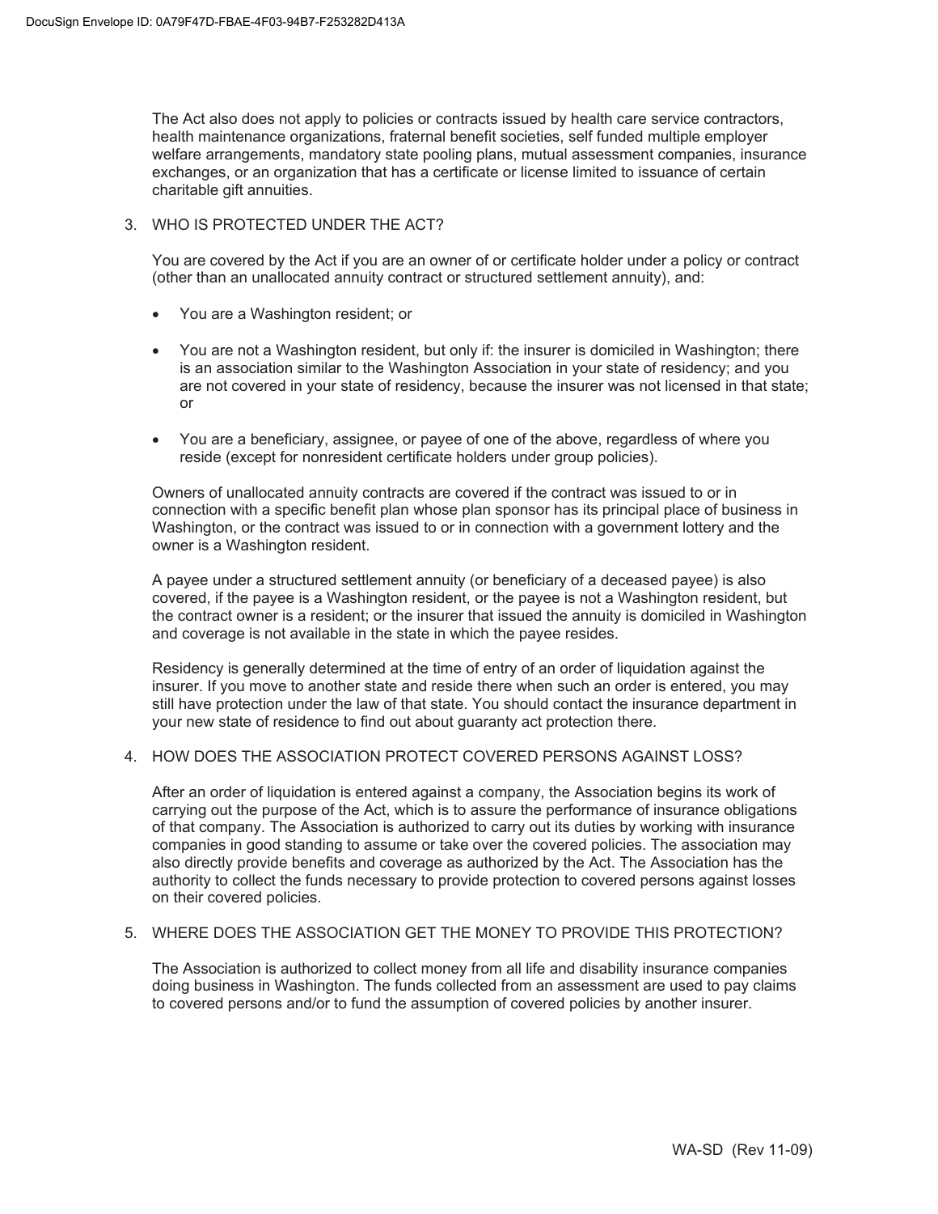The Act also does not apply to policies or contracts issued by health care service contractors, health maintenance organizations, fraternal benefit societies, self funded multiple employer welfare arrangements, mandatory state pooling plans, mutual assessment companies, insurance exchanges, or an organization that has a certificate or license limited to issuance of certain charitable gift annuities.

3. WHO IS PROTECTED UNDER THE ACT?

   You are covered by the Act if you are an owner of or certificate holder under a policy or contract (other than an unallocated annuity contract or structured settlement annuity), and:

   - You are a Washington resident; or

   - You are not a Washington resident, but only if: the insurer is domiciled in Washington; there is an association similar to the Washington Association in your state of residency; and you are not covered in your state of residency, because the insurer was not licensed in that state; or

   - You are a beneficiary, assignee, or payee of one of the above, regardless of where you reside (except for nonresident certificate holders under group policies).

   Owners of unallocated annuity contracts are covered if the contract was issued to or in connection with a specific benefit plan whose plan sponsor has its principal place of business in Washington, or the contract was issued to or in connection with a government lottery and the owner is a Washington resident.

   A payee under a structured settlement annuity (or beneficiary of a deceased payee) is also covered, if the payee is a Washington resident, or the payee is not a Washington resident, but the contract owner is a resident; or the insurer that issued the annuity is domiciled in Washington and coverage is not available in the state in which the payee resides.

   Residency is generally determined at the time of entry of an order of liquidation against the insurer. If you move to another state and reside there when such an order is entered, you may still have protection under the law of that state. You should contact the insurance department in your new state of residence to find out about guaranty act protection there.

4. HOW DOES THE ASSOCIATION PROTECT COVERED PERSONS AGAINST LOSS?

   After an order of liquidation is entered against a company, the Association begins its work of carrying out the purpose of the Act, which is to assure the performance of insurance obligations of that company. The Association is authorized to carry out its duties by working with insurance companies in good standing to assume or take over the covered policies. The association may also directly provide benefits and coverage as authorized by the Act. The Association has the authority to collect the funds necessary to provide protection to covered persons against losses on their covered policies.

5. WHERE DOES THE ASSOCIATION GET THE MONEY TO PROVIDE THIS PROTECTION?

   The Association is authorized to collect money from all life and disability insurance companies doing business in Washington. The funds collected from an assessment are used to pay claims to covered persons and/or to fund the assumption of covered policies by another insurer.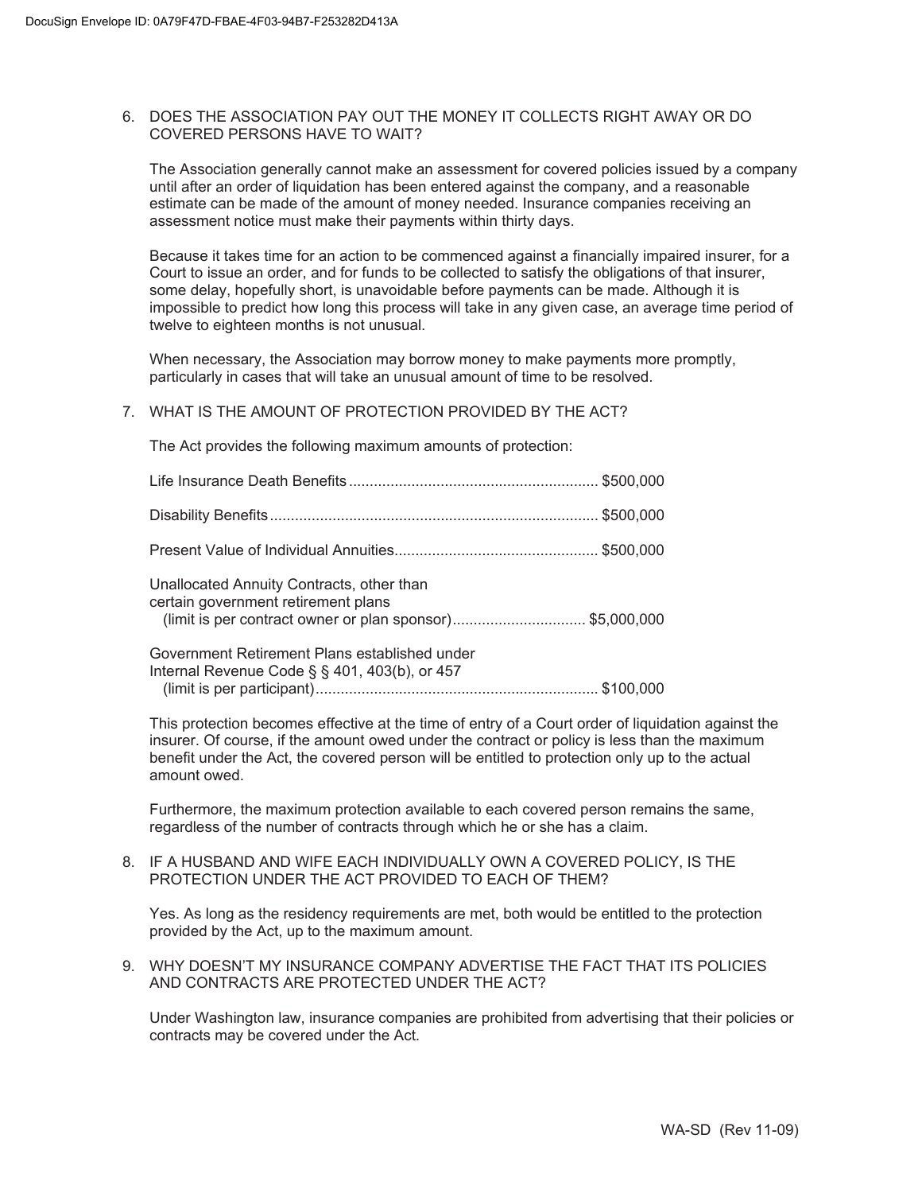6. DOES THE ASSOCIATION PAY OUT THE MONEY IT COLLECTS RIGHT AWAY OR DO COVERED PERSONS HAVE TO WAIT?

   The Association generally cannot make an assessment for covered policies issued by a company until after an order of liquidation has been entered against the company, and a reasonable estimate can be made of the amount of money needed. Insurance companies receiving an assessment notice must make their payments within thirty days.

   Because it takes time for an action to be commenced against a financially impaired insurer, for a Court to issue an order, and for funds to be collected to satisfy the obligations of that insurer, some delay, hopefully short, is unavoidable before payments can be made. Although it is impossible to predict how long this process will take in any given case, an average time period of twelve to eighteen months is not unusual.

   When necessary, the Association may borrow money to make payments more promptly, particularly in cases that will take an unusual amount of time to be resolved.

7. WHAT IS THE AMOUNT OF PROTECTION PROVIDED BY THE ACT?

   The Act provides the following maximum amounts of protection:

   | | |
   |---|---|
   | Life Insurance Death Benefits | $500,000 |
   | Disability Benefits | $500,000 |
   | Present Value of Individual Annuities | $500,000 |
   | Unallocated Annuity Contracts, other than certain government retirement plans (limit is per contract owner or plan sponsor) | $5,000,000 |
   | Government Retirement Plans established under Internal Revenue Code § § 401, 403(b), or 457 (limit is per participant) | $100,000 |

   This protection becomes effective at the time of entry of a Court order of liquidation against the insurer. Of course, if the amount owed under the contract or policy is less than the maximum benefit under the Act, the covered person will be entitled to protection only up to the actual amount owed.

   Furthermore, the maximum protection available to each covered person remains the same, regardless of the number of contracts through which he or she has a claim.

8. IF A HUSBAND AND WIFE EACH INDIVIDUALLY OWN A COVERED POLICY, IS THE PROTECTION UNDER THE ACT PROVIDED TO EACH OF THEM?

   Yes. As long as the residency requirements are met, both would be entitled to the protection provided by the Act, up to the maximum amount.

9. WHY DOESN'T MY INSURANCE COMPANY ADVERTISE THE FACT THAT ITS POLICIES AND CONTRACTS ARE PROTECTED UNDER THE ACT?

   Under Washington law, insurance companies are prohibited from advertising that their policies or contracts may be covered under the Act.

WA-SD (Rev 11-09)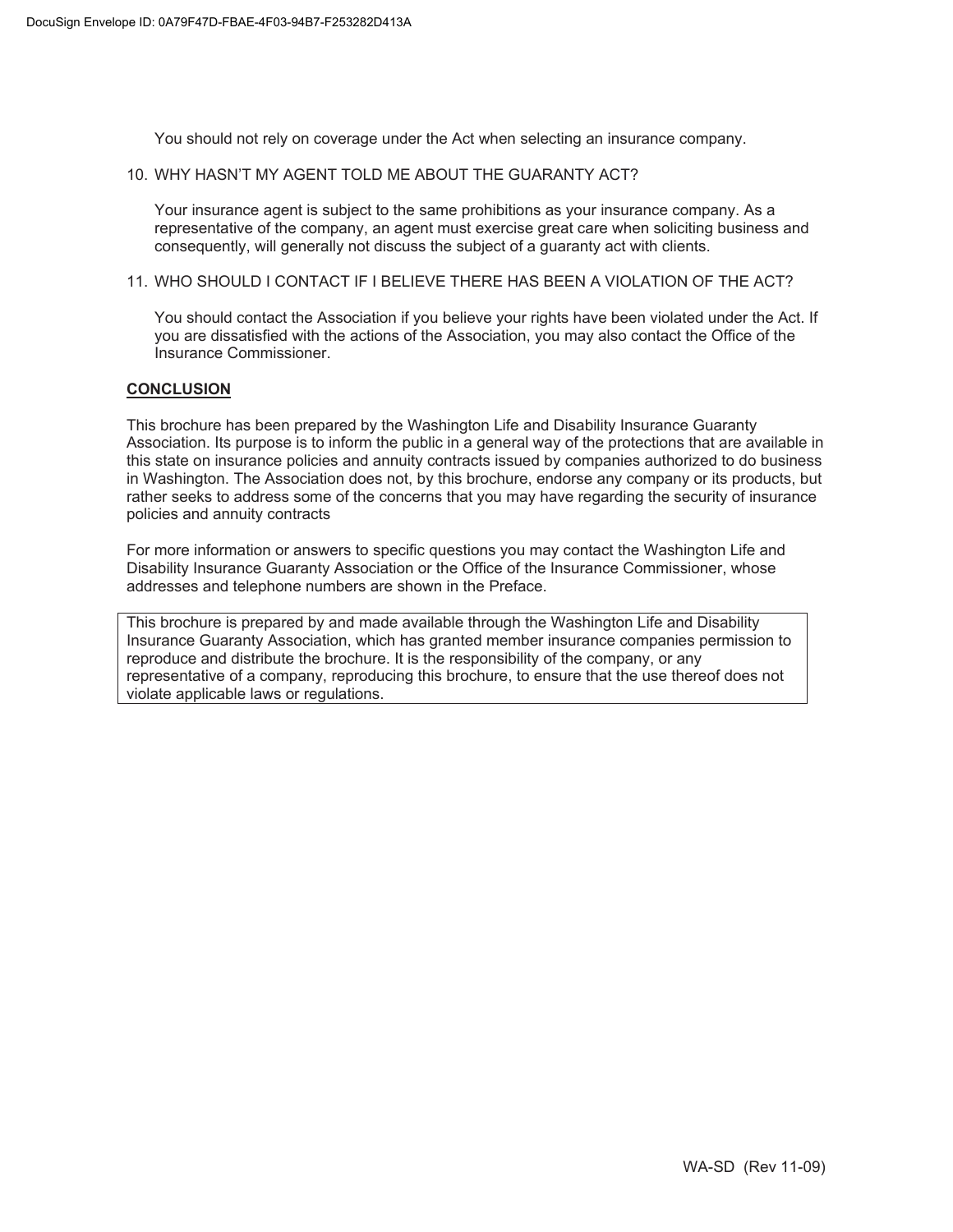You should not rely on coverage under the Act when selecting an insurance company.

10. WHY HASN'T MY AGENT TOLD ME ABOUT THE GUARANTY ACT?

    Your insurance agent is subject to the same prohibitions as your insurance company. As a representative of the company, an agent must exercise great care when soliciting business and consequently, will generally not discuss the subject of a guaranty act with clients.

11. WHO SHOULD I CONTACT IF I BELIEVE THERE HAS BEEN A VIOLATION OF THE ACT?

    You should contact the Association if you believe your rights have been violated under the Act. If you are dissatisfied with the actions of the Association, you may also contact the Office of the Insurance Commissioner.

## CONCLUSION

This brochure has been prepared by the Washington Life and Disability Insurance Guaranty Association. Its purpose is to inform the public in a general way of the protections that are available in this state on insurance policies and annuity contracts issued by companies authorized to do business in Washington. The Association does not, by this brochure, endorse any company or its products, but rather seeks to address some of the concerns that you may have regarding the security of insurance policies and annuity contracts

For more information or answers to specific questions you may contact the Washington Life and Disability Insurance Guaranty Association or the Office of the Insurance Commissioner, whose addresses and telephone numbers are shown in the Preface.

> This brochure is prepared by and made available through the Washington Life and Disability Insurance Guaranty Association, which has granted member insurance companies permission to reproduce and distribute the brochure. It is the responsibility of the company, or any representative of a company, reproducing this brochure, to ensure that the use thereof does not violate applicable laws or regulations.

WA-SD (Rev 11-09)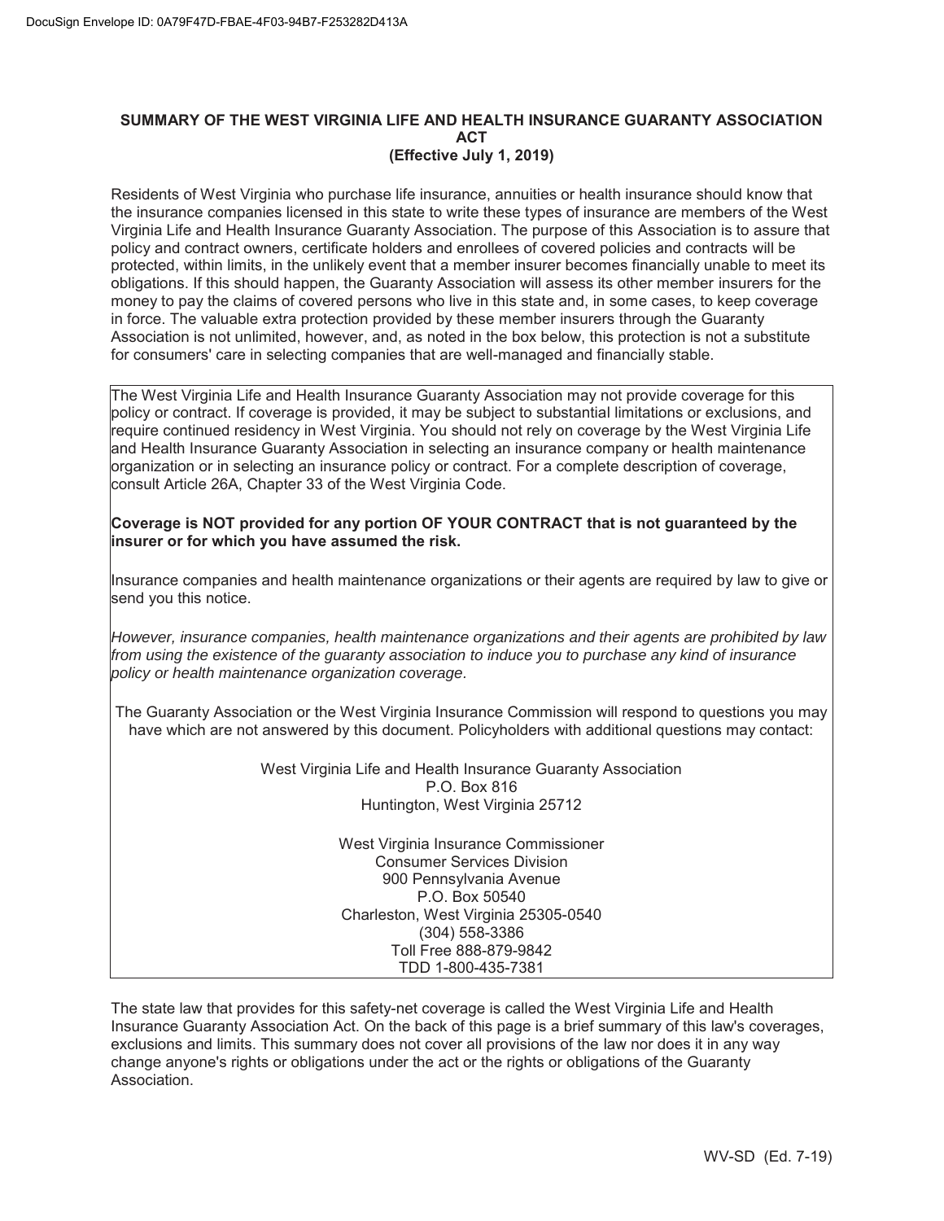## SUMMARY OF THE WEST VIRGINIA LIFE AND HEALTH INSURANCE GUARANTY ASSOCIATION ACT
### (Effective July 1, 2019)

Residents of West Virginia who purchase life insurance, annuities or health insurance should know that the insurance companies licensed in this state to write these types of insurance are members of the West Virginia Life and Health Insurance Guaranty Association. The purpose of this Association is to assure that policy and contract owners, certificate holders and enrollees of covered policies and contracts will be protected, within limits, in the unlikely event that a member insurer becomes financially unable to meet its obligations. If this should happen, the Guaranty Association will assess its other member insurers for the money to pay the claims of covered persons who live in this state and, in some cases, to keep coverage in force. The valuable extra protection provided by these member insurers through the Guaranty Association is not unlimited, however, and, as noted in the box below, this protection is not a substitute for consumers' care in selecting companies that are well-managed and financially stable.

The West Virginia Life and Health Insurance Guaranty Association may not provide coverage for this policy or contract. If coverage is provided, it may be subject to substantial limitations or exclusions, and require continued residency in West Virginia. You should not rely on coverage by the West Virginia Life and Health Insurance Guaranty Association in selecting an insurance company or health maintenance organization or in selecting an insurance policy or contract. For a complete description of coverage, consult Article 26A, Chapter 33 of the West Virginia Code.

**Coverage is NOT provided for any portion OF YOUR CONTRACT that is not guaranteed by the insurer or for which you have assumed the risk.**

Insurance companies and health maintenance organizations or their agents are required by law to give or send you this notice.

*However, insurance companies, health maintenance organizations and their agents are prohibited by law from using the existence of the guaranty association to induce you to purchase any kind of insurance policy or health maintenance organization coverage.*

The Guaranty Association or the West Virginia Insurance Commission will respond to questions you may have which are not answered by this document. Policyholders with additional questions may contact:

West Virginia Life and Health Insurance Guaranty Association
P.O. Box 816
Huntington, West Virginia 25712

West Virginia Insurance Commissioner
Consumer Services Division
900 Pennsylvania Avenue
P.O. Box 50540
Charleston, West Virginia 25305-0540
(304) 558-3386
Toll Free 888-879-9842
TDD 1-800-435-7381

The state law that provides for this safety-net coverage is called the West Virginia Life and Health Insurance Guaranty Association Act. On the back of this page is a brief summary of this law's coverages, exclusions and limits. This summary does not cover all provisions of the law nor does it in any way change anyone's rights or obligations under the act or the rights or obligations of the Guaranty Association.

WV-SD (Ed. 7-19)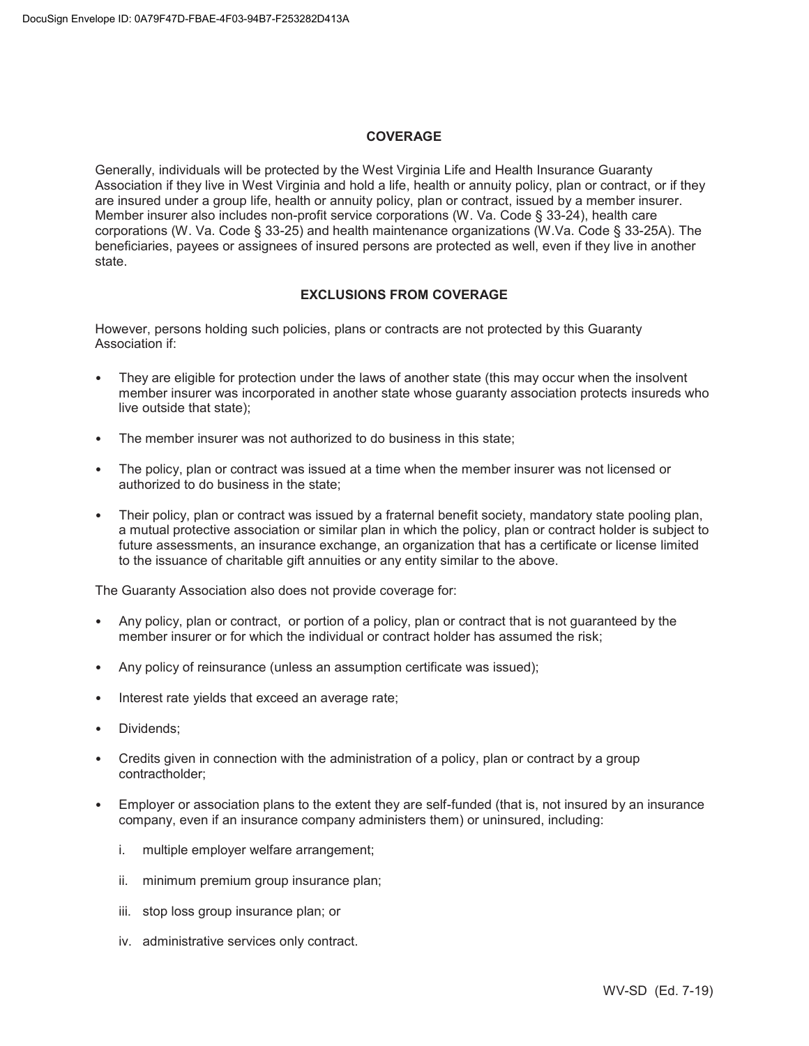## COVERAGE

Generally, individuals will be protected by the West Virginia Life and Health Insurance Guaranty Association if they live in West Virginia and hold a life, health or annuity policy, plan or contract, or if they are insured under a group life, health or annuity policy, plan or contract, issued by a member insurer. Member insurer also includes non-profit service corporations (W. Va. Code § 33-24), health care corporations (W. Va. Code § 33-25) and health maintenance organizations (W.Va. Code § 33-25A). The beneficiaries, payees or assignees of insured persons are protected as well, even if they live in another state.

## EXCLUSIONS FROM COVERAGE

However, persons holding such policies, plans or contracts are not protected by this Guaranty Association if:

- They are eligible for protection under the laws of another state (this may occur when the insolvent member insurer was incorporated in another state whose guaranty association protects insureds who live outside that state);
- The member insurer was not authorized to do business in this state;
- The policy, plan or contract was issued at a time when the member insurer was not licensed or authorized to do business in the state;
- Their policy, plan or contract was issued by a fraternal benefit society, mandatory state pooling plan, a mutual protective association or similar plan in which the policy, plan or contract holder is subject to future assessments, an insurance exchange, an organization that has a certificate or license limited to the issuance of charitable gift annuities or any entity similar to the above.

The Guaranty Association also does not provide coverage for:

- Any policy, plan or contract, or portion of a policy, plan or contract that is not guaranteed by the member insurer or for which the individual or contract holder has assumed the risk;
- Any policy of reinsurance (unless an assumption certificate was issued);
- Interest rate yields that exceed an average rate;
- Dividends;
- Credits given in connection with the administration of a policy, plan or contract by a group contractholder;
- Employer or association plans to the extent they are self-funded (that is, not insured by an insurance company, even if an insurance company administers them) or uninsured, including:
  - i. multiple employer welfare arrangement;
  - ii. minimum premium group insurance plan;
  - iii. stop loss group insurance plan; or
  - iv. administrative services only contract.

WV-SD (Ed. 7-19)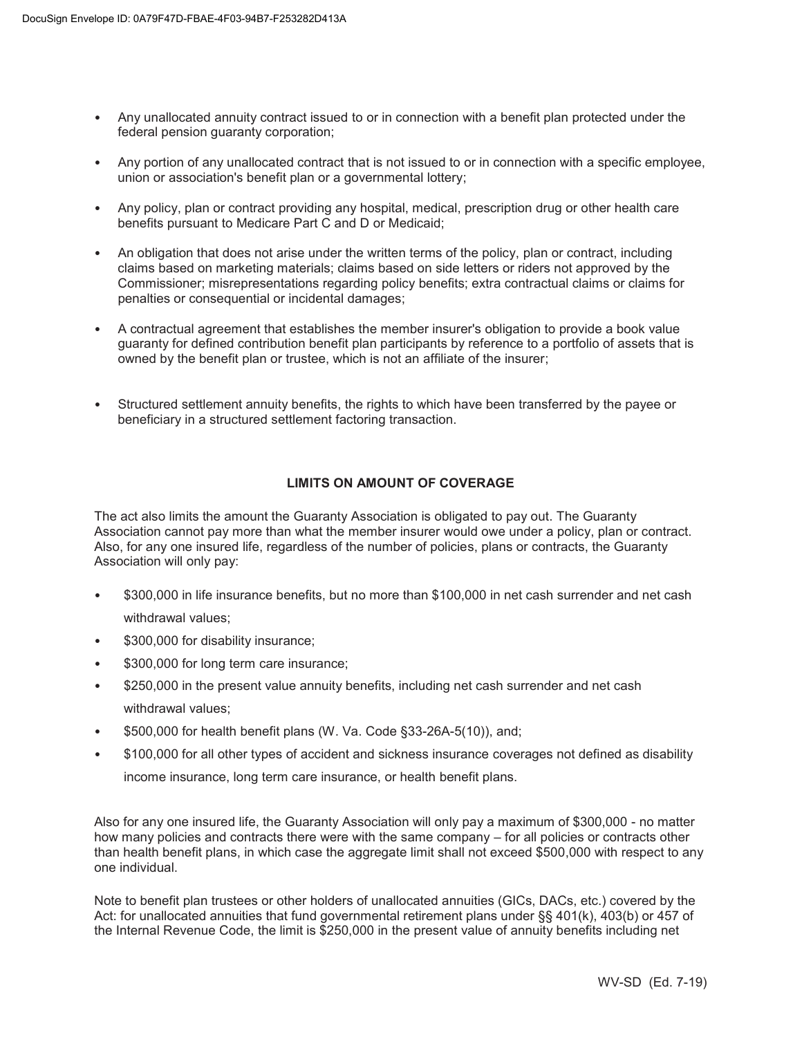- Any unallocated annuity contract issued to or in connection with a benefit plan protected under the federal pension guaranty corporation;
- Any portion of any unallocated contract that is not issued to or in connection with a specific employee, union or association's benefit plan or a governmental lottery;
- Any policy, plan or contract providing any hospital, medical, prescription drug or other health care benefits pursuant to Medicare Part C and D or Medicaid;
- An obligation that does not arise under the written terms of the policy, plan or contract, including claims based on marketing materials; claims based on side letters or riders not approved by the Commissioner; misrepresentations regarding policy benefits; extra contractual claims or claims for penalties or consequential or incidental damages;
- A contractual agreement that establishes the member insurer's obligation to provide a book value guaranty for defined contribution benefit plan participants by reference to a portfolio of assets that is owned by the benefit plan or trustee, which is not an affiliate of the insurer;
- Structured settlement annuity benefits, the rights to which have been transferred by the payee or beneficiary in a structured settlement factoring transaction.

## LIMITS ON AMOUNT OF COVERAGE

The act also limits the amount the Guaranty Association is obligated to pay out. The Guaranty Association cannot pay more than what the member insurer would owe under a policy, plan or contract. Also, for any one insured life, regardless of the number of policies, plans or contracts, the Guaranty Association will only pay:

- $300,000 in life insurance benefits, but no more than $100,000 in net cash surrender and net cash withdrawal values;
- $300,000 for disability insurance;
- $300,000 for long term care insurance;
- $250,000 in the present value annuity benefits, including net cash surrender and net cash withdrawal values;
- $500,000 for health benefit plans (W. Va. Code §33-26A-5(10)), and;
- $100,000 for all other types of accident and sickness insurance coverages not defined as disability income insurance, long term care insurance, or health benefit plans.

Also for any one insured life, the Guaranty Association will only pay a maximum of $300,000 - no matter how many policies and contracts there were with the same company – for all policies or contracts other than health benefit plans, in which case the aggregate limit shall not exceed $500,000 with respect to any one individual.

Note to benefit plan trustees or other holders of unallocated annuities (GICs, DACs, etc.) covered by the Act: for unallocated annuities that fund governmental retirement plans under §§ 401(k), 403(b) or 457 of the Internal Revenue Code, the limit is $250,000 in the present value of annuity benefits including net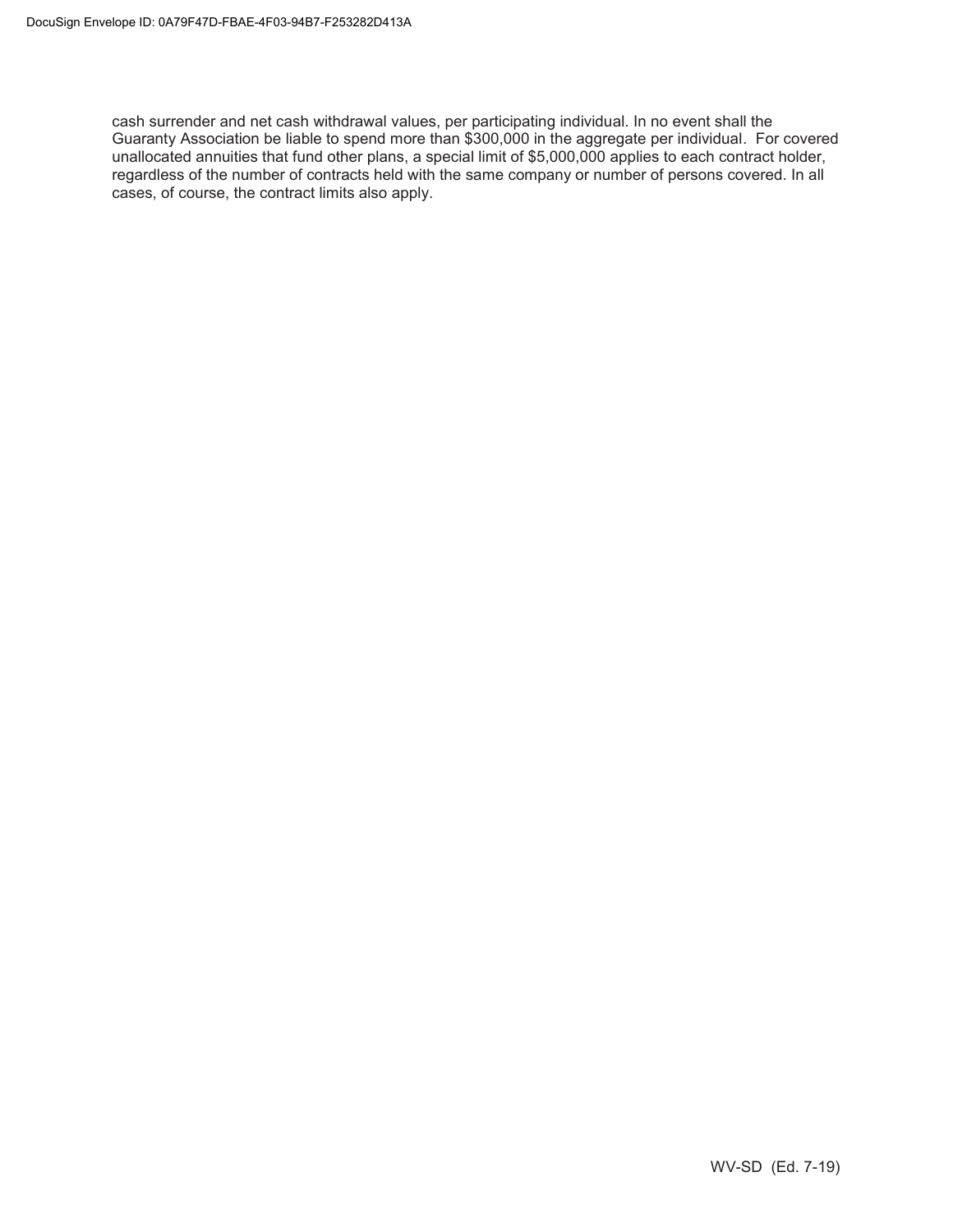cash surrender and net cash withdrawal values, per participating individual. In no event shall the Guaranty Association be liable to spend more than $300,000 in the aggregate per individual. For covered unallocated annuities that fund other plans, a special limit of $5,000,000 applies to each contract holder, regardless of the number of contracts held with the same company or number of persons covered. In all cases, of course, the contract limits also apply.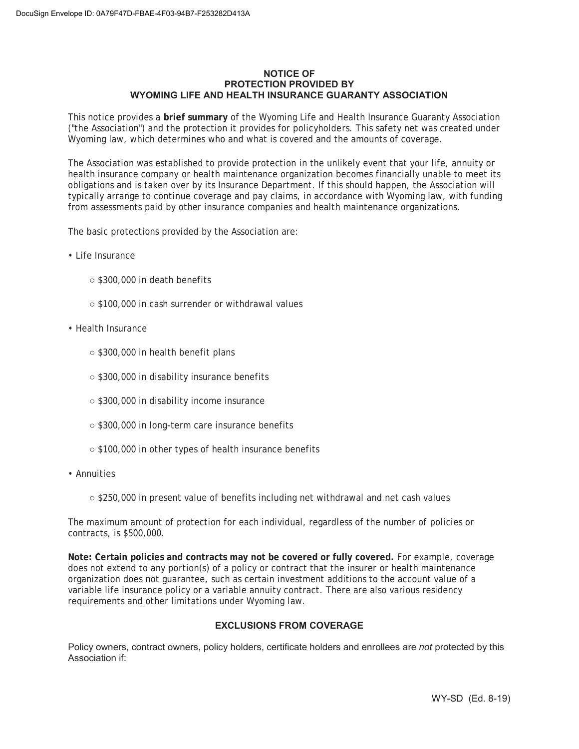## NOTICE OF PROTECTION PROVIDED BY WYOMING LIFE AND HEALTH INSURANCE GUARANTY ASSOCIATION

This notice provides a **brief summary** of the Wyoming Life and Health Insurance Guaranty Association ("the Association") and the protection it provides for policyholders. This safety net was created under Wyoming law, which determines who and what is covered and the amounts of coverage.

The Association was established to provide protection in the unlikely event that your life, annuity or health insurance company or health maintenance organization becomes financially unable to meet its obligations and is taken over by its Insurance Department. If this should happen, the Association will typically arrange to continue coverage and pay claims, in accordance with Wyoming law, with funding from assessments paid by other insurance companies and health maintenance organizations.

The basic protections provided by the Association are:

- Life Insurance
  - $300,000 in death benefits
  - $100,000 in cash surrender or withdrawal values
- Health Insurance
  - $300,000 in health benefit plans
  - $300,000 in disability insurance benefits
  - $300,000 in disability income insurance
  - $300,000 in long-term care insurance benefits
  - $100,000 in other types of health insurance benefits
- Annuities
  - $250,000 in present value of benefits including net withdrawal and net cash values

The maximum amount of protection for each individual, regardless of the number of policies or contracts, is $500,000.

**Note: Certain policies and contracts may not be covered or fully covered.** For example, coverage does not extend to any portion(s) of a policy or contract that the insurer or health maintenance organization does not guarantee, such as certain investment additions to the account value of a variable life insurance policy or a variable annuity contract. There are also various residency requirements and other limitations under Wyoming law.

### EXCLUSIONS FROM COVERAGE

Policy owners, contract owners, policy holders, certificate holders and enrollees are *not* protected by this Association if:

WY-SD (Ed. 8-19)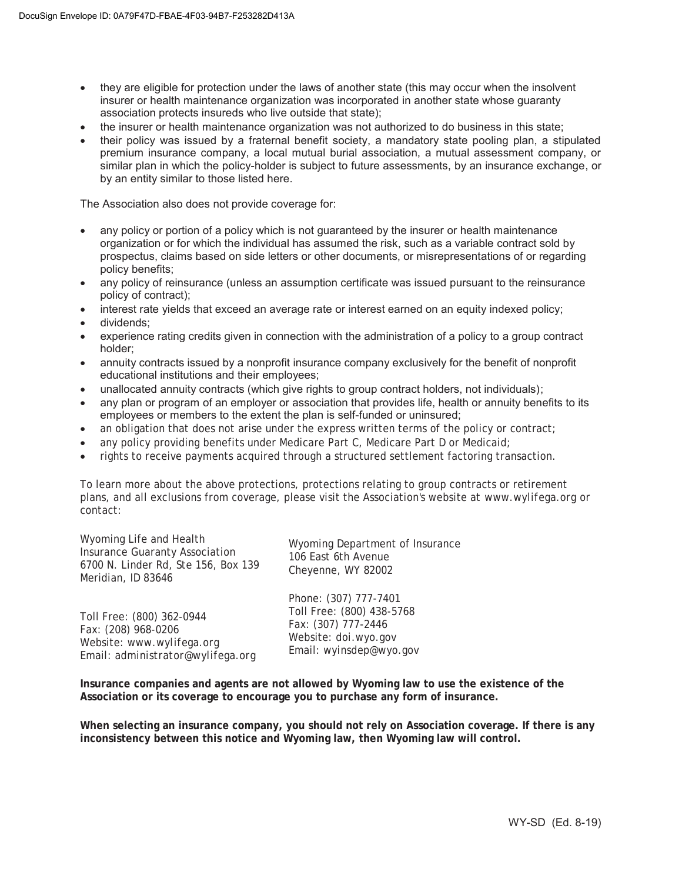- they are eligible for protection under the laws of another state (this may occur when the insolvent insurer or health maintenance organization was incorporated in another state whose guaranty association protects insureds who live outside that state);
- the insurer or health maintenance organization was not authorized to do business in this state;
- their policy was issued by a fraternal benefit society, a mandatory state pooling plan, a stipulated premium insurance company, a local mutual burial association, a mutual assessment company, or similar plan in which the policy-holder is subject to future assessments, by an insurance exchange, or by an entity similar to those listed here.

The Association also does not provide coverage for:

- any policy or portion of a policy which is not guaranteed by the insurer or health maintenance organization or for which the individual has assumed the risk, such as a variable contract sold by prospectus, claims based on side letters or other documents, or misrepresentations of or regarding policy benefits;
- any policy of reinsurance (unless an assumption certificate was issued pursuant to the reinsurance policy of contract);
- interest rate yields that exceed an average rate or interest earned on an equity indexed policy;
- dividends;
- experience rating credits given in connection with the administration of a policy to a group contract holder;
- annuity contracts issued by a nonprofit insurance company exclusively for the benefit of nonprofit educational institutions and their employees;
- unallocated annuity contracts (which give rights to group contract holders, not individuals);
- any plan or program of an employer or association that provides life, health or annuity benefits to its employees or members to the extent the plan is self-funded or uninsured;
- an obligation that does not arise under the express written terms of the policy or contract;
- any policy providing benefits under Medicare Part C, Medicare Part D or Medicaid;
- rights to receive payments acquired through a structured settlement factoring transaction.

To learn more about the above protections, protections relating to group contracts or retirement plans, and all exclusions from coverage, please visit the Association's website at www.wylifega.org or contact:

Wyoming Life and Health
Insurance Guaranty Association
6700 N. Linder Rd, Ste 156, Box 139
Meridian, ID 83646

Toll Free: (800) 362-0944
Fax: (208) 968-0206
Website: www.wylifega.org
Email: administrator@wylifega.org

Wyoming Department of Insurance
106 East 6th Avenue
Cheyenne, WY 82002

Phone: (307) 777-7401
Toll Free: (800) 438-5768
Fax: (307) 777-2446
Website: doi.wyo.gov
Email: wyinsdep@wyo.gov

**Insurance companies and agents are not allowed by Wyoming law to use the existence of the Association or its coverage to encourage you to purchase any form of insurance.**

**When selecting an insurance company, you should not rely on Association coverage. If there is any inconsistency between this notice and Wyoming law, then Wyoming law will control.**

WY-SD (Ed. 8-19)